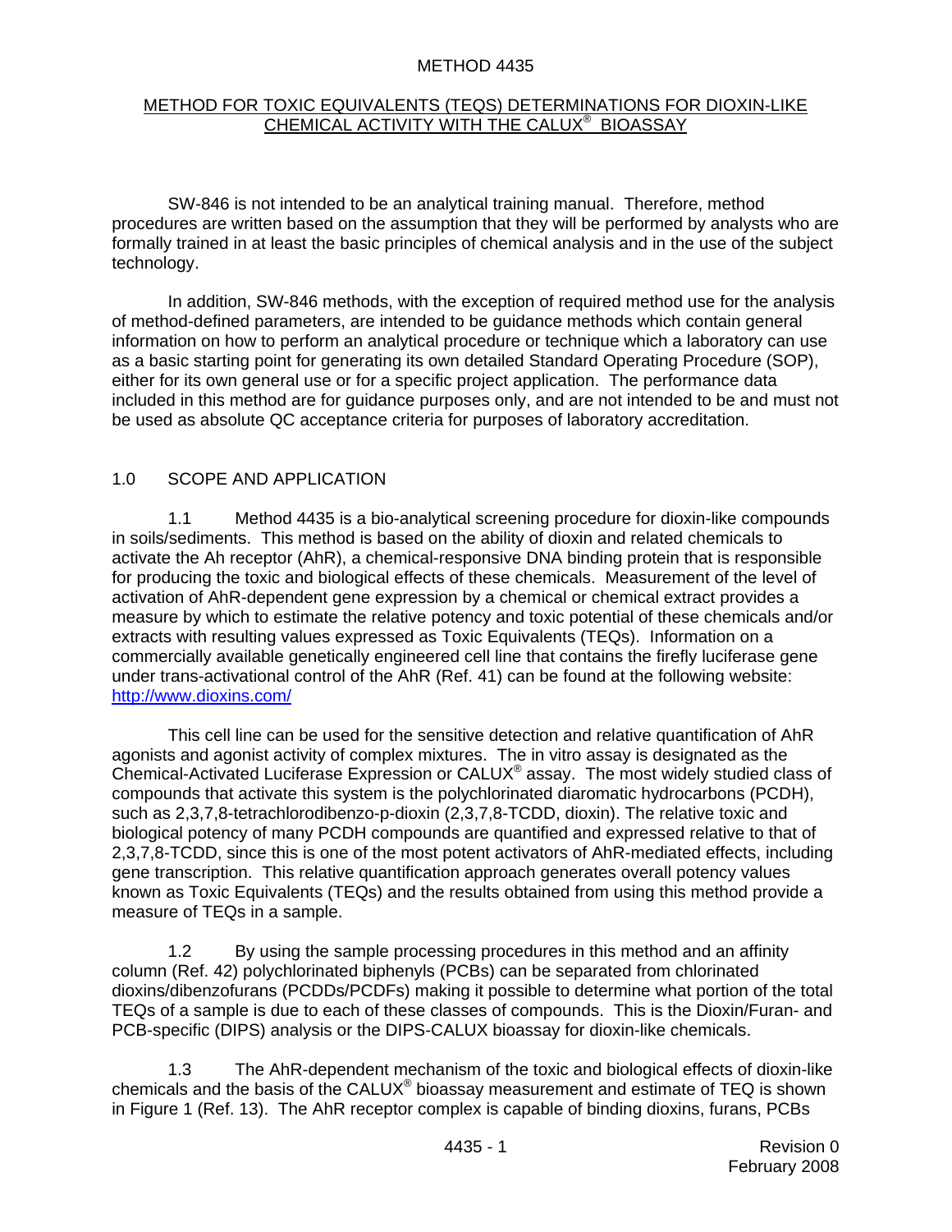# METHOD 4435

## METHOD FOR TOXIC EQUIVALENTS (TEQS) DETERMINATIONS FOR DIOXIN-LIKE CHEMICAL ACTIVITY WITH THE CALUX® BIOASSAY

SW-846 is not intended to be an analytical training manual. Therefore, method procedures are written based on the assumption that they will be performed by analysts who are formally trained in at least the basic principles of chemical analysis and in the use of the subject technology.

In addition, SW-846 methods, with the exception of required method use for the analysis of method-defined parameters, are intended to be guidance methods which contain general information on how to perform an analytical procedure or technique which a laboratory can use as a basic starting point for generating its own detailed Standard Operating Procedure (SOP), either for its own general use or for a specific project application. The performance data included in this method are for guidance purposes only, and are not intended to be and must not be used as absolute QC acceptance criteria for purposes of laboratory accreditation.

## 1.0 SCOPE AND APPLICATION

1.1 Method 4435 is a bio-analytical screening procedure for dioxin-like compounds in soils/sediments. This method is based on the ability of dioxin and related chemicals to activate the Ah receptor (AhR), a chemical-responsive DNA binding protein that is responsible for producing the toxic and biological effects of these chemicals. Measurement of the level of activation of AhR-dependent gene expression by a chemical or chemical extract provides a measure by which to estimate the relative potency and toxic potential of these chemicals and/or extracts with resulting values expressed as Toxic Equivalents (TEQs). Information on a commercially available genetically engineered cell line that contains the firefly luciferase gene under trans-activational control of the AhR (Ref. 41) can be found at the following website: http://www.dioxins.com/

This cell line can be used for the sensitive detection and relative quantification of AhR agonists and agonist activity of complex mixtures. The in vitro assay is designated as the Chemical-Activated Luciferase Expression or CALUX® assay. The most widely studied class of compounds that activate this system is the polychlorinated diaromatic hydrocarbons (PCDH), such as 2,3,7,8-tetrachlorodibenzo-p-dioxin (2,3,7,8-TCDD, dioxin). The relative toxic and biological potency of many PCDH compounds are quantified and expressed relative to that of 2,3,7,8-TCDD, since this is one of the most potent activators of AhR-mediated effects, including gene transcription. This relative quantification approach generates overall potency values known as Toxic Equivalents (TEQs) and the results obtained from using this method provide a measure of TEQs in a sample.

1.2 By using the sample processing procedures in this method and an affinity column (Ref. 42) polychlorinated biphenyls (PCBs) can be separated from chlorinated dioxins/dibenzofurans (PCDDs/PCDFs) making it possible to determine what portion of the total TEQs of a sample is due to each of these classes of compounds. This is the Dioxin/Furan- and PCB-specific (DIPS) analysis or the DIPS-CALUX bioassay for dioxin-like chemicals.

1.3 The AhR-dependent mechanism of the toxic and biological effects of dioxin-like chemicals and the basis of the CALUX® bioassay measurement and estimate of TEQ is shown in Figure 1 (Ref. 13). The AhR receptor complex is capable of binding dioxins, furans, PCBs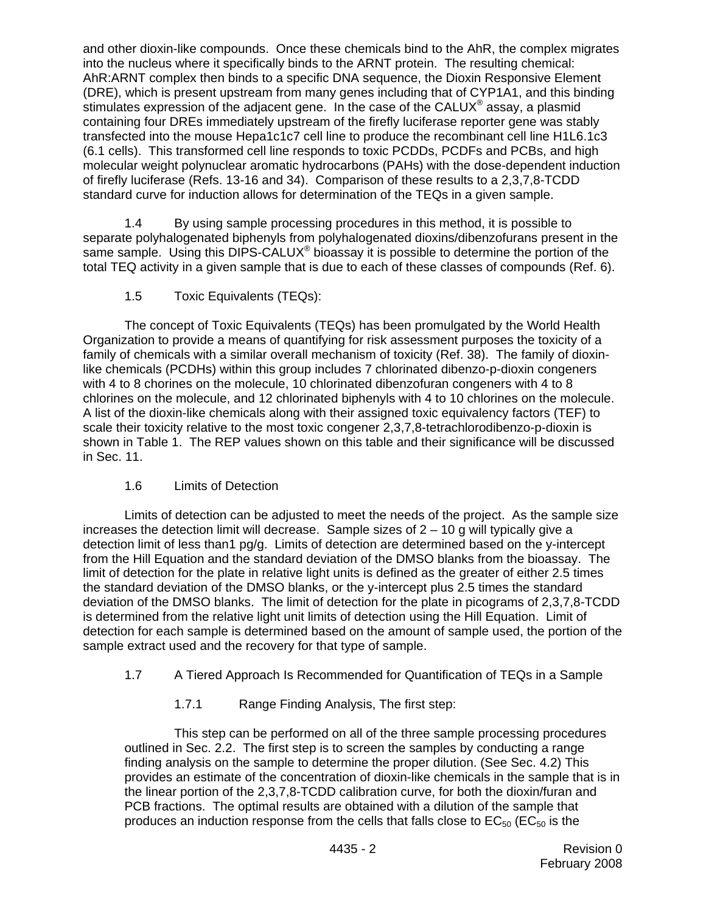and other dioxin-like compounds. Once these chemicals bind to the AhR, the complex migrates into the nucleus where it specifically binds to the ARNT protein. The resulting chemical: AhR:ARNT complex then binds to a specific DNA sequence, the Dioxin Responsive Element (DRE), which is present upstream from many genes including that of CYP1A1, and this binding stimulates expression of the adjacent gene. In the case of the CALUX® assay, a plasmid containing four DREs immediately upstream of the firefly luciferase reporter gene was stably transfected into the mouse Hepa1c1c7 cell line to produce the recombinant cell line H1L6.1c3 (6.1 cells). This transformed cell line responds to toxic PCDDs, PCDFs and PCBs, and high molecular weight polynuclear aromatic hydrocarbons (PAHs) with the dose-dependent induction of firefly luciferase (Refs. 13-16 and 34). Comparison of these results to a 2,3,7,8-TCDD standard curve for induction allows for determination of the TEQs in a given sample.

1.4 By using sample processing procedures in this method, it is possible to separate polyhalogenated biphenyls from polyhalogenated dioxins/dibenzofurans present in the same sample. Using this DIPS-CALUX® bioassay it is possible to determine the portion of the total TEQ activity in a given sample that is due to each of these classes of compounds (Ref. 6).

1.5 Toxic Equivalents (TEQs):

The concept of Toxic Equivalents (TEQs) has been promulgated by the World Health Organization to provide a means of quantifying for risk assessment purposes the toxicity of a family of chemicals with a similar overall mechanism of toxicity (Ref. 38). The family of dioxin-like chemicals (PCDHs) within this group includes 7 chlorinated dibenzo-p-dioxin congeners with 4 to 8 chorines on the molecule, 10 chlorinated dibenzofuran congeners with 4 to 8 chlorines on the molecule, and 12 chlorinated biphenyls with 4 to 10 chlorines on the molecule. A list of the dioxin-like chemicals along with their assigned toxic equivalency factors (TEF) to scale their toxicity relative to the most toxic congener 2,3,7,8-tetrachlorodibenzo-p-dioxin is shown in Table 1. The REP values shown on this table and their significance will be discussed in Sec. 11.

1.6 Limits of Detection

Limits of detection can be adjusted to meet the needs of the project. As the sample size increases the detection limit will decrease. Sample sizes of 2 – 10 g will typically give a detection limit of less than1 pg/g. Limits of detection are determined based on the y-intercept from the Hill Equation and the standard deviation of the DMSO blanks from the bioassay. The limit of detection for the plate in relative light units is defined as the greater of either 2.5 times the standard deviation of the DMSO blanks, or the y-intercept plus 2.5 times the standard deviation of the DMSO blanks. The limit of detection for the plate in picograms of 2,3,7,8-TCDD is determined from the relative light unit limits of detection using the Hill Equation. Limit of detection for each sample is determined based on the amount of sample used, the portion of the sample extract used and the recovery for that type of sample.

1.7 A Tiered Approach Is Recommended for Quantification of TEQs in a Sample

1.7.1 Range Finding Analysis, The first step:

This step can be performed on all of the three sample processing procedures outlined in Sec. 2.2. The first step is to screen the samples by conducting a range finding analysis on the sample to determine the proper dilution. (See Sec. 4.2) This provides an estimate of the concentration of dioxin-like chemicals in the sample that is in the linear portion of the 2,3,7,8-TCDD calibration curve, for both the dioxin/furan and PCB fractions. The optimal results are obtained with a dilution of the sample that produces an induction response from the cells that falls close to $EC_{50}$ ($EC_{50}$ is the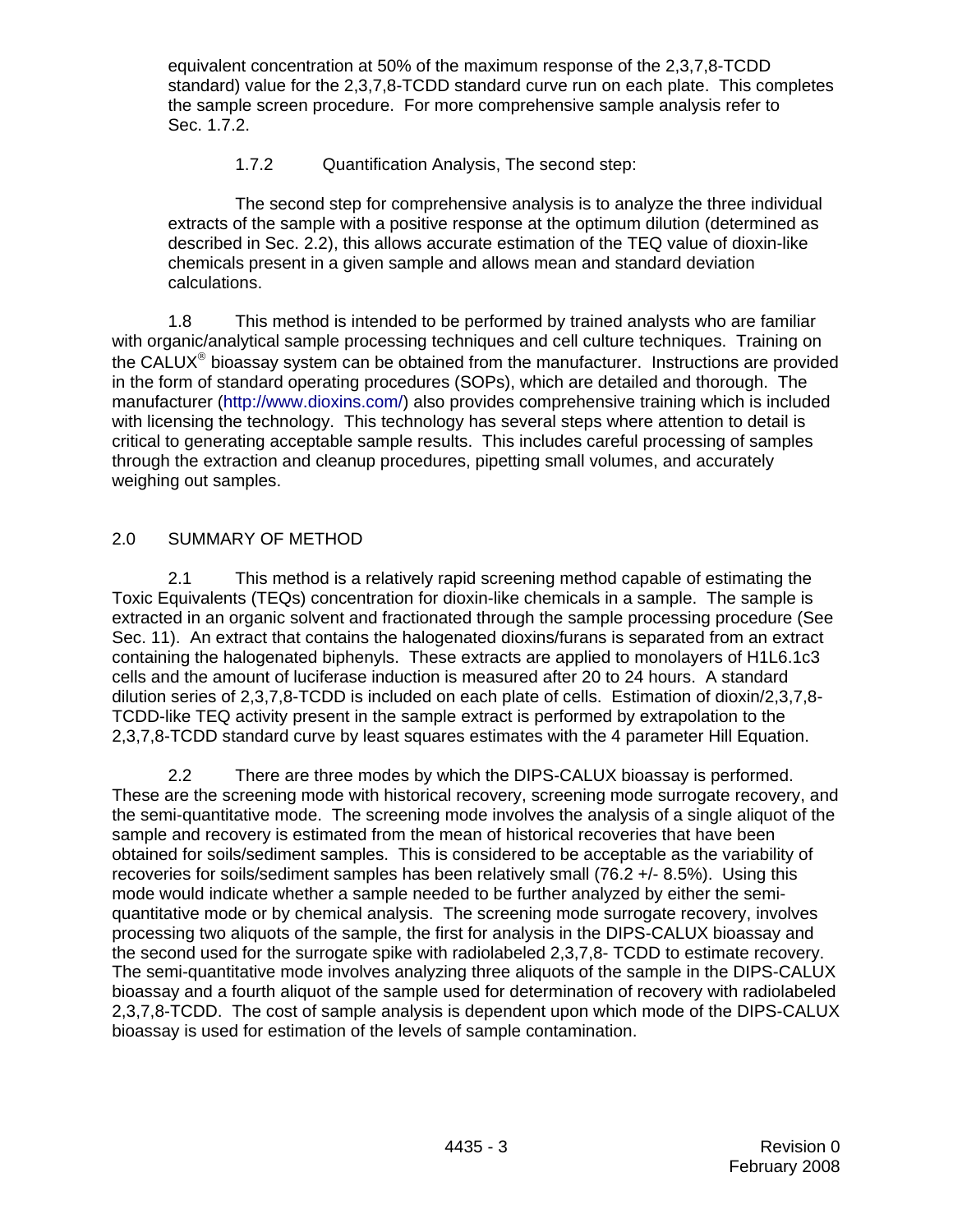equivalent concentration at 50% of the maximum response of the 2,3,7,8-TCDD standard) value for the 2,3,7,8-TCDD standard curve run on each plate. This completes the sample screen procedure. For more comprehensive sample analysis refer to Sec. 1.7.2.

1.7.2 Quantification Analysis, The second step:

The second step for comprehensive analysis is to analyze the three individual extracts of the sample with a positive response at the optimum dilution (determined as described in Sec. 2.2), this allows accurate estimation of the TEQ value of dioxin-like chemicals present in a given sample and allows mean and standard deviation calculations.

1.8 This method is intended to be performed by trained analysts who are familiar with organic/analytical sample processing techniques and cell culture techniques. Training on the CALUX® bioassay system can be obtained from the manufacturer. Instructions are provided in the form of standard operating procedures (SOPs), which are detailed and thorough. The manufacturer (http://www.dioxins.com/) also provides comprehensive training which is included with licensing the technology. This technology has several steps where attention to detail is critical to generating acceptable sample results. This includes careful processing of samples through the extraction and cleanup procedures, pipetting small volumes, and accurately weighing out samples.

## 2.0 SUMMARY OF METHOD

2.1 This method is a relatively rapid screening method capable of estimating the Toxic Equivalents (TEQs) concentration for dioxin-like chemicals in a sample. The sample is extracted in an organic solvent and fractionated through the sample processing procedure (See Sec. 11). An extract that contains the halogenated dioxins/furans is separated from an extract containing the halogenated biphenyls. These extracts are applied to monolayers of H1L6.1c3 cells and the amount of luciferase induction is measured after 20 to 24 hours. A standard dilution series of 2,3,7,8-TCDD is included on each plate of cells. Estimation of dioxin/2,3,7,8-TCDD-like TEQ activity present in the sample extract is performed by extrapolation to the 2,3,7,8-TCDD standard curve by least squares estimates with the 4 parameter Hill Equation.

2.2 There are three modes by which the DIPS-CALUX bioassay is performed. These are the screening mode with historical recovery, screening mode surrogate recovery, and the semi-quantitative mode. The screening mode involves the analysis of a single aliquot of the sample and recovery is estimated from the mean of historical recoveries that have been obtained for soils/sediment samples. This is considered to be acceptable as the variability of recoveries for soils/sediment samples has been relatively small (76.2 +/- 8.5%). Using this mode would indicate whether a sample needed to be further analyzed by either the semi-quantitative mode or by chemical analysis. The screening mode surrogate recovery, involves processing two aliquots of the sample, the first for analysis in the DIPS-CALUX bioassay and the second used for the surrogate spike with radiolabeled 2,3,7,8- TCDD to estimate recovery. The semi-quantitative mode involves analyzing three aliquots of the sample in the DIPS-CALUX bioassay and a fourth aliquot of the sample used for determination of recovery with radiolabeled 2,3,7,8-TCDD. The cost of sample analysis is dependent upon which mode of the DIPS-CALUX bioassay is used for estimation of the levels of sample contamination.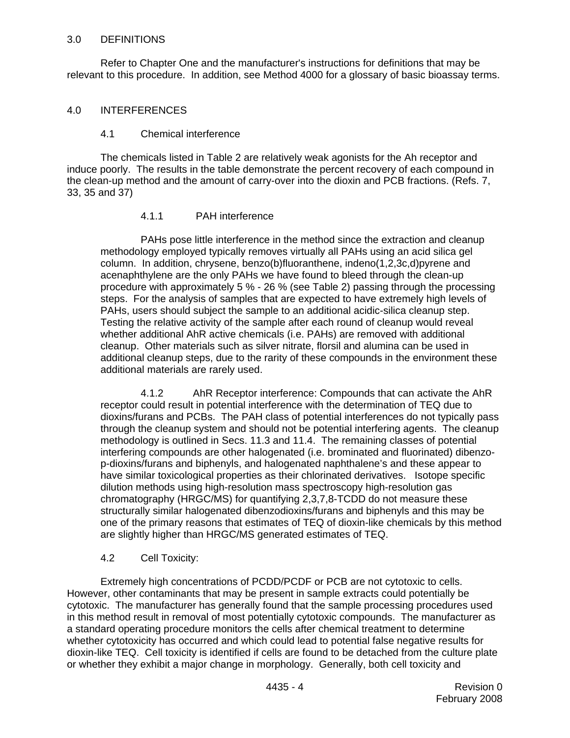## 3.0 DEFINITIONS

Refer to Chapter One and the manufacturer's instructions for definitions that may be relevant to this procedure. In addition, see Method 4000 for a glossary of basic bioassay terms.

## 4.0 INTERFERENCES

### 4.1 Chemical interference

The chemicals listed in Table 2 are relatively weak agonists for the Ah receptor and induce poorly. The results in the table demonstrate the percent recovery of each compound in the clean-up method and the amount of carry-over into the dioxin and PCB fractions. (Refs. 7, 33, 35 and 37)

#### 4.1.1 PAH interference

PAHs pose little interference in the method since the extraction and cleanup methodology employed typically removes virtually all PAHs using an acid silica gel column. In addition, chrysene, benzo(b)fluoranthene, indeno(1,2,3c,d)pyrene and acenaphthylene are the only PAHs we have found to bleed through the clean-up procedure with approximately 5 % - 26 % (see Table 2) passing through the processing steps. For the analysis of samples that are expected to have extremely high levels of PAHs, users should subject the sample to an additional acidic-silica cleanup step. Testing the relative activity of the sample after each round of cleanup would reveal whether additional AhR active chemicals (i.e. PAHs) are removed with additional cleanup. Other materials such as silver nitrate, florsil and alumina can be used in additional cleanup steps, due to the rarity of these compounds in the environment these additional materials are rarely used.

#### 4.1.2 AhR Receptor interference: 

Compounds that can activate the AhR receptor could result in potential interference with the determination of TEQ due to dioxins/furans and PCBs. The PAH class of potential interferences do not typically pass through the cleanup system and should not be potential interfering agents. The cleanup methodology is outlined in Secs. 11.3 and 11.4. The remaining classes of potential interfering compounds are other halogenated (i.e. brominated and fluorinated) dibenzo-p-dioxins/furans and biphenyls, and halogenated naphthalene's and these appear to have similar toxicological properties as their chlorinated derivatives. Isotope specific dilution methods using high-resolution mass spectroscopy high-resolution gas chromatography (HRGC/MS) for quantifying 2,3,7,8-TCDD do not measure these structurally similar halogenated dibenzodioxins/furans and biphenyls and this may be one of the primary reasons that estimates of TEQ of dioxin-like chemicals by this method are slightly higher than HRGC/MS generated estimates of TEQ.

### 4.2 Cell Toxicity:

Extremely high concentrations of PCDD/PCDF or PCB are not cytotoxic to cells. However, other contaminants that may be present in sample extracts could potentially be cytotoxic. The manufacturer has generally found that the sample processing procedures used in this method result in removal of most potentially cytotoxic compounds. The manufacturer as a standard operating procedure monitors the cells after chemical treatment to determine whether cytotoxicity has occurred and which could lead to potential false negative results for dioxin-like TEQ. Cell toxicity is identified if cells are found to be detached from the culture plate or whether they exhibit a major change in morphology. Generally, both cell toxicity and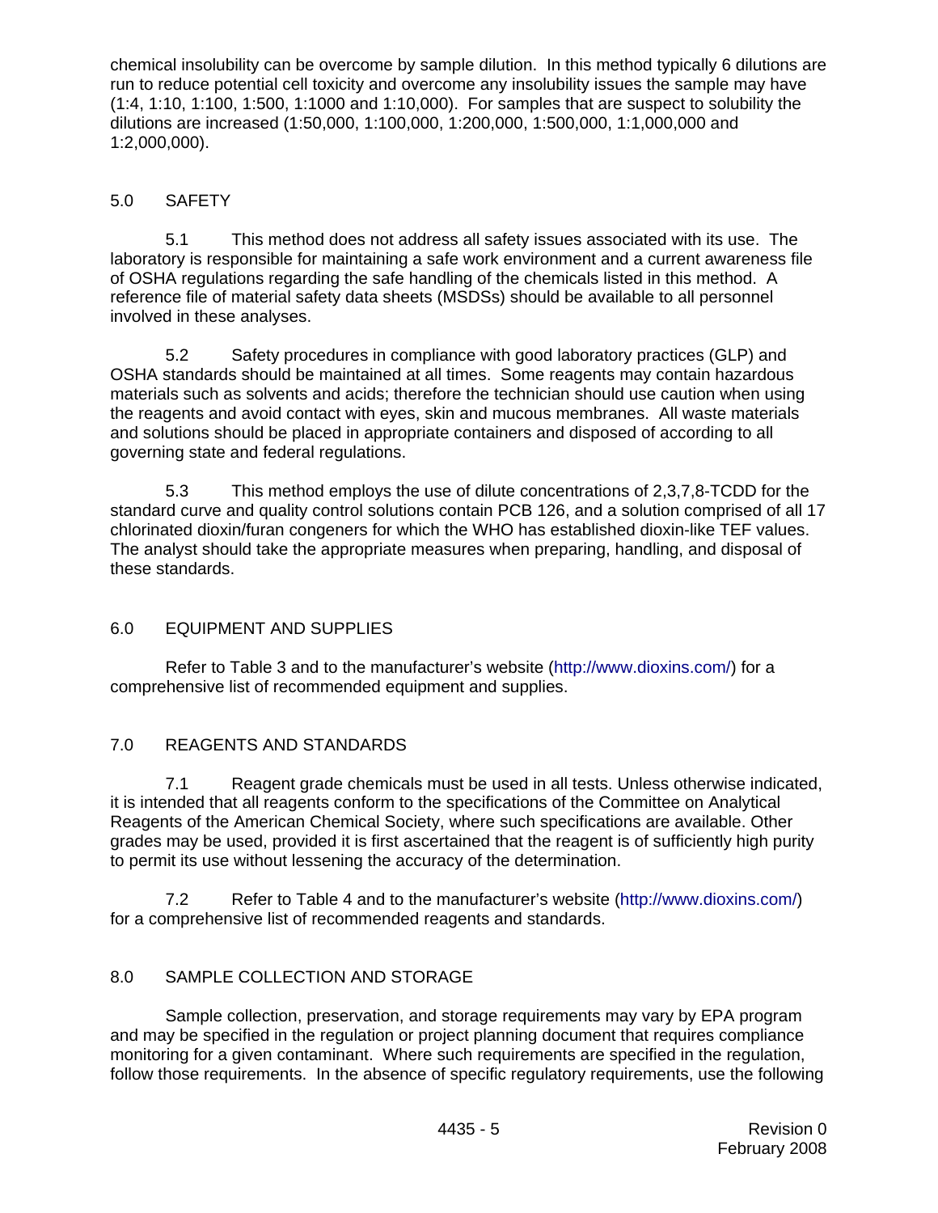chemical insolubility can be overcome by sample dilution. In this method typically 6 dilutions are run to reduce potential cell toxicity and overcome any insolubility issues the sample may have (1:4, 1:10, 1:100, 1:500, 1:1000 and 1:10,000). For samples that are suspect to solubility the dilutions are increased (1:50,000, 1:100,000, 1:200,000, 1:500,000, 1:1,000,000 and 1:2,000,000).

## 5.0 SAFETY

5.1 This method does not address all safety issues associated with its use. The laboratory is responsible for maintaining a safe work environment and a current awareness file of OSHA regulations regarding the safe handling of the chemicals listed in this method. A reference file of material safety data sheets (MSDSs) should be available to all personnel involved in these analyses.

5.2 Safety procedures in compliance with good laboratory practices (GLP) and OSHA standards should be maintained at all times. Some reagents may contain hazardous materials such as solvents and acids; therefore the technician should use caution when using the reagents and avoid contact with eyes, skin and mucous membranes. All waste materials and solutions should be placed in appropriate containers and disposed of according to all governing state and federal regulations.

5.3 This method employs the use of dilute concentrations of 2,3,7,8-TCDD for the standard curve and quality control solutions contain PCB 126, and a solution comprised of all 17 chlorinated dioxin/furan congeners for which the WHO has established dioxin-like TEF values. The analyst should take the appropriate measures when preparing, handling, and disposal of these standards.

## 6.0 EQUIPMENT AND SUPPLIES

Refer to Table 3 and to the manufacturer's website (http://www.dioxins.com/) for a comprehensive list of recommended equipment and supplies.

## 7.0 REAGENTS AND STANDARDS

7.1 Reagent grade chemicals must be used in all tests. Unless otherwise indicated, it is intended that all reagents conform to the specifications of the Committee on Analytical Reagents of the American Chemical Society, where such specifications are available. Other grades may be used, provided it is first ascertained that the reagent is of sufficiently high purity to permit its use without lessening the accuracy of the determination.

7.2 Refer to Table 4 and to the manufacturer's website (http://www.dioxins.com/) for a comprehensive list of recommended reagents and standards.

## 8.0 SAMPLE COLLECTION AND STORAGE

Sample collection, preservation, and storage requirements may vary by EPA program and may be specified in the regulation or project planning document that requires compliance monitoring for a given contaminant. Where such requirements are specified in the regulation, follow those requirements. In the absence of specific regulatory requirements, use the following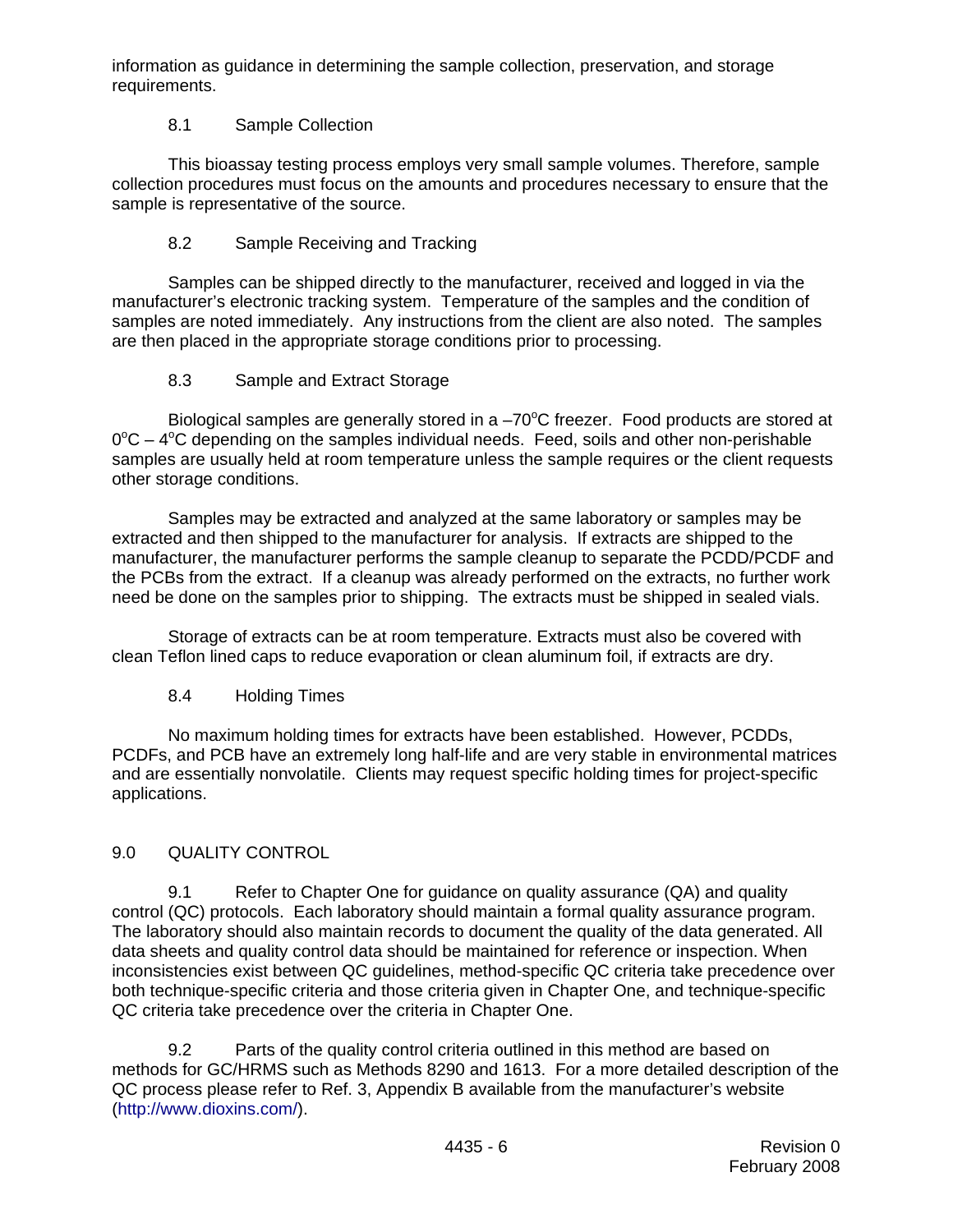information as guidance in determining the sample collection, preservation, and storage requirements.

### 8.1 Sample Collection

This bioassay testing process employs very small sample volumes. Therefore, sample collection procedures must focus on the amounts and procedures necessary to ensure that the sample is representative of the source.

### 8.2 Sample Receiving and Tracking

Samples can be shipped directly to the manufacturer, received and logged in via the manufacturer's electronic tracking system. Temperature of the samples and the condition of samples are noted immediately. Any instructions from the client are also noted. The samples are then placed in the appropriate storage conditions prior to processing.

### 8.3 Sample and Extract Storage

Biological samples are generally stored in a $-70^{o}C$ freezer. Food products are stored at $0^{o}C - 4^{o}C$ depending on the samples individual needs. Feed, soils and other non-perishable samples are usually held at room temperature unless the sample requires or the client requests other storage conditions.

Samples may be extracted and analyzed at the same laboratory or samples may be extracted and then shipped to the manufacturer for analysis. If extracts are shipped to the manufacturer, the manufacturer performs the sample cleanup to separate the PCDD/PCDF and the PCBs from the extract. If a cleanup was already performed on the extracts, no further work need be done on the samples prior to shipping. The extracts must be shipped in sealed vials.

Storage of extracts can be at room temperature. Extracts must also be covered with clean Teflon lined caps to reduce evaporation or clean aluminum foil, if extracts are dry.

### 8.4 Holding Times

No maximum holding times for extracts have been established. However, PCDDs, PCDFs, and PCB have an extremely long half-life and are very stable in environmental matrices and are essentially nonvolatile. Clients may request specific holding times for project-specific applications.

## 9.0 QUALITY CONTROL

9.1 Refer to Chapter One for guidance on quality assurance (QA) and quality control (QC) protocols. Each laboratory should maintain a formal quality assurance program. The laboratory should also maintain records to document the quality of the data generated. All data sheets and quality control data should be maintained for reference or inspection. When inconsistencies exist between QC guidelines, method-specific QC criteria take precedence over both technique-specific criteria and those criteria given in Chapter One, and technique-specific QC criteria take precedence over the criteria in Chapter One.

9.2 Parts of the quality control criteria outlined in this method are based on methods for GC/HRMS such as Methods 8290 and 1613. For a more detailed description of the QC process please refer to Ref. 3, Appendix B available from the manufacturer's website (http://www.dioxins.com/).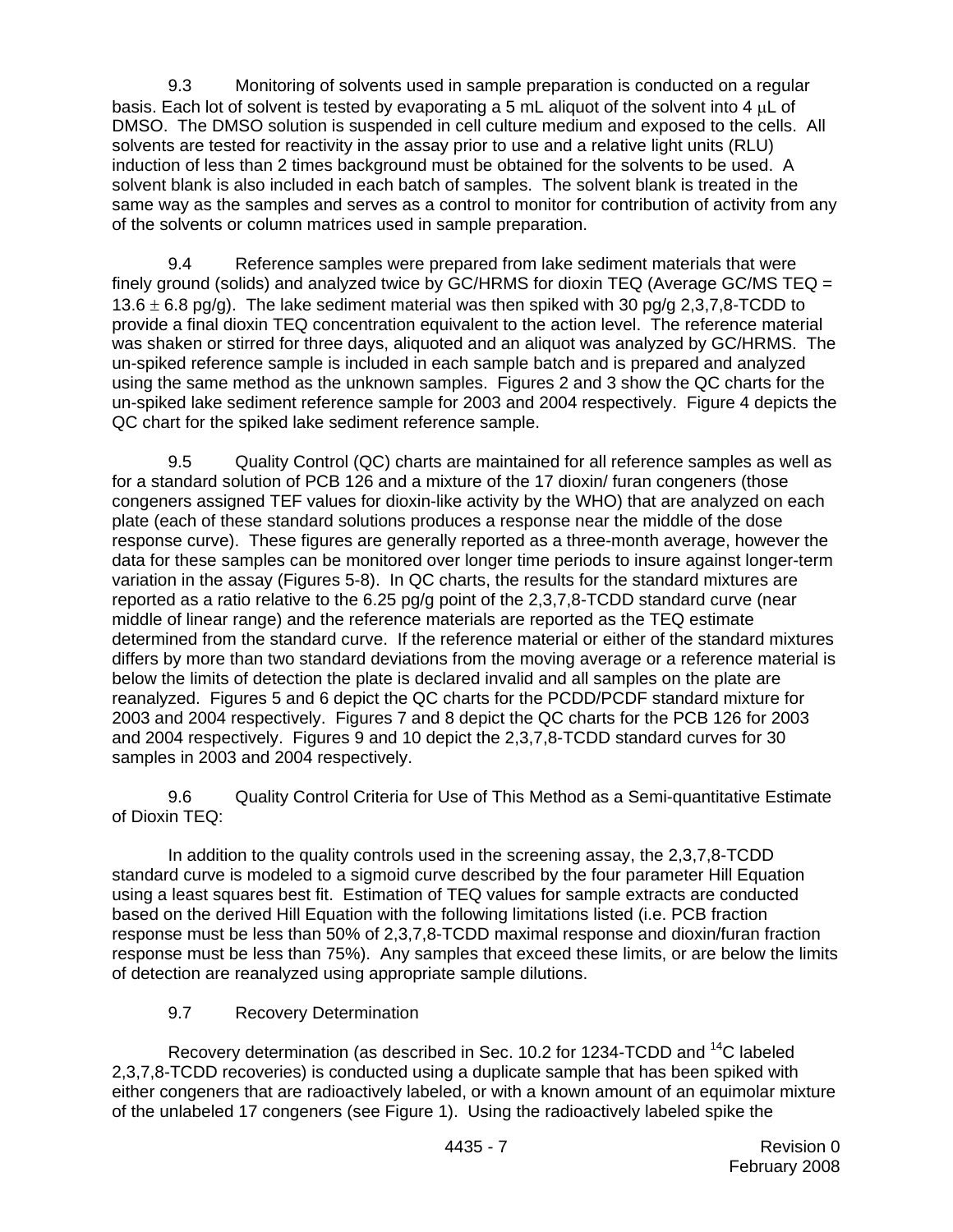9.3 Monitoring of solvents used in sample preparation is conducted on a regular basis. Each lot of solvent is tested by evaporating a 5 mL aliquot of the solvent into 4 $\mu$L of DMSO. The DMSO solution is suspended in cell culture medium and exposed to the cells. All solvents are tested for reactivity in the assay prior to use and a relative light units (RLU) induction of less than 2 times background must be obtained for the solvents to be used. A solvent blank is also included in each batch of samples. The solvent blank is treated in the same way as the samples and serves as a control to monitor for contribution of activity from any of the solvents or column matrices used in sample preparation.

9.4 Reference samples were prepared from lake sediment materials that were finely ground (solids) and analyzed twice by GC/HRMS for dioxin TEQ (Average GC/MS TEQ = 13.6 $\pm$ 6.8 pg/g). The lake sediment material was then spiked with 30 pg/g 2,3,7,8-TCDD to provide a final dioxin TEQ concentration equivalent to the action level. The reference material was shaken or stirred for three days, aliquoted and an aliquot was analyzed by GC/HRMS. The un-spiked reference sample is included in each sample batch and is prepared and analyzed using the same method as the unknown samples. Figures 2 and 3 show the QC charts for the un-spiked lake sediment reference sample for 2003 and 2004 respectively. Figure 4 depicts the QC chart for the spiked lake sediment reference sample.

9.5 Quality Control (QC) charts are maintained for all reference samples as well as for a standard solution of PCB 126 and a mixture of the 17 dioxin/ furan congeners (those congeners assigned TEF values for dioxin-like activity by the WHO) that are analyzed on each plate (each of these standard solutions produces a response near the middle of the dose response curve). These figures are generally reported as a three-month average, however the data for these samples can be monitored over longer time periods to insure against longer-term variation in the assay (Figures 5-8). In QC charts, the results for the standard mixtures are reported as a ratio relative to the 6.25 pg/g point of the 2,3,7,8-TCDD standard curve (near middle of linear range) and the reference materials are reported as the TEQ estimate determined from the standard curve. If the reference material or either of the standard mixtures differs by more than two standard deviations from the moving average or a reference material is below the limits of detection the plate is declared invalid and all samples on the plate are reanalyzed. Figures 5 and 6 depict the QC charts for the PCDD/PCDF standard mixture for 2003 and 2004 respectively. Figures 7 and 8 depict the QC charts for the PCB 126 for 2003 and 2004 respectively. Figures 9 and 10 depict the 2,3,7,8-TCDD standard curves for 30 samples in 2003 and 2004 respectively.

9.6 Quality Control Criteria for Use of This Method as a Semi-quantitative Estimate of Dioxin TEQ:

In addition to the quality controls used in the screening assay, the 2,3,7,8-TCDD standard curve is modeled to a sigmoid curve described by the four parameter Hill Equation using a least squares best fit. Estimation of TEQ values for sample extracts are conducted based on the derived Hill Equation with the following limitations listed (i.e. PCB fraction response must be less than 50% of 2,3,7,8-TCDD maximal response and dioxin/furan fraction response must be less than 75%). Any samples that exceed these limits, or are below the limits of detection are reanalyzed using appropriate sample dilutions.

9.7 Recovery Determination

Recovery determination (as described in Sec. 10.2 for 1234-TCDD and $^{14}C$ labeled 2,3,7,8-TCDD recoveries) is conducted using a duplicate sample that has been spiked with either congeners that are radioactively labeled, or with a known amount of an equimolar mixture of the unlabeled 17 congeners (see Figure 1). Using the radioactively labeled spike the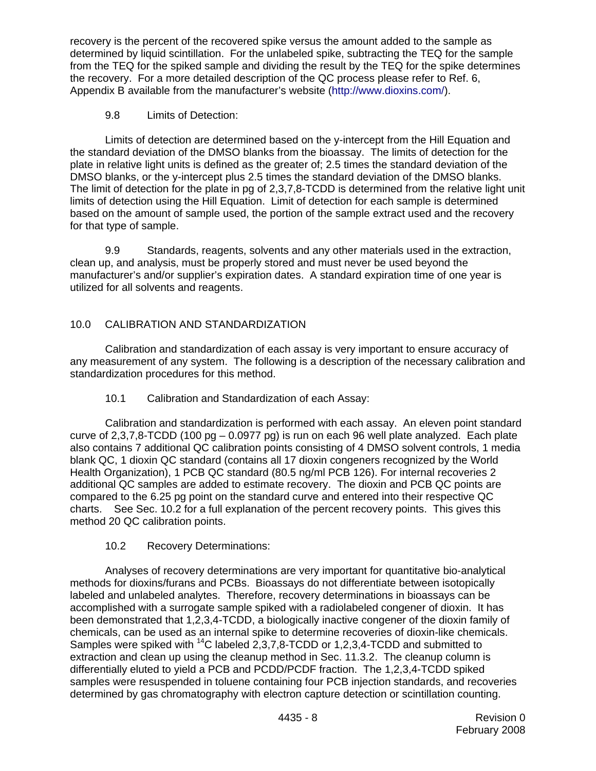recovery is the percent of the recovered spike versus the amount added to the sample as determined by liquid scintillation. For the unlabeled spike, subtracting the TEQ for the sample from the TEQ for the spiked sample and dividing the result by the TEQ for the spike determines the recovery. For a more detailed description of the QC process please refer to Ref. 6, Appendix B available from the manufacturer's website (http://www.dioxins.com/).

9.8 Limits of Detection:

Limits of detection are determined based on the y-intercept from the Hill Equation and the standard deviation of the DMSO blanks from the bioassay. The limits of detection for the plate in relative light units is defined as the greater of; 2.5 times the standard deviation of the DMSO blanks, or the y-intercept plus 2.5 times the standard deviation of the DMSO blanks. The limit of detection for the plate in pg of 2,3,7,8-TCDD is determined from the relative light unit limits of detection using the Hill Equation. Limit of detection for each sample is determined based on the amount of sample used, the portion of the sample extract used and the recovery for that type of sample.

9.9 Standards, reagents, solvents and any other materials used in the extraction, clean up, and analysis, must be properly stored and must never be used beyond the manufacturer's and/or supplier's expiration dates. A standard expiration time of one year is utilized for all solvents and reagents.

## 10.0 CALIBRATION AND STANDARDIZATION

Calibration and standardization of each assay is very important to ensure accuracy of any measurement of any system. The following is a description of the necessary calibration and standardization procedures for this method.

10.1 Calibration and Standardization of each Assay:

Calibration and standardization is performed with each assay. An eleven point standard curve of 2,3,7,8-TCDD (100 pg – 0.0977 pg) is run on each 96 well plate analyzed. Each plate also contains 7 additional QC calibration points consisting of 4 DMSO solvent controls, 1 media blank QC, 1 dioxin QC standard (contains all 17 dioxin congeners recognized by the World Health Organization), 1 PCB QC standard (80.5 ng/ml PCB 126). For internal recoveries 2 additional QC samples are added to estimate recovery. The dioxin and PCB QC points are compared to the 6.25 pg point on the standard curve and entered into their respective QC charts. See Sec. 10.2 for a full explanation of the percent recovery points. This gives this method 20 QC calibration points.

10.2 Recovery Determinations:

Analyses of recovery determinations are very important for quantitative bio-analytical methods for dioxins/furans and PCBs. Bioassays do not differentiate between isotopically labeled and unlabeled analytes. Therefore, recovery determinations in bioassays can be accomplished with a surrogate sample spiked with a radiolabeled congener of dioxin. It has been demonstrated that 1,2,3,4-TCDD, a biologically inactive congener of the dioxin family of chemicals, can be used as an internal spike to determine recoveries of dioxin-like chemicals. Samples were spiked with $^{14}C$ labeled 2,3,7,8-TCDD or 1,2,3,4-TCDD and submitted to extraction and clean up using the cleanup method in Sec. 11.3.2. The cleanup column is differentially eluted to yield a PCB and PCDD/PCDF fraction. The 1,2,3,4-TCDD spiked samples were resuspended in toluene containing four PCB injection standards, and recoveries determined by gas chromatography with electron capture detection or scintillation counting.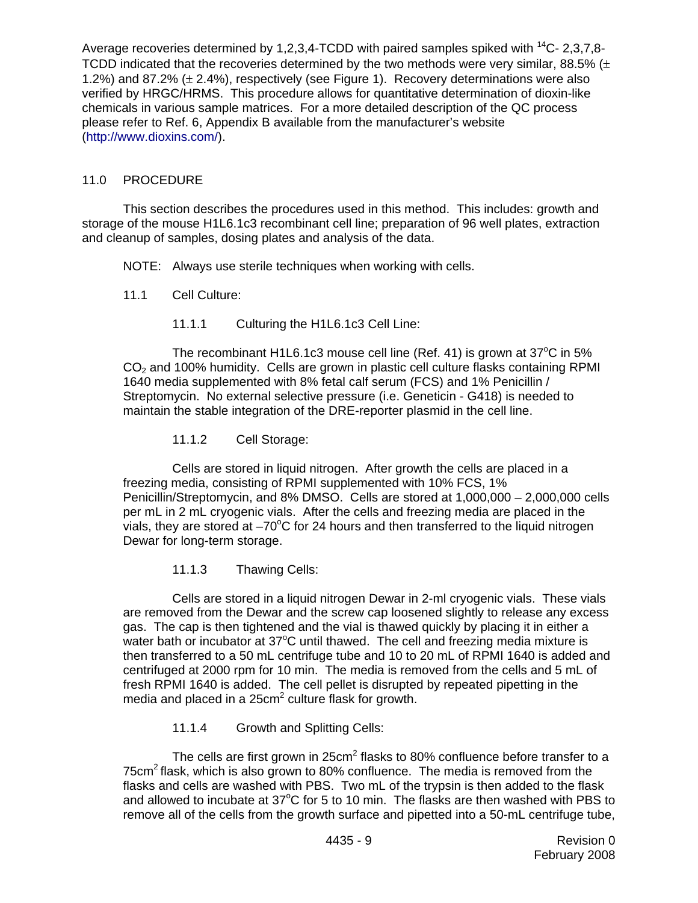Average recoveries determined by 1,2,3,4-TCDD with paired samples spiked with $^{14}C$- 2,3,7,8-TCDD indicated that the recoveries determined by the two methods were very similar, 88.5% ($\pm$ 1.2%) and 87.2% ($\pm$ 2.4%), respectively (see Figure 1). Recovery determinations were also verified by HRGC/HRMS. This procedure allows for quantitative determination of dioxin-like chemicals in various sample matrices. For a more detailed description of the QC process please refer to Ref. 6, Appendix B available from the manufacturer's website (http://www.dioxins.com/).

## 11.0 PROCEDURE

This section describes the procedures used in this method. This includes: growth and storage of the mouse H1L6.1c3 recombinant cell line; preparation of 96 well plates, extraction and cleanup of samples, dosing plates and analysis of the data.

NOTE: Always use sterile techniques when working with cells.

### 11.1 Cell Culture:

#### 11.1.1 Culturing the H1L6.1c3 Cell Line:

The recombinant H1L6.1c3 mouse cell line (Ref. 41) is grown at 37°C in 5% $CO_2$ and 100% humidity. Cells are grown in plastic cell culture flasks containing RPMI 1640 media supplemented with 8% fetal calf serum (FCS) and 1% Penicillin / Streptomycin. No external selective pressure (i.e. Geneticin - G418) is needed to maintain the stable integration of the DRE-reporter plasmid in the cell line.

#### 11.1.2 Cell Storage:

Cells are stored in liquid nitrogen. After growth the cells are placed in a freezing media, consisting of RPMI supplemented with 10% FCS, 1% Penicillin/Streptomycin, and 8% DMSO. Cells are stored at 1,000,000 – 2,000,000 cells per mL in 2 mL cryogenic vials. After the cells and freezing media are placed in the vials, they are stored at –70°C for 24 hours and then transferred to the liquid nitrogen Dewar for long-term storage.

#### 11.1.3 Thawing Cells:

Cells are stored in a liquid nitrogen Dewar in 2-ml cryogenic vials. These vials are removed from the Dewar and the screw cap loosened slightly to release any excess gas. The cap is then tightened and the vial is thawed quickly by placing it in either a water bath or incubator at 37°C until thawed. The cell and freezing media mixture is then transferred to a 50 mL centrifuge tube and 10 to 20 mL of RPMI 1640 is added and centrifuged at 2000 rpm for 10 min. The media is removed from the cells and 5 mL of fresh RPMI 1640 is added. The cell pellet is disrupted by repeated pipetting in the media and placed in a 25cm$^2$ culture flask for growth.

#### 11.1.4 Growth and Splitting Cells:

The cells are first grown in 25cm$^2$ flasks to 80% confluence before transfer to a 75cm$^2$ flask, which is also grown to 80% confluence. The media is removed from the flasks and cells are washed with PBS. Two mL of the trypsin is then added to the flask and allowed to incubate at 37°C for 5 to 10 min. The flasks are then washed with PBS to remove all of the cells from the growth surface and pipetted into a 50-mL centrifuge tube,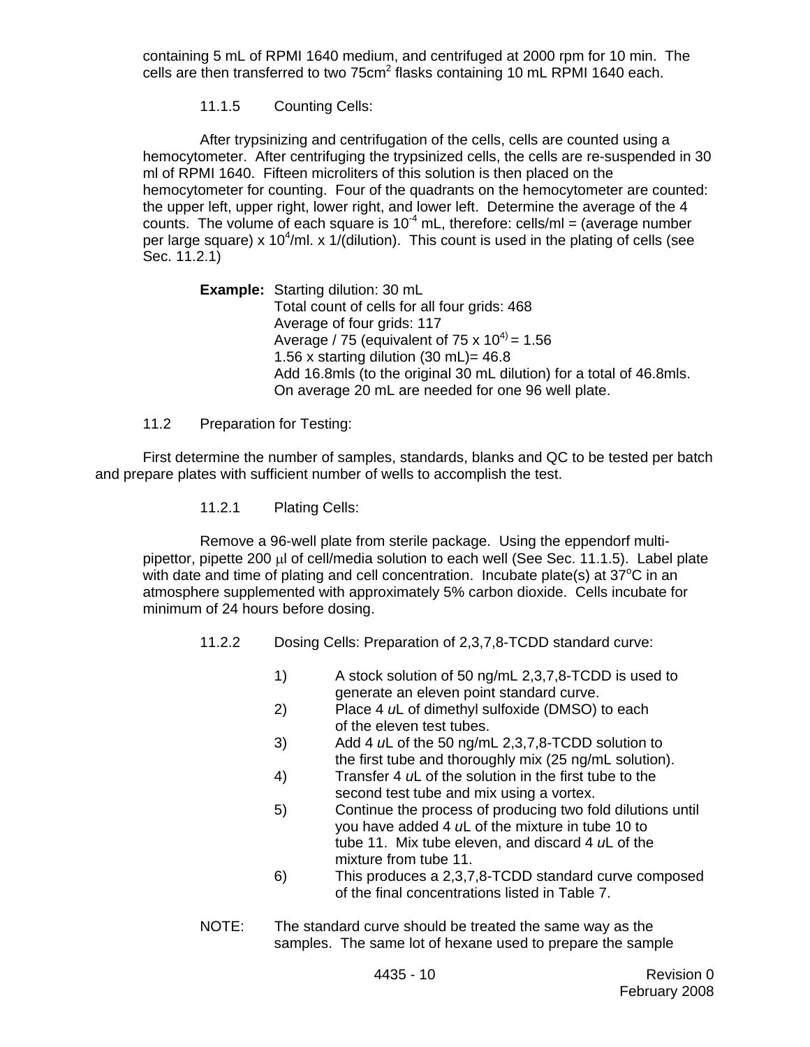containing 5 mL of RPMI 1640 medium, and centrifuged at 2000 rpm for 10 min. The cells are then transferred to two $75cm^2$ flasks containing 10 mL RPMI 1640 each.

11.1.5 Counting Cells:

After trypsinizing and centrifugation of the cells, cells are counted using a hemocytometer. After centrifuging the trypsinized cells, the cells are re-suspended in 30 ml of RPMI 1640. Fifteen microliters of this solution is then placed on the hemocytometer for counting. Four of the quadrants on the hemocytometer are counted: the upper left, upper right, lower right, and lower left. Determine the average of the 4 counts. The volume of each square is $10^{-4}$ mL, therefore: cells/ml = (average number per large square) x $10^4$/ml. x 1/(dilution). This count is used in the plating of cells (see Sec. 11.2.1)

**Example:** Starting dilution: 30 mL
Total count of cells for all four grids: 468
Average of four grids: 117
Average / 75 (equivalent of 75 x $10^{4)}$ = 1.56
1.56 x starting dilution (30 mL)= 46.8
Add 16.8mls (to the original 30 mL dilution) for a total of 46.8mls.
On average 20 mL are needed for one 96 well plate.

11.2 Preparation for Testing:

First determine the number of samples, standards, blanks and QC to be tested per batch and prepare plates with sufficient number of wells to accomplish the test.

11.2.1 Plating Cells:

Remove a 96-well plate from sterile package. Using the eppendorf multi-pipettor, pipette 200 µl of cell/media solution to each well (See Sec. 11.1.5). Label plate with date and time of plating and cell concentration. Incubate plate(s) at $37^oC$ in an atmosphere supplemented with approximately 5% carbon dioxide. Cells incubate for minimum of 24 hours before dosing.

11.2.2 Dosing Cells: Preparation of 2,3,7,8-TCDD standard curve:

1) A stock solution of 50 ng/mL 2,3,7,8-TCDD is used to generate an eleven point standard curve.
2) Place 4 *u*L of dimethyl sulfoxide (DMSO) to each of the eleven test tubes.
3) Add 4 *u*L of the 50 ng/mL 2,3,7,8-TCDD solution to the first tube and thoroughly mix (25 ng/mL solution).
4) Transfer 4 *u*L of the solution in the first tube to the second test tube and mix using a vortex.
5) Continue the process of producing two fold dilutions until you have added 4 *u*L of the mixture in tube 10 to tube 11. Mix tube eleven, and discard 4 *u*L of the mixture from tube 11.
6) This produces a 2,3,7,8-TCDD standard curve composed of the final concentrations listed in Table 7.

NOTE: The standard curve should be treated the same way as the samples. The same lot of hexane used to prepare the sample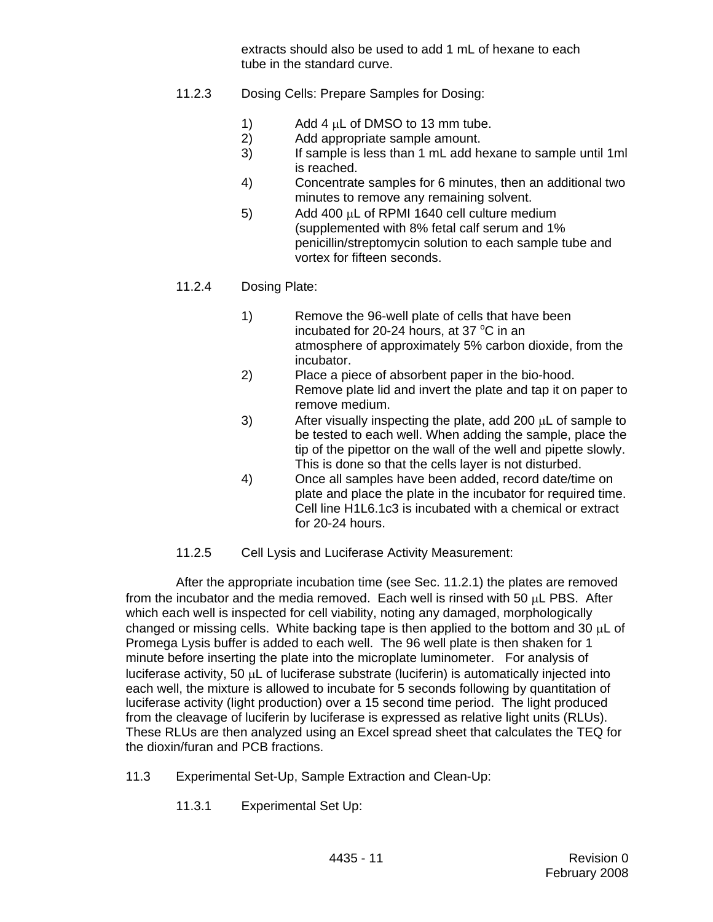extracts should also be used to add 1 mL of hexane to each tube in the standard curve.

11.2.3 Dosing Cells: Prepare Samples for Dosing:

1) Add 4 µL of DMSO to 13 mm tube.
2) Add appropriate sample amount.
3) If sample is less than 1 mL add hexane to sample until 1ml is reached.
4) Concentrate samples for 6 minutes, then an additional two minutes to remove any remaining solvent.
5) Add 400 µL of RPMI 1640 cell culture medium (supplemented with 8% fetal calf serum and 1% penicillin/streptomycin solution to each sample tube and vortex for fifteen seconds.

11.2.4 Dosing Plate:

1) Remove the 96-well plate of cells that have been incubated for 20-24 hours, at 37 $^{o}$C in an atmosphere of approximately 5% carbon dioxide, from the incubator.
2) Place a piece of absorbent paper in the bio-hood. Remove plate lid and invert the plate and tap it on paper to remove medium.
3) After visually inspecting the plate, add 200 µL of sample to be tested to each well. When adding the sample, place the tip of the pipettor on the wall of the well and pipette slowly. This is done so that the cells layer is not disturbed.
4) Once all samples have been added, record date/time on plate and place the plate in the incubator for required time. Cell line H1L6.1c3 is incubated with a chemical or extract for 20-24 hours.

11.2.5 Cell Lysis and Luciferase Activity Measurement:

After the appropriate incubation time (see Sec. 11.2.1) the plates are removed from the incubator and the media removed. Each well is rinsed with 50 µL PBS. After which each well is inspected for cell viability, noting any damaged, morphologically changed or missing cells. White backing tape is then applied to the bottom and 30 µL of Promega Lysis buffer is added to each well. The 96 well plate is then shaken for 1 minute before inserting the plate into the microplate luminometer. For analysis of luciferase activity, 50 µL of luciferase substrate (luciferin) is automatically injected into each well, the mixture is allowed to incubate for 5 seconds following by quantitation of luciferase activity (light production) over a 15 second time period. The light produced from the cleavage of luciferin by luciferase is expressed as relative light units (RLUs). These RLUs are then analyzed using an Excel spread sheet that calculates the TEQ for the dioxin/furan and PCB fractions.

11.3 Experimental Set-Up, Sample Extraction and Clean-Up:

11.3.1 Experimental Set Up: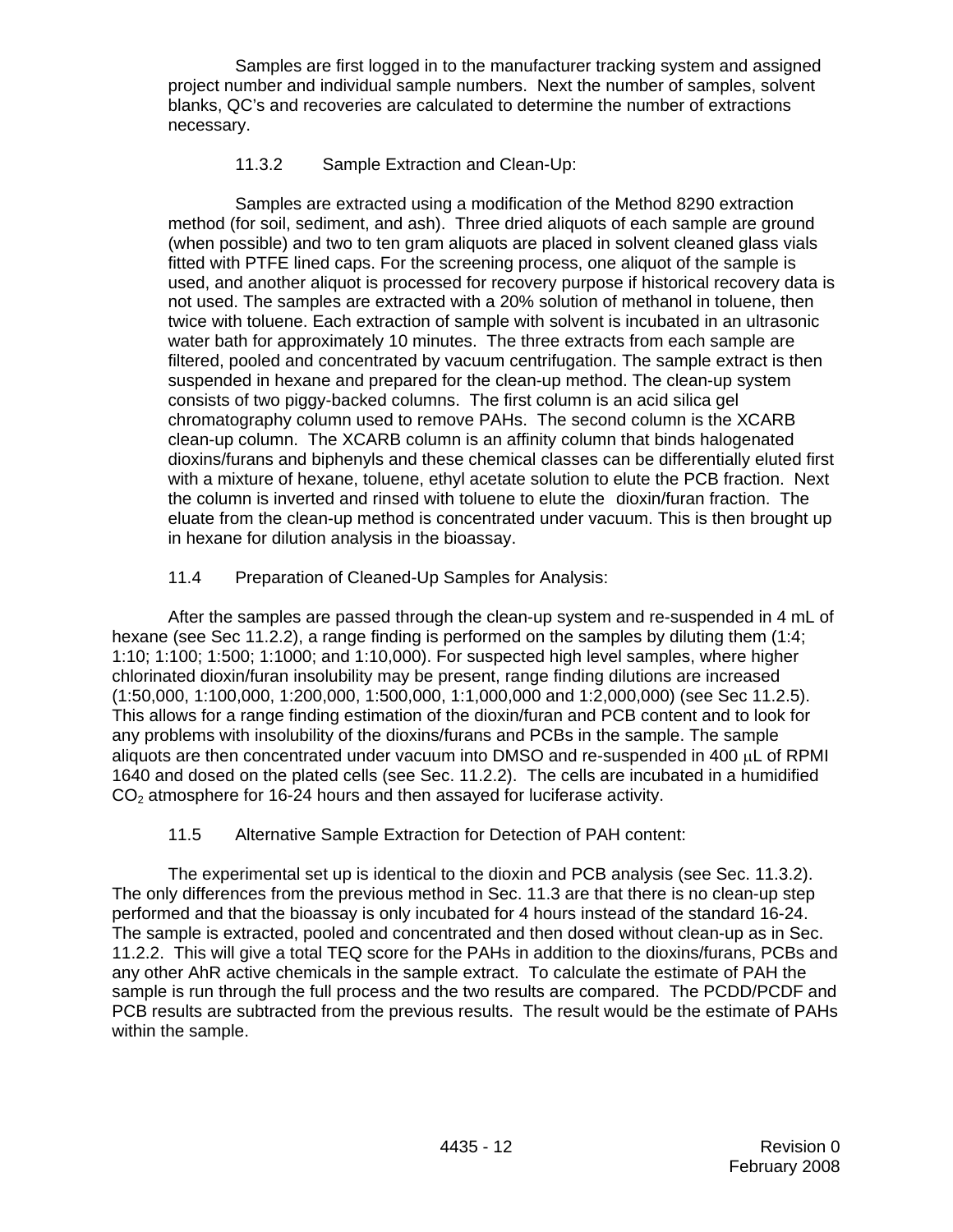Samples are first logged in to the manufacturer tracking system and assigned project number and individual sample numbers. Next the number of samples, solvent blanks, QC's and recoveries are calculated to determine the number of extractions necessary.

11.3.2 Sample Extraction and Clean-Up:

Samples are extracted using a modification of the Method 8290 extraction method (for soil, sediment, and ash). Three dried aliquots of each sample are ground (when possible) and two to ten gram aliquots are placed in solvent cleaned glass vials fitted with PTFE lined caps. For the screening process, one aliquot of the sample is used, and another aliquot is processed for recovery purpose if historical recovery data is not used. The samples are extracted with a 20% solution of methanol in toluene, then twice with toluene. Each extraction of sample with solvent is incubated in an ultrasonic water bath for approximately 10 minutes. The three extracts from each sample are filtered, pooled and concentrated by vacuum centrifugation. The sample extract is then suspended in hexane and prepared for the clean-up method. The clean-up system consists of two piggy-backed columns. The first column is an acid silica gel chromatography column used to remove PAHs. The second column is the XCARB clean-up column. The XCARB column is an affinity column that binds halogenated dioxins/furans and biphenyls and these chemical classes can be differentially eluted first with a mixture of hexane, toluene, ethyl acetate solution to elute the PCB fraction. Next the column is inverted and rinsed with toluene to elute the dioxin/furan fraction. The eluate from the clean-up method is concentrated under vacuum. This is then brought up in hexane for dilution analysis in the bioassay.

11.4 Preparation of Cleaned-Up Samples for Analysis:

After the samples are passed through the clean-up system and re-suspended in 4 mL of hexane (see Sec 11.2.2), a range finding is performed on the samples by diluting them (1:4; 1:10; 1:100; 1:500; 1:1000; and 1:10,000). For suspected high level samples, where higher chlorinated dioxin/furan insolubility may be present, range finding dilutions are increased (1:50,000, 1:100,000, 1:200,000, 1:500,000, 1:1,000,000 and 1:2,000,000) (see Sec 11.2.5). This allows for a range finding estimation of the dioxin/furan and PCB content and to look for any problems with insolubility of the dioxins/furans and PCBs in the sample. The sample aliquots are then concentrated under vacuum into DMSO and re-suspended in 400 $\mu$L of RPMI 1640 and dosed on the plated cells (see Sec. 11.2.2). The cells are incubated in a humidified $CO_2$ atmosphere for 16-24 hours and then assayed for luciferase activity.

11.5 Alternative Sample Extraction for Detection of PAH content:

The experimental set up is identical to the dioxin and PCB analysis (see Sec. 11.3.2). The only differences from the previous method in Sec. 11.3 are that there is no clean-up step performed and that the bioassay is only incubated for 4 hours instead of the standard 16-24. The sample is extracted, pooled and concentrated and then dosed without clean-up as in Sec. 11.2.2. This will give a total TEQ score for the PAHs in addition to the dioxins/furans, PCBs and any other AhR active chemicals in the sample extract. To calculate the estimate of PAH the sample is run through the full process and the two results are compared. The PCDD/PCDF and PCB results are subtracted from the previous results. The result would be the estimate of PAHs within the sample.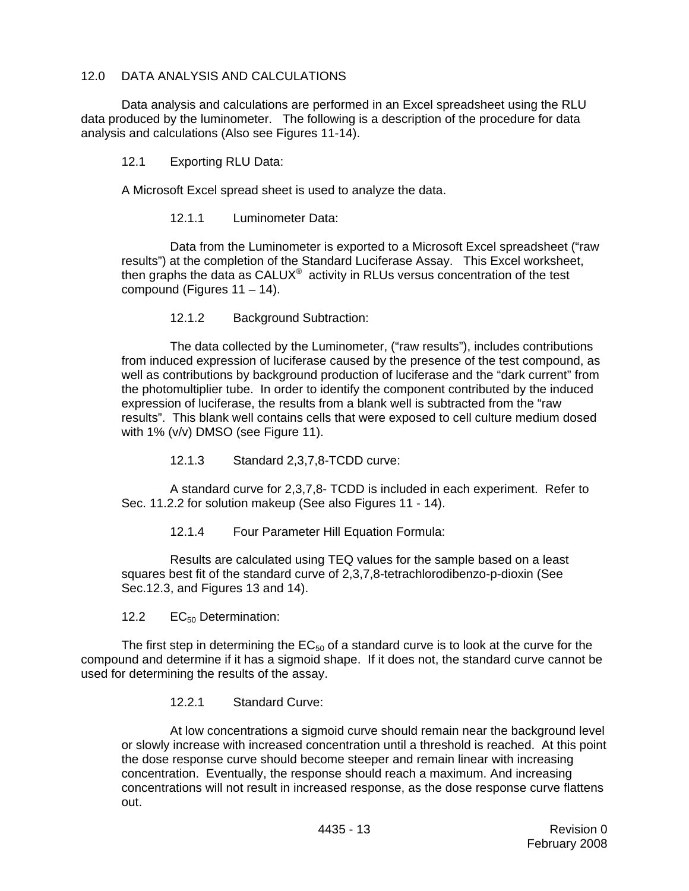## 12.0 DATA ANALYSIS AND CALCULATIONS

Data analysis and calculations are performed in an Excel spreadsheet using the RLU data produced by the luminometer. The following is a description of the procedure for data analysis and calculations (Also see Figures 11-14).

### 12.1 Exporting RLU Data:

A Microsoft Excel spread sheet is used to analyze the data.

#### 12.1.1 Luminometer Data:

Data from the Luminometer is exported to a Microsoft Excel spreadsheet ("raw results") at the completion of the Standard Luciferase Assay. This Excel worksheet, then graphs the data as CALUX® activity in RLUs versus concentration of the test compound (Figures 11 – 14).

#### 12.1.2 Background Subtraction:

The data collected by the Luminometer, ("raw results"), includes contributions from induced expression of luciferase caused by the presence of the test compound, as well as contributions by background production of luciferase and the "dark current" from the photomultiplier tube. In order to identify the component contributed by the induced expression of luciferase, the results from a blank well is subtracted from the "raw results". This blank well contains cells that were exposed to cell culture medium dosed with 1% (v/v) DMSO (see Figure 11).

#### 12.1.3 Standard 2,3,7,8-TCDD curve:

A standard curve for 2,3,7,8- TCDD is included in each experiment. Refer to Sec. 11.2.2 for solution makeup (See also Figures 11 - 14).

#### 12.1.4 Four Parameter Hill Equation Formula:

Results are calculated using TEQ values for the sample based on a least squares best fit of the standard curve of 2,3,7,8-tetrachlorodibenzo-p-dioxin (See Sec.12.3, and Figures 13 and 14).

### 12.2 $EC_{50}$ Determination:

The first step in determining the $EC_{50}$ of a standard curve is to look at the curve for the compound and determine if it has a sigmoid shape. If it does not, the standard curve cannot be used for determining the results of the assay.

#### 12.2.1 Standard Curve:

At low concentrations a sigmoid curve should remain near the background level or slowly increase with increased concentration until a threshold is reached. At this point the dose response curve should become steeper and remain linear with increasing concentration. Eventually, the response should reach a maximum. And increasing concentrations will not result in increased response, as the dose response curve flattens out.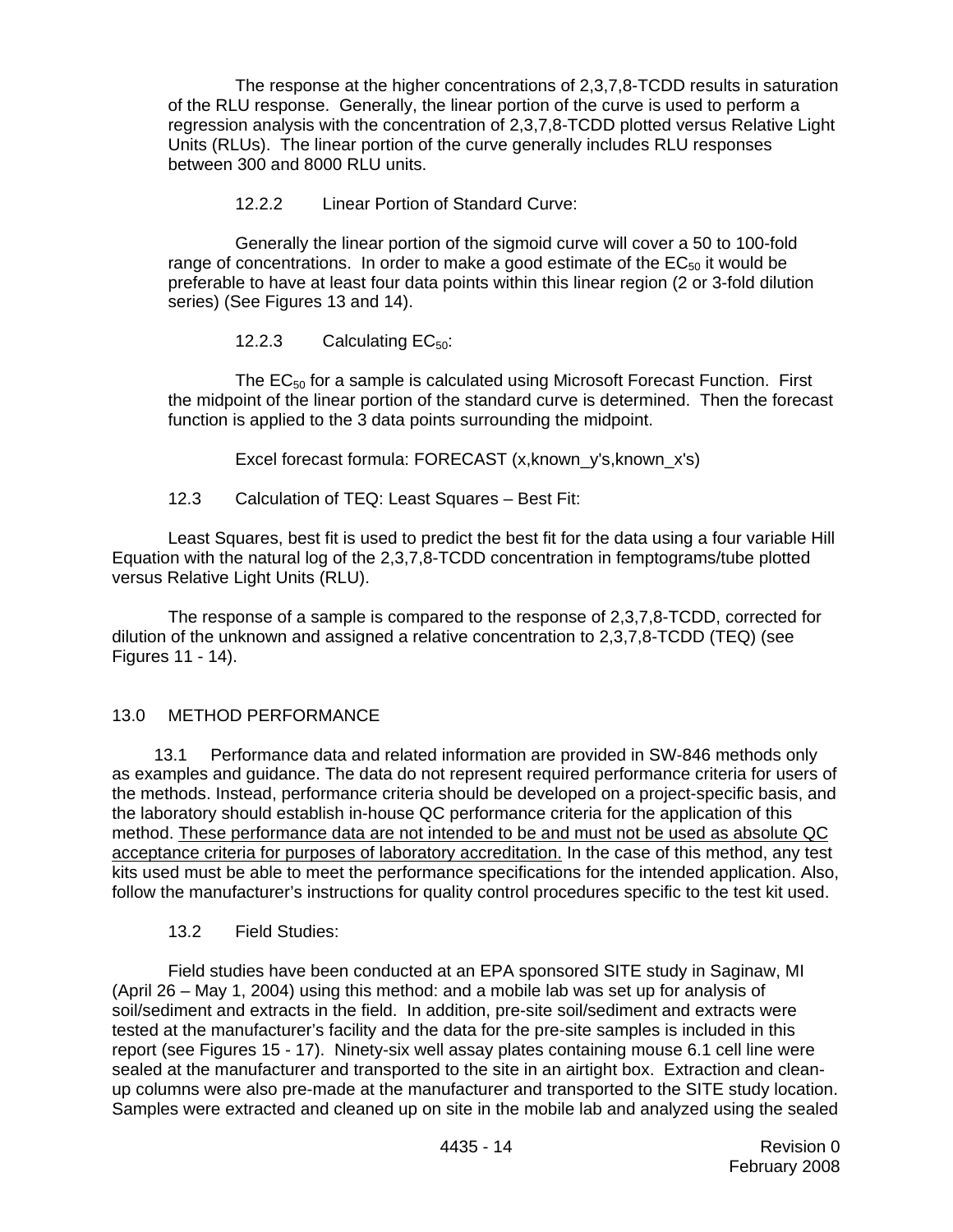The response at the higher concentrations of 2,3,7,8-TCDD results in saturation of the RLU response. Generally, the linear portion of the curve is used to perform a regression analysis with the concentration of 2,3,7,8-TCDD plotted versus Relative Light Units (RLUs). The linear portion of the curve generally includes RLU responses between 300 and 8000 RLU units.

12.2.2 Linear Portion of Standard Curve:

Generally the linear portion of the sigmoid curve will cover a 50 to 100-fold range of concentrations. In order to make a good estimate of the $EC_{50}$ it would be preferable to have at least four data points within this linear region (2 or 3-fold dilution series) (See Figures 13 and 14).

12.2.3 Calculating $EC_{50}$:

The $EC_{50}$ for a sample is calculated using Microsoft Forecast Function. First the midpoint of the linear portion of the standard curve is determined. Then the forecast function is applied to the 3 data points surrounding the midpoint.

Excel forecast formula: FORECAST (x,known_y's,known_x's)

12.3 Calculation of TEQ: Least Squares – Best Fit:

Least Squares, best fit is used to predict the best fit for the data using a four variable Hill Equation with the natural log of the 2,3,7,8-TCDD concentration in femptograms/tube plotted versus Relative Light Units (RLU).

The response of a sample is compared to the response of 2,3,7,8-TCDD, corrected for dilution of the unknown and assigned a relative concentration to 2,3,7,8-TCDD (TEQ) (see Figures 11 - 14).

## 13.0 METHOD PERFORMANCE

13.1 Performance data and related information are provided in SW-846 methods only as examples and guidance. The data do not represent required performance criteria for users of the methods. Instead, performance criteria should be developed on a project-specific basis, and the laboratory should establish in-house QC performance criteria for the application of this method. These performance data are not intended to be and must not be used as absolute QC acceptance criteria for purposes of laboratory accreditation. In the case of this method, any test kits used must be able to meet the performance specifications for the intended application. Also, follow the manufacturer's instructions for quality control procedures specific to the test kit used.

13.2 Field Studies:

Field studies have been conducted at an EPA sponsored SITE study in Saginaw, MI (April 26 – May 1, 2004) using this method: and a mobile lab was set up for analysis of soil/sediment and extracts in the field. In addition, pre-site soil/sediment and extracts were tested at the manufacturer's facility and the data for the pre-site samples is included in this report (see Figures 15 - 17). Ninety-six well assay plates containing mouse 6.1 cell line were sealed at the manufacturer and transported to the site in an airtight box. Extraction and clean-up columns were also pre-made at the manufacturer and transported to the SITE study location. Samples were extracted and cleaned up on site in the mobile lab and analyzed using the sealed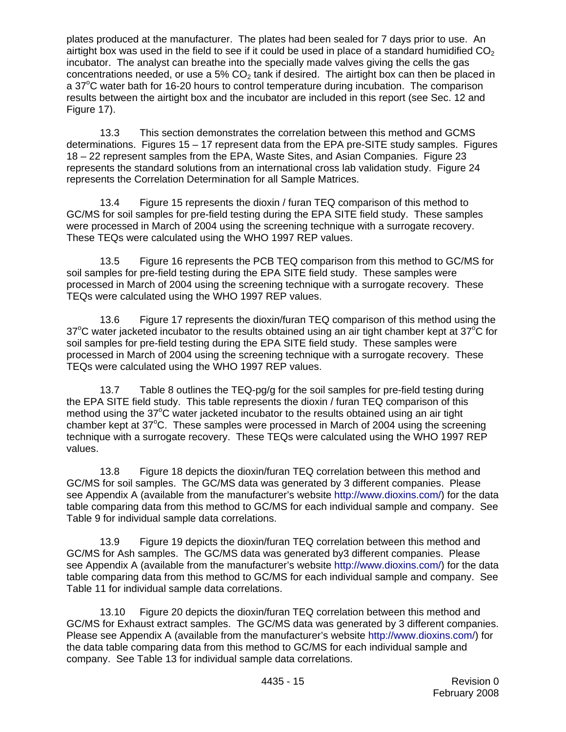plates produced at the manufacturer. The plates had been sealed for 7 days prior to use. An airtight box was used in the field to see if it could be used in place of a standard humidified $CO_2$ incubator. The analyst can breathe into the specially made valves giving the cells the gas concentrations needed, or use a 5% $CO_2$ tank if desired. The airtight box can then be placed in a 37°C water bath for 16-20 hours to control temperature during incubation. The comparison results between the airtight box and the incubator are included in this report (see Sec. 12 and Figure 17).

13.3 This section demonstrates the correlation between this method and GCMS determinations. Figures 15 – 17 represent data from the EPA pre-SITE study samples. Figures 18 – 22 represent samples from the EPA, Waste Sites, and Asian Companies. Figure 23 represents the standard solutions from an international cross lab validation study. Figure 24 represents the Correlation Determination for all Sample Matrices.

13.4 Figure 15 represents the dioxin / furan TEQ comparison of this method to GC/MS for soil samples for pre-field testing during the EPA SITE field study. These samples were processed in March of 2004 using the screening technique with a surrogate recovery. These TEQs were calculated using the WHO 1997 REP values.

13.5 Figure 16 represents the PCB TEQ comparison from this method to GC/MS for soil samples for pre-field testing during the EPA SITE field study. These samples were processed in March of 2004 using the screening technique with a surrogate recovery. These TEQs were calculated using the WHO 1997 REP values.

13.6 Figure 17 represents the dioxin/furan TEQ comparison of this method using the 37°C water jacketed incubator to the results obtained using an air tight chamber kept at 37°C for soil samples for pre-field testing during the EPA SITE field study. These samples were processed in March of 2004 using the screening technique with a surrogate recovery. These TEQs were calculated using the WHO 1997 REP values.

13.7 Table 8 outlines the TEQ-pg/g for the soil samples for pre-field testing during the EPA SITE field study. This table represents the dioxin / furan TEQ comparison of this method using the 37°C water jacketed incubator to the results obtained using an air tight chamber kept at 37°C. These samples were processed in March of 2004 using the screening technique with a surrogate recovery. These TEQs were calculated using the WHO 1997 REP values.

13.8 Figure 18 depicts the dioxin/furan TEQ correlation between this method and GC/MS for soil samples. The GC/MS data was generated by 3 different companies. Please see Appendix A (available from the manufacturer's website http://www.dioxins.com/) for the data table comparing data from this method to GC/MS for each individual sample and company. See Table 9 for individual sample data correlations.

13.9 Figure 19 depicts the dioxin/furan TEQ correlation between this method and GC/MS for Ash samples. The GC/MS data was generated by3 different companies. Please see Appendix A (available from the manufacturer's website http://www.dioxins.com/) for the data table comparing data from this method to GC/MS for each individual sample and company. See Table 11 for individual sample data correlations.

13.10 Figure 20 depicts the dioxin/furan TEQ correlation between this method and GC/MS for Exhaust extract samples. The GC/MS data was generated by 3 different companies. Please see Appendix A (available from the manufacturer's website http://www.dioxins.com/) for the data table comparing data from this method to GC/MS for each individual sample and company. See Table 13 for individual sample data correlations.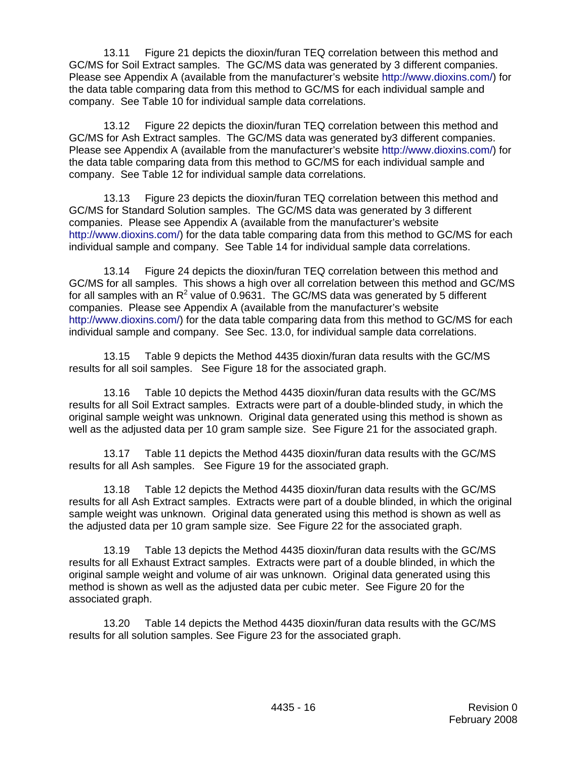13.11 Figure 21 depicts the dioxin/furan TEQ correlation between this method and GC/MS for Soil Extract samples. The GC/MS data was generated by 3 different companies. Please see Appendix A (available from the manufacturer's website http://www.dioxins.com/) for the data table comparing data from this method to GC/MS for each individual sample and company. See Table 10 for individual sample data correlations.

13.12 Figure 22 depicts the dioxin/furan TEQ correlation between this method and GC/MS for Ash Extract samples. The GC/MS data was generated by3 different companies. Please see Appendix A (available from the manufacturer's website http://www.dioxins.com/) for the data table comparing data from this method to GC/MS for each individual sample and company. See Table 12 for individual sample data correlations.

13.13 Figure 23 depicts the dioxin/furan TEQ correlation between this method and GC/MS for Standard Solution samples. The GC/MS data was generated by 3 different companies. Please see Appendix A (available from the manufacturer's website http://www.dioxins.com/) for the data table comparing data from this method to GC/MS for each individual sample and company. See Table 14 for individual sample data correlations.

13.14 Figure 24 depicts the dioxin/furan TEQ correlation between this method and GC/MS for all samples. This shows a high over all correlation between this method and GC/MS for all samples with an $R^2$ value of 0.9631. The GC/MS data was generated by 5 different companies. Please see Appendix A (available from the manufacturer's website http://www.dioxins.com/) for the data table comparing data from this method to GC/MS for each individual sample and company. See Sec. 13.0, for individual sample data correlations.

13.15 Table 9 depicts the Method 4435 dioxin/furan data results with the GC/MS results for all soil samples. See Figure 18 for the associated graph.

13.16 Table 10 depicts the Method 4435 dioxin/furan data results with the GC/MS results for all Soil Extract samples. Extracts were part of a double-blinded study, in which the original sample weight was unknown. Original data generated using this method is shown as well as the adjusted data per 10 gram sample size. See Figure 21 for the associated graph.

13.17 Table 11 depicts the Method 4435 dioxin/furan data results with the GC/MS results for all Ash samples. See Figure 19 for the associated graph.

13.18 Table 12 depicts the Method 4435 dioxin/furan data results with the GC/MS results for all Ash Extract samples. Extracts were part of a double blinded, in which the original sample weight was unknown. Original data generated using this method is shown as well as the adjusted data per 10 gram sample size. See Figure 22 for the associated graph.

13.19 Table 13 depicts the Method 4435 dioxin/furan data results with the GC/MS results for all Exhaust Extract samples. Extracts were part of a double blinded, in which the original sample weight and volume of air was unknown. Original data generated using this method is shown as well as the adjusted data per cubic meter. See Figure 20 for the associated graph.

13.20 Table 14 depicts the Method 4435 dioxin/furan data results with the GC/MS results for all solution samples. See Figure 23 for the associated graph.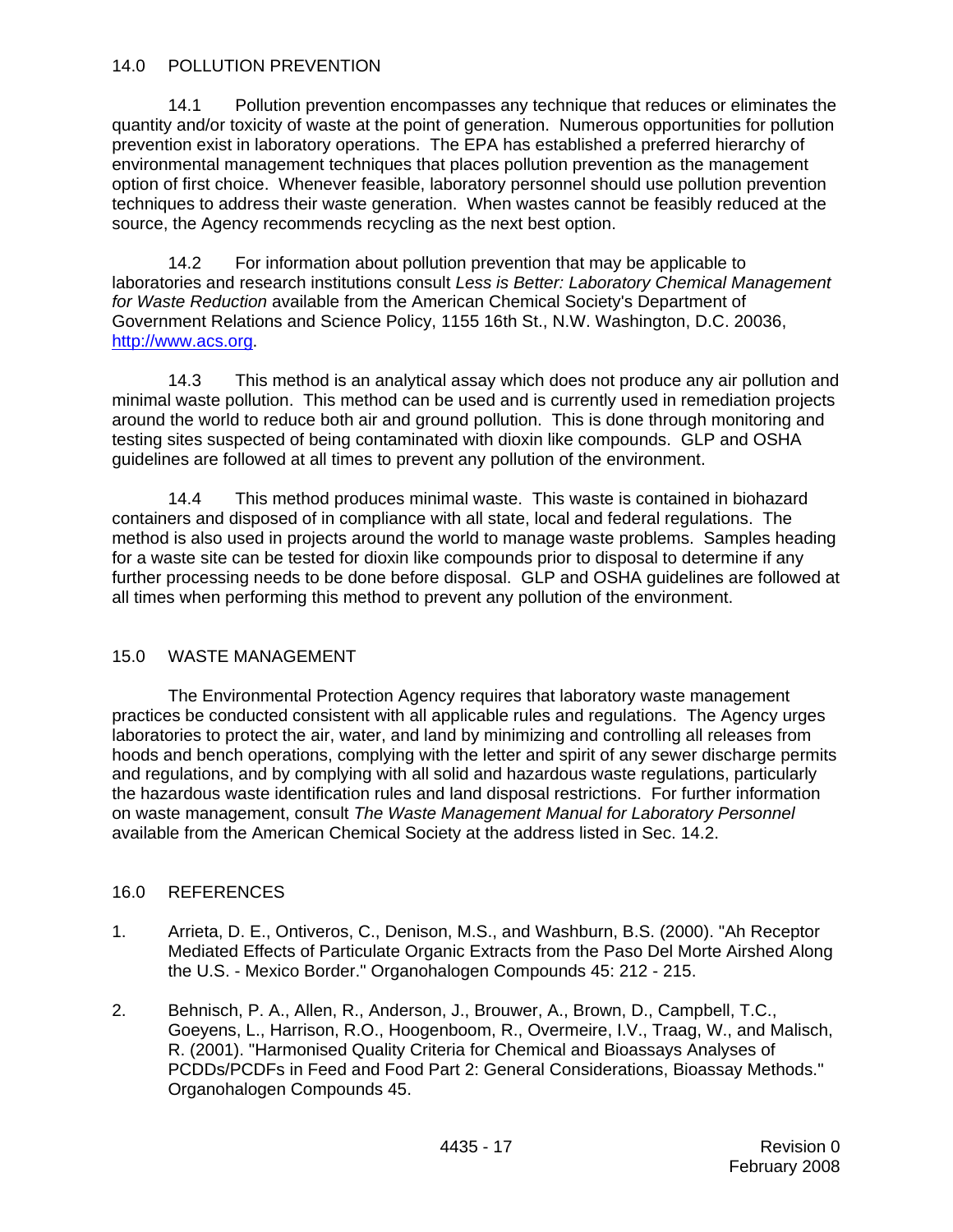## 14.0 POLLUTION PREVENTION

14.1 Pollution prevention encompasses any technique that reduces or eliminates the quantity and/or toxicity of waste at the point of generation. Numerous opportunities for pollution prevention exist in laboratory operations. The EPA has established a preferred hierarchy of environmental management techniques that places pollution prevention as the management option of first choice. Whenever feasible, laboratory personnel should use pollution prevention techniques to address their waste generation. When wastes cannot be feasibly reduced at the source, the Agency recommends recycling as the next best option.

14.2 For information about pollution prevention that may be applicable to laboratories and research institutions consult *Less is Better: Laboratory Chemical Management for Waste Reduction* available from the American Chemical Society's Department of Government Relations and Science Policy, 1155 16th St., N.W. Washington, D.C. 20036, http://www.acs.org.

14.3 This method is an analytical assay which does not produce any air pollution and minimal waste pollution. This method can be used and is currently used in remediation projects around the world to reduce both air and ground pollution. This is done through monitoring and testing sites suspected of being contaminated with dioxin like compounds. GLP and OSHA guidelines are followed at all times to prevent any pollution of the environment.

14.4 This method produces minimal waste. This waste is contained in biohazard containers and disposed of in compliance with all state, local and federal regulations. The method is also used in projects around the world to manage waste problems. Samples heading for a waste site can be tested for dioxin like compounds prior to disposal to determine if any further processing needs to be done before disposal. GLP and OSHA guidelines are followed at all times when performing this method to prevent any pollution of the environment.

## 15.0 WASTE MANAGEMENT

The Environmental Protection Agency requires that laboratory waste management practices be conducted consistent with all applicable rules and regulations. The Agency urges laboratories to protect the air, water, and land by minimizing and controlling all releases from hoods and bench operations, complying with the letter and spirit of any sewer discharge permits and regulations, and by complying with all solid and hazardous waste regulations, particularly the hazardous waste identification rules and land disposal restrictions. For further information on waste management, consult *The Waste Management Manual for Laboratory Personnel* available from the American Chemical Society at the address listed in Sec. 14.2.

## 16.0 REFERENCES

1. Arrieta, D. E., Ontiveros, C., Denison, M.S., and Washburn, B.S. (2000). "Ah Receptor Mediated Effects of Particulate Organic Extracts from the Paso Del Morte Airshed Along the U.S. - Mexico Border." Organohalogen Compounds 45: 212 - 215.

2. Behnisch, P. A., Allen, R., Anderson, J., Brouwer, A., Brown, D., Campbell, T.C., Goeyens, L., Harrison, R.O., Hoogenboom, R., Overmeire, I.V., Traag, W., and Malisch, R. (2001). "Harmonised Quality Criteria for Chemical and Bioassays Analyses of PCDDs/PCDFs in Feed and Food Part 2: General Considerations, Bioassay Methods." Organohalogen Compounds 45.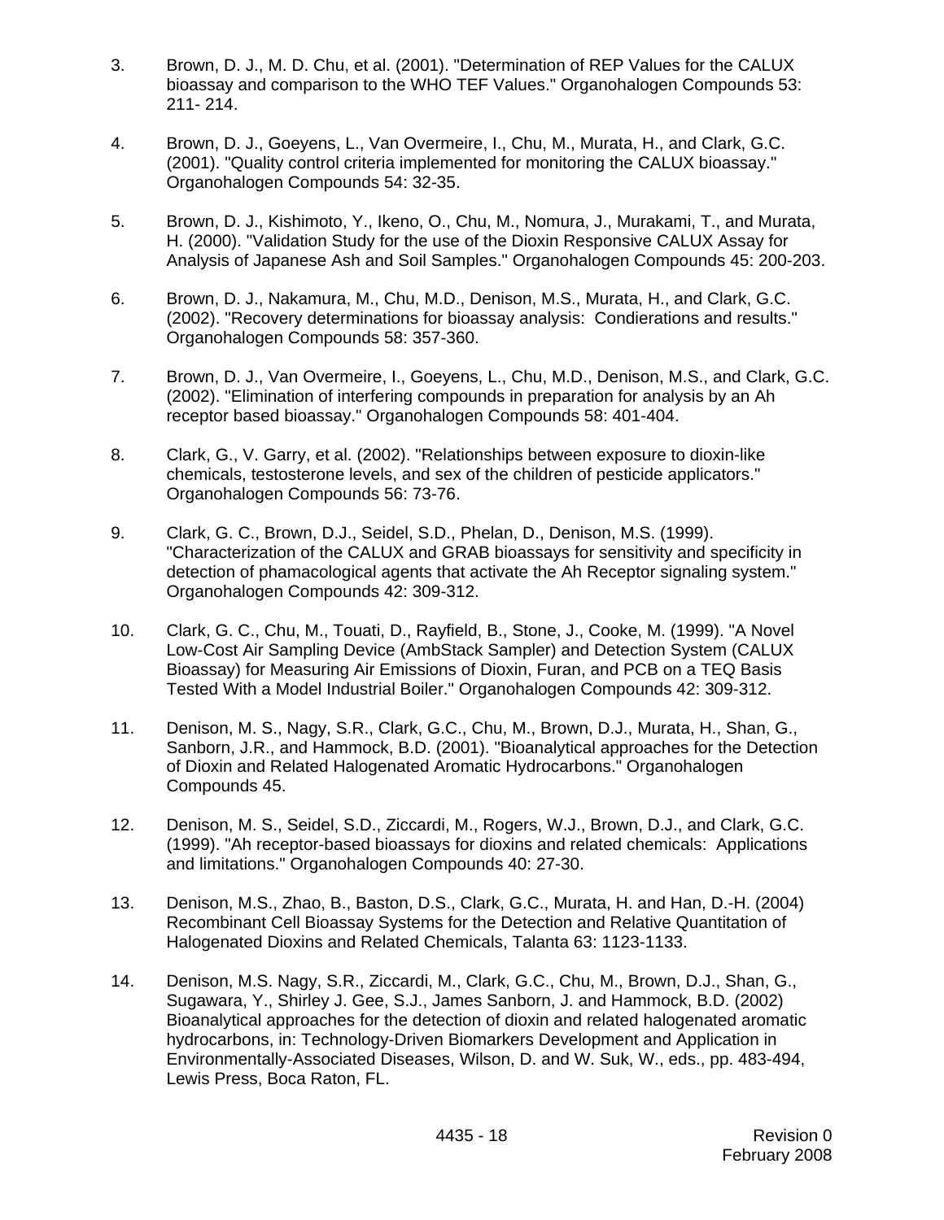3. Brown, D. J., M. D. Chu, et al. (2001). "Determination of REP Values for the CALUX bioassay and comparison to the WHO TEF Values." Organohalogen Compounds 53: 211- 214.

4. Brown, D. J., Goeyens, L., Van Overmeire, I., Chu, M., Murata, H., and Clark, G.C. (2001). "Quality control criteria implemented for monitoring the CALUX bioassay." Organohalogen Compounds 54: 32-35.

5. Brown, D. J., Kishimoto, Y., Ikeno, O., Chu, M., Nomura, J., Murakami, T., and Murata, H. (2000). "Validation Study for the use of the Dioxin Responsive CALUX Assay for Analysis of Japanese Ash and Soil Samples." Organohalogen Compounds 45: 200-203.

6. Brown, D. J., Nakamura, M., Chu, M.D., Denison, M.S., Murata, H., and Clark, G.C. (2002). "Recovery determinations for bioassay analysis: Condierations and results." Organohalogen Compounds 58: 357-360.

7. Brown, D. J., Van Overmeire, I., Goeyens, L., Chu, M.D., Denison, M.S., and Clark, G.C. (2002). "Elimination of interfering compounds in preparation for analysis by an Ah receptor based bioassay." Organohalogen Compounds 58: 401-404.

8. Clark, G., V. Garry, et al. (2002). "Relationships between exposure to dioxin-like chemicals, testosterone levels, and sex of the children of pesticide applicators." Organohalogen Compounds 56: 73-76.

9. Clark, G. C., Brown, D.J., Seidel, S.D., Phelan, D., Denison, M.S. (1999). "Characterization of the CALUX and GRAB bioassays for sensitivity and specificity in detection of phamacological agents that activate the Ah Receptor signaling system." Organohalogen Compounds 42: 309-312.

10. Clark, G. C., Chu, M., Touati, D., Rayfield, B., Stone, J., Cooke, M. (1999). "A Novel Low-Cost Air Sampling Device (AmbStack Sampler) and Detection System (CALUX Bioassay) for Measuring Air Emissions of Dioxin, Furan, and PCB on a TEQ Basis Tested With a Model Industrial Boiler." Organohalogen Compounds 42: 309-312.

11. Denison, M. S., Nagy, S.R., Clark, G.C., Chu, M., Brown, D.J., Murata, H., Shan, G., Sanborn, J.R., and Hammock, B.D. (2001). "Bioanalytical approaches for the Detection of Dioxin and Related Halogenated Aromatic Hydrocarbons." Organohalogen Compounds 45.

12. Denison, M. S., Seidel, S.D., Ziccardi, M., Rogers, W.J., Brown, D.J., and Clark, G.C. (1999). "Ah receptor-based bioassays for dioxins and related chemicals: Applications and limitations." Organohalogen Compounds 40: 27-30.

13. Denison, M.S., Zhao, B., Baston, D.S., Clark, G.C., Murata, H. and Han, D.-H. (2004) Recombinant Cell Bioassay Systems for the Detection and Relative Quantitation of Halogenated Dioxins and Related Chemicals, Talanta 63: 1123-1133.

14. Denison, M.S. Nagy, S.R., Ziccardi, M., Clark, G.C., Chu, M., Brown, D.J., Shan, G., Sugawara, Y., Shirley J. Gee, S.J., James Sanborn, J. and Hammock, B.D. (2002) Bioanalytical approaches for the detection of dioxin and related halogenated aromatic hydrocarbons, in: Technology-Driven Biomarkers Development and Application in Environmentally-Associated Diseases, Wilson, D. and W. Suk, W., eds., pp. 483-494, Lewis Press, Boca Raton, FL.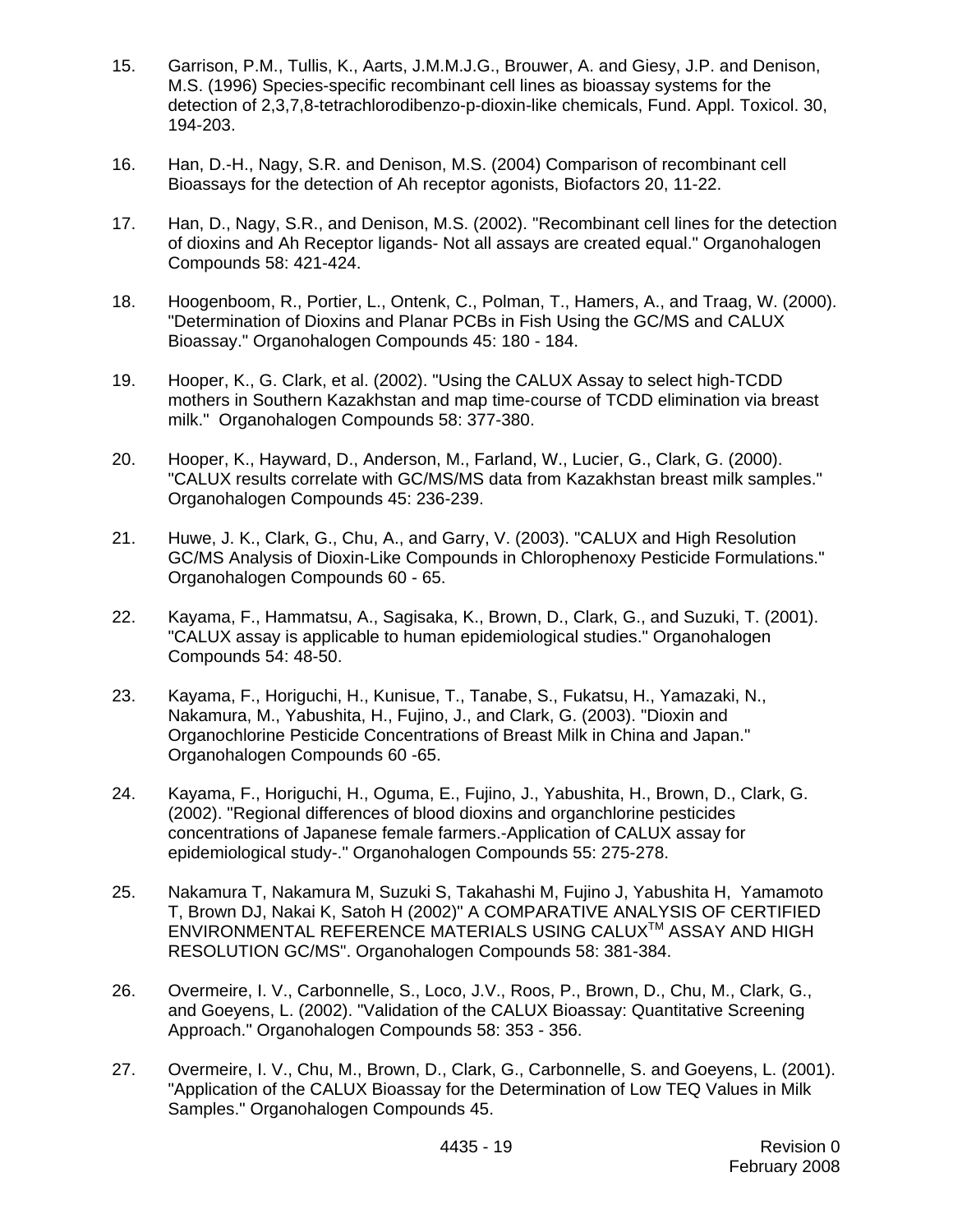15. Garrison, P.M., Tullis, K., Aarts, J.M.M.J.G., Brouwer, A. and Giesy, J.P. and Denison, M.S. (1996) Species-specific recombinant cell lines as bioassay systems for the detection of 2,3,7,8-tetrachlorodibenzo-p-dioxin-like chemicals, Fund. Appl. Toxicol. 30, 194-203.

16. Han, D.-H., Nagy, S.R. and Denison, M.S. (2004) Comparison of recombinant cell Bioassays for the detection of Ah receptor agonists, Biofactors 20, 11-22.

17. Han, D., Nagy, S.R., and Denison, M.S. (2002). "Recombinant cell lines for the detection of dioxins and Ah Receptor ligands- Not all assays are created equal." Organohalogen Compounds 58: 421-424.

18. Hoogenboom, R., Portier, L., Ontenk, C., Polman, T., Hamers, A., and Traag, W. (2000). "Determination of Dioxins and Planar PCBs in Fish Using the GC/MS and CALUX Bioassay." Organohalogen Compounds 45: 180 - 184.

19. Hooper, K., G. Clark, et al. (2002). "Using the CALUX Assay to select high-TCDD mothers in Southern Kazakhstan and map time-course of TCDD elimination via breast milk." Organohalogen Compounds 58: 377-380.

20. Hooper, K., Hayward, D., Anderson, M., Farland, W., Lucier, G., Clark, G. (2000). "CALUX results correlate with GC/MS/MS data from Kazakhstan breast milk samples." Organohalogen Compounds 45: 236-239.

21. Huwe, J. K., Clark, G., Chu, A., and Garry, V. (2003). "CALUX and High Resolution GC/MS Analysis of Dioxin-Like Compounds in Chlorophenoxy Pesticide Formulations." Organohalogen Compounds 60 - 65.

22. Kayama, F., Hammatsu, A., Sagisaka, K., Brown, D., Clark, G., and Suzuki, T. (2001). "CALUX assay is applicable to human epidemiological studies." Organohalogen Compounds 54: 48-50.

23. Kayama, F., Horiguchi, H., Kunisue, T., Tanabe, S., Fukatsu, H., Yamazaki, N., Nakamura, M., Yabushita, H., Fujino, J., and Clark, G. (2003). "Dioxin and Organochlorine Pesticide Concentrations of Breast Milk in China and Japan." Organohalogen Compounds 60 -65.

24. Kayama, F., Horiguchi, H., Oguma, E., Fujino, J., Yabushita, H., Brown, D., Clark, G. (2002). "Regional differences of blood dioxins and organchlorine pesticides concentrations of Japanese female farmers.-Application of CALUX assay for epidemiological study-." Organohalogen Compounds 55: 275-278.

25. Nakamura T, Nakamura M, Suzuki S, Takahashi M, Fujino J, Yabushita H, Yamamoto T, Brown DJ, Nakai K, Satoh H (2002)" A COMPARATIVE ANALYSIS OF CERTIFIED ENVIRONMENTAL REFERENCE MATERIALS USING CALUX™ ASSAY AND HIGH RESOLUTION GC/MS". Organohalogen Compounds 58: 381-384.

26. Overmeire, I. V., Carbonnelle, S., Loco, J.V., Roos, P., Brown, D., Chu, M., Clark, G., and Goeyens, L. (2002). "Validation of the CALUX Bioassay: Quantitative Screening Approach." Organohalogen Compounds 58: 353 - 356.

27. Overmeire, I. V., Chu, M., Brown, D., Clark, G., Carbonnelle, S. and Goeyens, L. (2001). "Application of the CALUX Bioassay for the Determination of Low TEQ Values in Milk Samples." Organohalogen Compounds 45.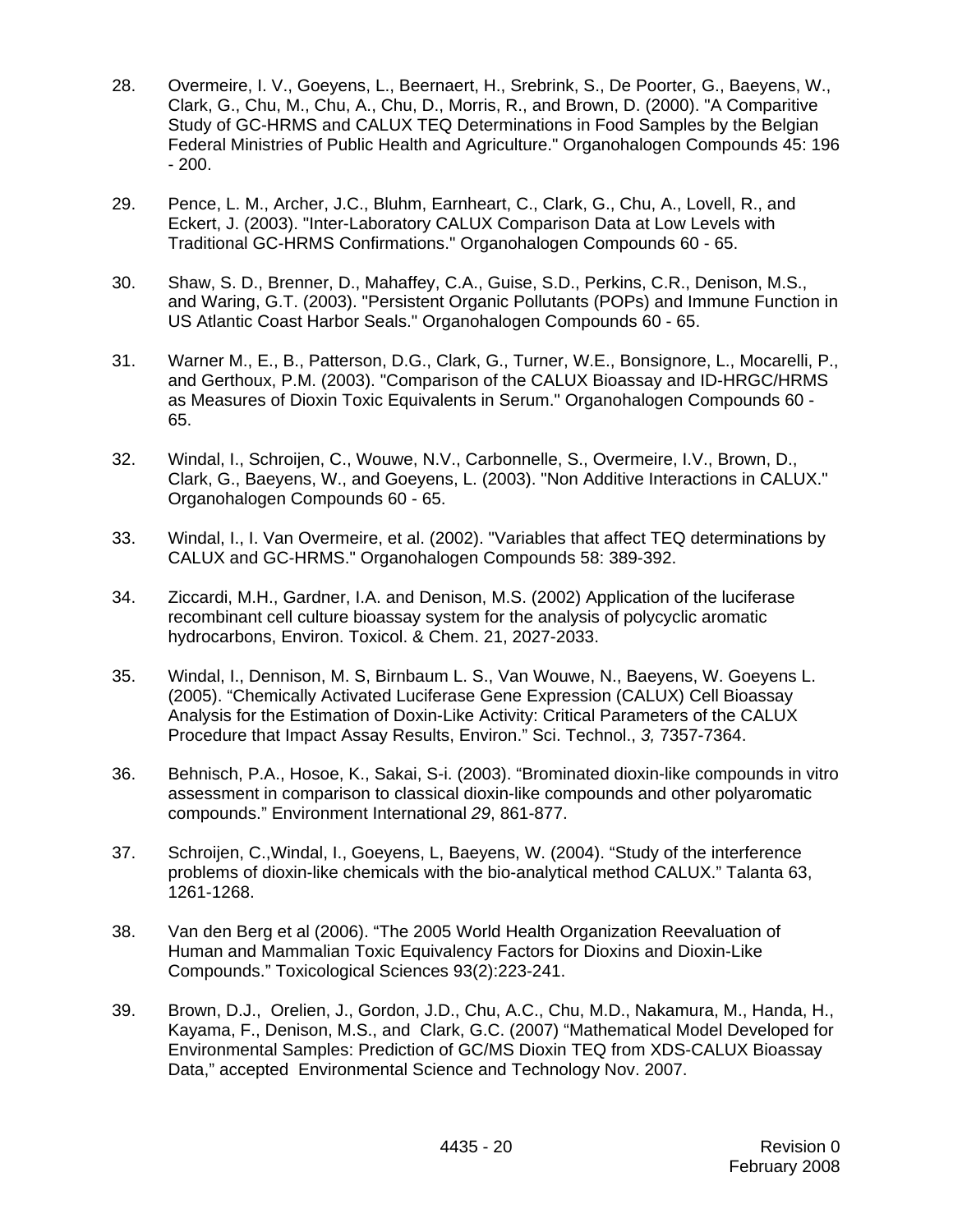28. Overmeire, I. V., Goeyens, L., Beernaert, H., Srebrink, S., De Poorter, G., Baeyens, W., Clark, G., Chu, M., Chu, A., Chu, D., Morris, R., and Brown, D. (2000). "A Comparitive Study of GC-HRMS and CALUX TEQ Determinations in Food Samples by the Belgian Federal Ministries of Public Health and Agriculture." Organohalogen Compounds 45: 196 - 200.

29. Pence, L. M., Archer, J.C., Bluhm, Earnheart, C., Clark, G., Chu, A., Lovell, R., and Eckert, J. (2003). "Inter-Laboratory CALUX Comparison Data at Low Levels with Traditional GC-HRMS Confirmations." Organohalogen Compounds 60 - 65.

30. Shaw, S. D., Brenner, D., Mahaffey, C.A., Guise, S.D., Perkins, C.R., Denison, M.S., and Waring, G.T. (2003). "Persistent Organic Pollutants (POPs) and Immune Function in US Atlantic Coast Harbor Seals." Organohalogen Compounds 60 - 65.

31. Warner M., E., B., Patterson, D.G., Clark, G., Turner, W.E., Bonsignore, L., Mocarelli, P., and Gerthoux, P.M. (2003). "Comparison of the CALUX Bioassay and ID-HRGC/HRMS as Measures of Dioxin Toxic Equivalents in Serum." Organohalogen Compounds 60 - 65.

32. Windal, I., Schroijen, C., Wouwe, N.V., Carbonnelle, S., Overmeire, I.V., Brown, D., Clark, G., Baeyens, W., and Goeyens, L. (2003). "Non Additive Interactions in CALUX." Organohalogen Compounds 60 - 65.

33. Windal, I., I. Van Overmeire, et al. (2002). "Variables that affect TEQ determinations by CALUX and GC-HRMS." Organohalogen Compounds 58: 389-392.

34. Ziccardi, M.H., Gardner, I.A. and Denison, M.S. (2002) Application of the luciferase recombinant cell culture bioassay system for the analysis of polycyclic aromatic hydrocarbons, Environ. Toxicol. & Chem. 21, 2027-2033.

35. Windal, I., Dennison, M. S, Birnbaum L. S., Van Wouwe, N., Baeyens, W. Goeyens L. (2005). "Chemically Activated Luciferase Gene Expression (CALUX) Cell Bioassay Analysis for the Estimation of Doxin-Like Activity: Critical Parameters of the CALUX Procedure that Impact Assay Results, Environ." Sci. Technol., *3,* 7357-7364.

36. Behnisch, P.A., Hosoe, K., Sakai, S-i. (2003). "Brominated dioxin-like compounds in vitro assessment in comparison to classical dioxin-like compounds and other polyaromatic compounds." Environment International *29*, 861-877.

37. Schroijen, C.,Windal, I., Goeyens, L, Baeyens, W. (2004). "Study of the interference problems of dioxin-like chemicals with the bio-analytical method CALUX." Talanta 63, 1261-1268.

38. Van den Berg et al (2006). "The 2005 World Health Organization Reevaluation of Human and Mammalian Toxic Equivalency Factors for Dioxins and Dioxin-Like Compounds." Toxicological Sciences 93(2):223-241.

39. Brown, D.J., Orelien, J., Gordon, J.D., Chu, A.C., Chu, M.D., Nakamura, M., Handa, H., Kayama, F., Denison, M.S., and Clark, G.C. (2007) "Mathematical Model Developed for Environmental Samples: Prediction of GC/MS Dioxin TEQ from XDS-CALUX Bioassay Data," accepted Environmental Science and Technology Nov. 2007.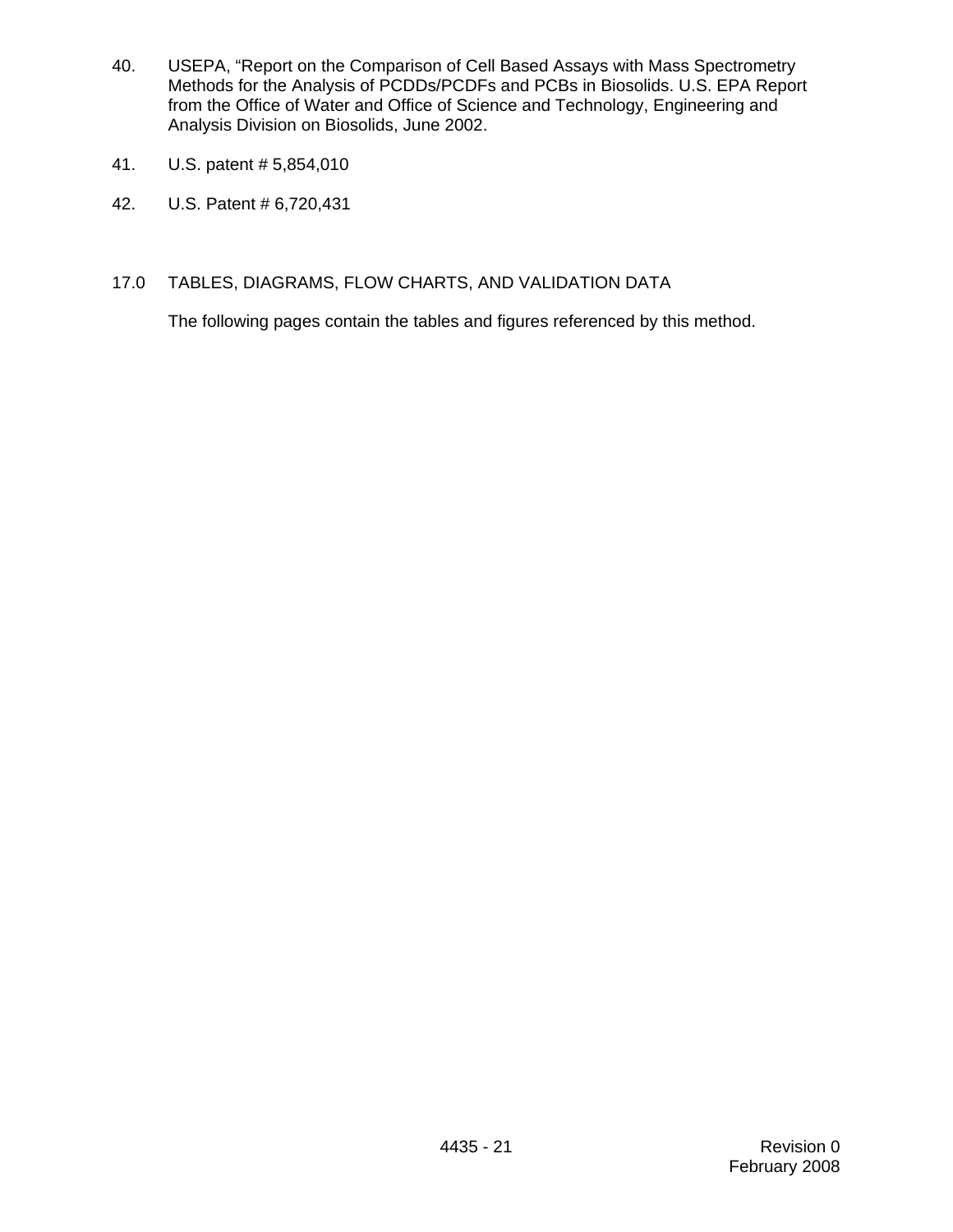40. USEPA, “Report on the Comparison of Cell Based Assays with Mass Spectrometry Methods for the Analysis of PCDDs/PCDFs and PCBs in Biosolids. U.S. EPA Report from the Office of Water and Office of Science and Technology, Engineering and Analysis Division on Biosolids, June 2002.

41. U.S. patent # 5,854,010

42. U.S. Patent # 6,720,431

## 17.0 TABLES, DIAGRAMS, FLOW CHARTS, AND VALIDATION DATA

The following pages contain the tables and figures referenced by this method.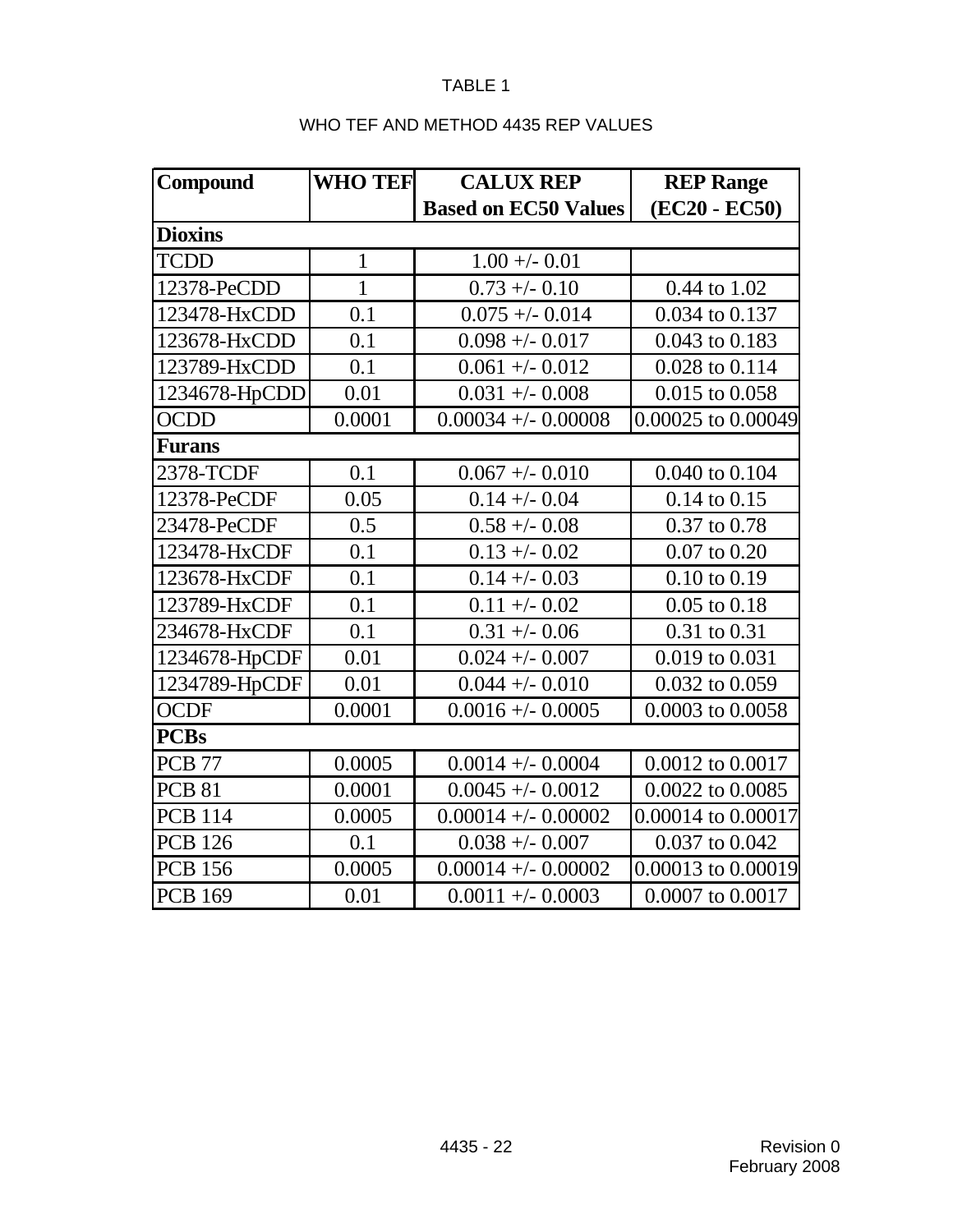TABLE 1

WHO TEF AND METHOD 4435 REP VALUES

| Compound | WHO TEF | CALUX REP Based on EC50 Values | REP Range (EC20 - EC50) |
|---|---|---|---|
| **Dioxins** | | | |
| TCDD | 1 | 1.00 +/- 0.01 | |
| 12378-PeCDD | 1 | 0.73 +/- 0.10 | 0.44 to 1.02 |
| 123478-HxCDD | 0.1 | 0.075 +/- 0.014 | 0.034 to 0.137 |
| 123678-HxCDD | 0.1 | 0.098 +/- 0.017 | 0.043 to 0.183 |
| 123789-HxCDD | 0.1 | 0.061 +/- 0.012 | 0.028 to 0.114 |
| 1234678-HpCDD | 0.01 | 0.031 +/- 0.008 | 0.015 to 0.058 |
| OCDD | 0.0001 | 0.00034 +/- 0.00008 | 0.00025 to 0.00049 |
| **Furans** | | | |
| 2378-TCDF | 0.1 | 0.067 +/- 0.010 | 0.040 to 0.104 |
| 12378-PeCDF | 0.05 | 0.14 +/- 0.04 | 0.14 to 0.15 |
| 23478-PeCDF | 0.5 | 0.58 +/- 0.08 | 0.37 to 0.78 |
| 123478-HxCDF | 0.1 | 0.13 +/- 0.02 | 0.07 to 0.20 |
| 123678-HxCDF | 0.1 | 0.14 +/- 0.03 | 0.10 to 0.19 |
| 123789-HxCDF | 0.1 | 0.11 +/- 0.02 | 0.05 to 0.18 |
| 234678-HxCDF | 0.1 | 0.31 +/- 0.06 | 0.31 to 0.31 |
| 1234678-HpCDF | 0.01 | 0.024 +/- 0.007 | 0.019 to 0.031 |
| 1234789-HpCDF | 0.01 | 0.044 +/- 0.010 | 0.032 to 0.059 |
| OCDF | 0.0001 | 0.0016 +/- 0.0005 | 0.0003 to 0.0058 |
| **PCBs** | | | |
| PCB 77 | 0.0005 | 0.0014 +/- 0.0004 | 0.0012 to 0.0017 |
| PCB 81 | 0.0001 | 0.0045 +/- 0.0012 | 0.0022 to 0.0085 |
| PCB 114 | 0.0005 | 0.00014 +/- 0.00002 | 0.00014 to 0.00017 |
| PCB 126 | 0.1 | 0.038 +/- 0.007 | 0.037 to 0.042 |
| PCB 156 | 0.0005 | 0.00014 +/- 0.00002 | 0.00013 to 0.00019 |
| PCB 169 | 0.01 | 0.0011 +/- 0.0003 | 0.0007 to 0.0017 |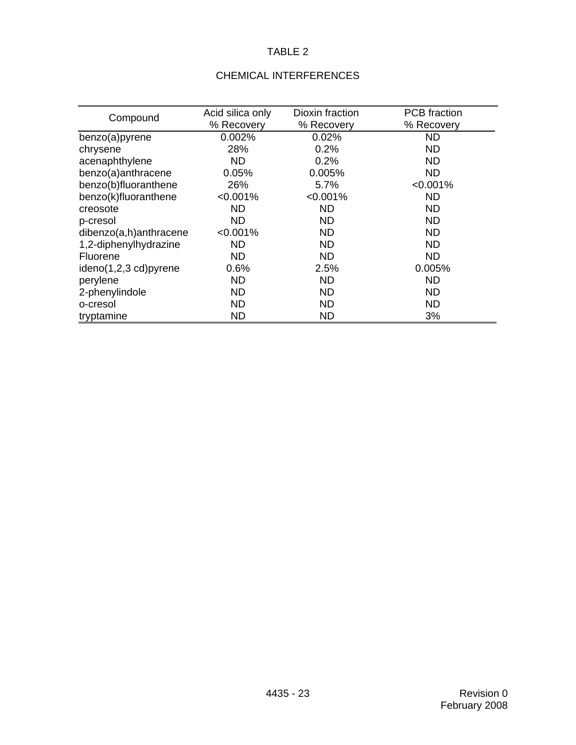TABLE 2

CHEMICAL INTERFERENCES

| Compound | Acid silica only % Recovery | Dioxin fraction % Recovery | PCB fraction % Recovery |
|---|---|---|---|
| benzo(a)pyrene | 0.002% | 0.02% | ND |
| chrysene | 28% | 0.2% | ND |
| acenaphthylene | ND | 0.2% | ND |
| benzo(a)anthracene | 0.05% | 0.005% | ND |
| benzo(b)fluoranthene | 26% | 5.7% | <0.001% |
| benzo(k)fluoranthene | <0.001% | <0.001% | ND |
| creosote | ND | ND | ND |
| p-cresol | ND | ND | ND |
| dibenzo(a,h)anthracene | <0.001% | ND | ND |
| 1,2-diphenylhydrazine | ND | ND | ND |
| Fluorene | ND | ND | ND |
| ideno(1,2,3 cd)pyrene | 0.6% | 2.5% | 0.005% |
| perylene | ND | ND | ND |
| 2-phenylindole | ND | ND | ND |
| o-cresol | ND | ND | ND |
| tryptamine | ND | ND | 3% |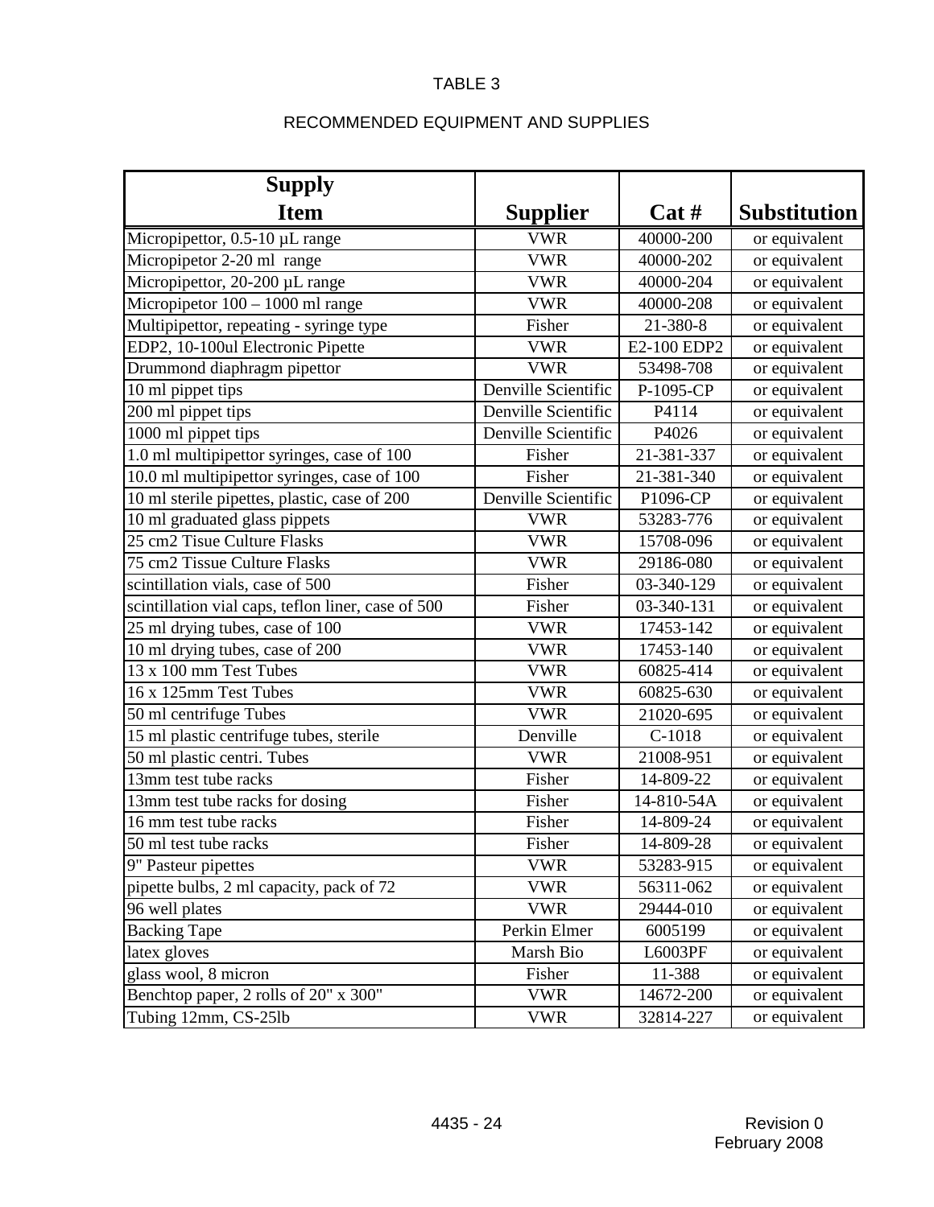TABLE 3

RECOMMENDED EQUIPMENT AND SUPPLIES

| Supply Item | Supplier | Cat # | Substitution |
|---|---|---|---|
| Micropipettor, 0.5-10 µL range | VWR | 40000-200 | or equivalent |
| Micropipetor 2-20 ml range | VWR | 40000-202 | or equivalent |
| Micropipettor, 20-200 µL range | VWR | 40000-204 | or equivalent |
| Micropipetor 100 – 1000 ml range | VWR | 40000-208 | or equivalent |
| Multipipettor, repeating - syringe type | Fisher | 21-380-8 | or equivalent |
| EDP2, 10-100ul Electronic Pipette | VWR | E2-100 EDP2 | or equivalent |
| Drummond diaphragm pipettor | VWR | 53498-708 | or equivalent |
| 10 ml pippet tips | Denville Scientific | P-1095-CP | or equivalent |
| 200 ml pippet tips | Denville Scientific | P4114 | or equivalent |
| 1000 ml pippet tips | Denville Scientific | P4026 | or equivalent |
| 1.0 ml multipipettor syringes, case of 100 | Fisher | 21-381-337 | or equivalent |
| 10.0 ml multipipettor syringes, case of 100 | Fisher | 21-381-340 | or equivalent |
| 10 ml sterile pipettes, plastic, case of 200 | Denville Scientific | P1096-CP | or equivalent |
| 10 ml graduated glass pippets | VWR | 53283-776 | or equivalent |
| 25 cm2 Tisue Culture Flasks | VWR | 15708-096 | or equivalent |
| 75 cm2 Tissue Culture Flasks | VWR | 29186-080 | or equivalent |
| scintillation vials, case of 500 | Fisher | 03-340-129 | or equivalent |
| scintillation vial caps, teflon liner, case of 500 | Fisher | 03-340-131 | or equivalent |
| 25 ml drying tubes, case of 100 | VWR | 17453-142 | or equivalent |
| 10 ml drying tubes, case of 200 | VWR | 17453-140 | or equivalent |
| 13 x 100 mm Test Tubes | VWR | 60825-414 | or equivalent |
| 16 x 125mm Test Tubes | VWR | 60825-630 | or equivalent |
| 50 ml centrifuge Tubes | VWR | 21020-695 | or equivalent |
| 15 ml plastic centrifuge tubes, sterile | Denville | C-1018 | or equivalent |
| 50 ml plastic centri. Tubes | VWR | 21008-951 | or equivalent |
| 13mm test tube racks | Fisher | 14-809-22 | or equivalent |
| 13mm test tube racks for dosing | Fisher | 14-810-54A | or equivalent |
| 16 mm test tube racks | Fisher | 14-809-24 | or equivalent |
| 50 ml test tube racks | Fisher | 14-809-28 | or equivalent |
| 9" Pasteur pipettes | VWR | 53283-915 | or equivalent |
| pipette bulbs, 2 ml capacity, pack of 72 | VWR | 56311-062 | or equivalent |
| 96 well plates | VWR | 29444-010 | or equivalent |
| Backing Tape | Perkin Elmer | 6005199 | or equivalent |
| latex gloves | Marsh Bio | L6003PF | or equivalent |
| glass wool, 8 micron | Fisher | 11-388 | or equivalent |
| Benchtop paper, 2 rolls of 20" x 300" | VWR | 14672-200 | or equivalent |
| Tubing 12mm, CS-25lb | VWR | 32814-227 | or equivalent |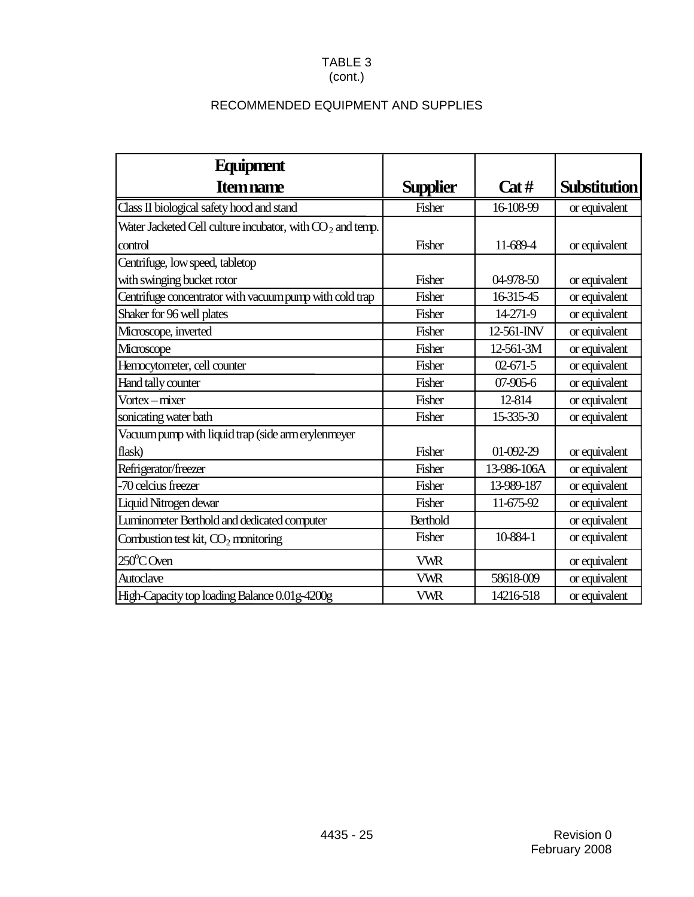TABLE 3
(cont.)

RECOMMENDED EQUIPMENT AND SUPPLIES

| Equipment<br>Item name | Supplier | Cat # | Substitution |
|---|---|---|---|
| Class II biological safety hood and stand | Fisher | 16-108-99 | or equivalent |
| Water Jacketed Cell culture incubator, with $CO_2$ and temp. control | Fisher | 11-689-4 | or equivalent |
| Centrifuge, low speed, tabletop with swinging bucket rotor | Fisher | 04-978-50 | or equivalent |
| Centrifuge concentrator with vacuum pump with cold trap | Fisher | 16-315-45 | or equivalent |
| Shaker for 96 well plates | Fisher | 14-271-9 | or equivalent |
| Microscope, inverted | Fisher | 12-561-INV | or equivalent |
| Microscope | Fisher | 12-561-3M | or equivalent |
| Hemocytometer, cell counter | Fisher | 02-671-5 | or equivalent |
| Hand tally counter | Fisher | 07-905-6 | or equivalent |
| Vortex – mixer | Fisher | 12-814 | or equivalent |
| sonicating water bath | Fisher | 15-335-30 | or equivalent |
| Vacuum pump with liquid trap (side arm erylenmeyer flask) | Fisher | 01-092-29 | or equivalent |
| Refrigerator/freezer | Fisher | 13-986-106A | or equivalent |
| -70 celcius freezer | Fisher | 13-989-187 | or equivalent |
| Liquid Nitrogen dewar | Fisher | 11-675-92 | or equivalent |
| Luminometer Berthold and dedicated computer | Berthold | | or equivalent |
| Combustion test kit, $CO_2$ monitoring | Fisher | 10-884-1 | or equivalent |
| 250°C Oven | VWR | | or equivalent |
| Autoclave | VWR | 58618-009 | or equivalent |
| High-Capacity top loading Balance 0.01g-4200g | VWR | 14216-518 | or equivalent |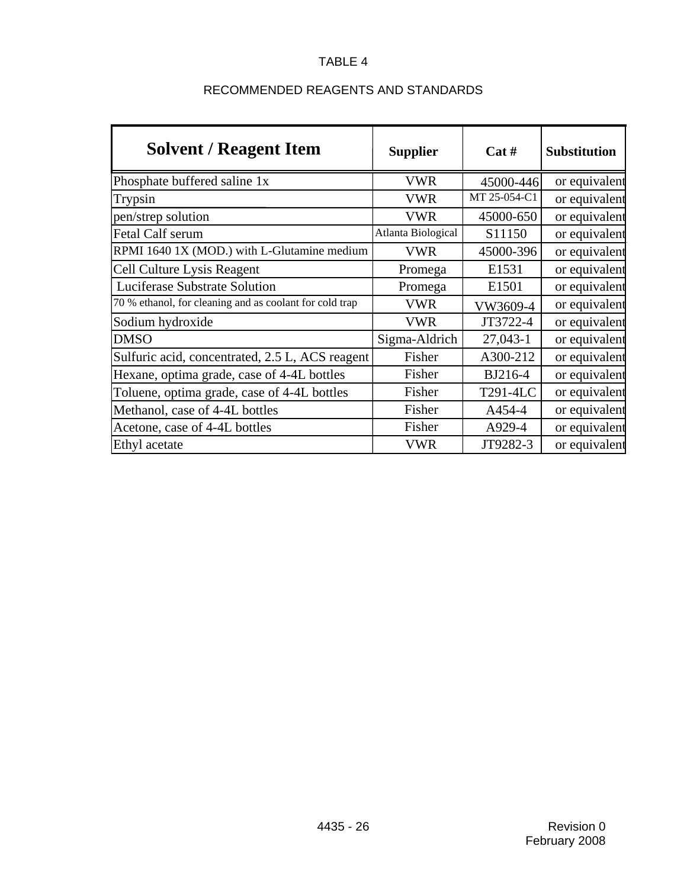TABLE 4

RECOMMENDED REAGENTS AND STANDARDS

| Solvent / Reagent Item | Supplier | Cat # | Substitution |
|---|---|---|---|
| Phosphate buffered saline 1x | VWR | 45000-446 | or equivalent |
| Trypsin | VWR | MT 25-054-C1 | or equivalent |
| pen/strep solution | VWR | 45000-650 | or equivalent |
| Fetal Calf serum | Atlanta Biological | S11150 | or equivalent |
| RPMI 1640 1X (MOD.) with L-Glutamine medium | VWR | 45000-396 | or equivalent |
| Cell Culture Lysis Reagent | Promega | E1531 | or equivalent |
| Luciferase Substrate Solution | Promega | E1501 | or equivalent |
| 70 % ethanol, for cleaning and as coolant for cold trap | VWR | VW3609-4 | or equivalent |
| Sodium hydroxide | VWR | JT3722-4 | or equivalent |
| DMSO | Sigma-Aldrich | 27,043-1 | or equivalent |
| Sulfuric acid, concentrated, 2.5 L, ACS reagent | Fisher | A300-212 | or equivalent |
| Hexane, optima grade, case of 4-4L bottles | Fisher | BJ216-4 | or equivalent |
| Toluene, optima grade, case of 4-4L bottles | Fisher | T291-4LC | or equivalent |
| Methanol, case of 4-4L bottles | Fisher | A454-4 | or equivalent |
| Acetone, case of 4-4L bottles | Fisher | A929-4 | or equivalent |
| Ethyl acetate | VWR | JT9282-3 | or equivalent |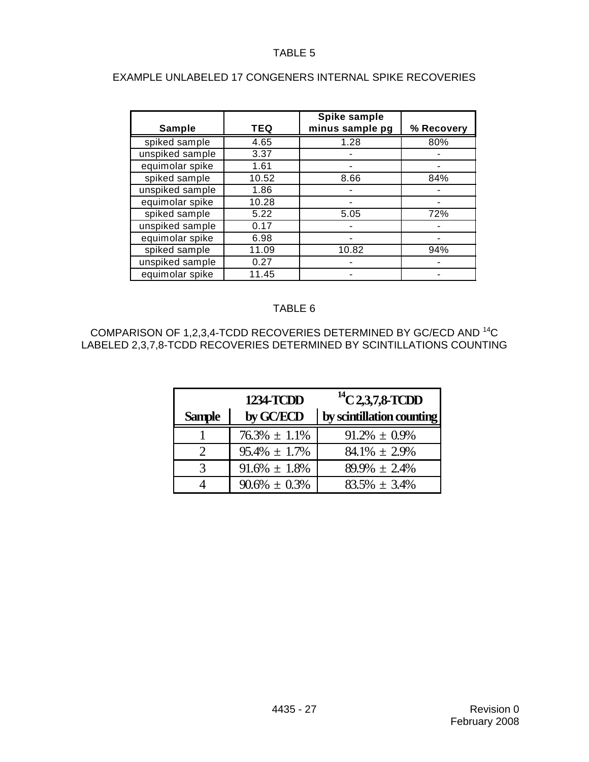TABLE 5

EXAMPLE UNLABELED 17 CONGENERS INTERNAL SPIKE RECOVERIES

| Sample | TEQ | Spike sample minus sample pg | % Recovery |
|---|---|---|---|
| spiked sample | 4.65 | 1.28 | 80% |
| unspiked sample | 3.37 | - | - |
| equimolar spike | 1.61 | - | - |
| spiked sample | 10.52 | 8.66 | 84% |
| unspiked sample | 1.86 | - | - |
| equimolar spike | 10.28 | - | - |
| spiked sample | 5.22 | 5.05 | 72% |
| unspiked sample | 0.17 | - | - |
| equimolar spike | 6.98 | - | - |
| spiked sample | 11.09 | 10.82 | 94% |
| unspiked sample | 0.27 | - | - |
| equimolar spike | 11.45 | - | - |

TABLE 6

COMPARISON OF 1,2,3,4-TCDD RECOVERIES DETERMINED BY GC/ECD AND $^{14}C$ LABELED 2,3,7,8-TCDD RECOVERIES DETERMINED BY SCINTILLATIONS COUNTING

| Sample | 1234-TCDD by GC/ECD | $^{14}C$ 2,3,7,8-TCDD by scintillation counting |
|---|---|---|
| 1 | 76.3% ± 1.1% | 91.2% ± 0.9% |
| 2 | 95.4% ± 1.7% | 84.1% ± 2.9% |
| 3 | 91.6% ± 1.8% | 89.9% ± 2.4% |
| 4 | 90.6% ± 0.3% | 83.5% ± 3.4% |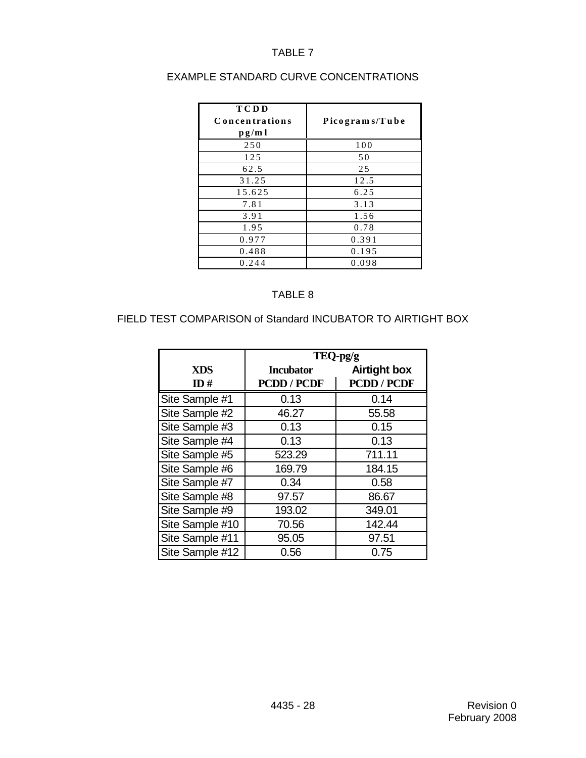TABLE 7

EXAMPLE STANDARD CURVE CONCENTRATIONS

| TCDD Concentrations pg/ml | Picograms/Tube |
|---|---|
| 250 | 100 |
| 125 | 50 |
| 62.5 | 25 |
| 31.25 | 12.5 |
| 15.625 | 6.25 |
| 7.81 | 3.13 |
| 3.91 | 1.56 |
| 1.95 | 0.78 |
| 0.977 | 0.391 |
| 0.488 | 0.195 |
| 0.244 | 0.098 |

TABLE 8

FIELD TEST COMPARISON of Standard INCUBATOR TO AIRTIGHT BOX

| | TEQ-pg/g | |
|---|---|---|
| **XDS ID #** | **Incubator PCDD / PCDF** | **Airtight box PCDD / PCDF** |
| Site Sample #1 | 0.13 | 0.14 |
| Site Sample #2 | 46.27 | 55.58 |
| Site Sample #3 | 0.13 | 0.15 |
| Site Sample #4 | 0.13 | 0.13 |
| Site Sample #5 | 523.29 | 711.11 |
| Site Sample #6 | 169.79 | 184.15 |
| Site Sample #7 | 0.34 | 0.58 |
| Site Sample #8 | 97.57 | 86.67 |
| Site Sample #9 | 193.02 | 349.01 |
| Site Sample #10 | 70.56 | 142.44 |
| Site Sample #11 | 95.05 | 97.51 |
| Site Sample #12 | 0.56 | 0.75 |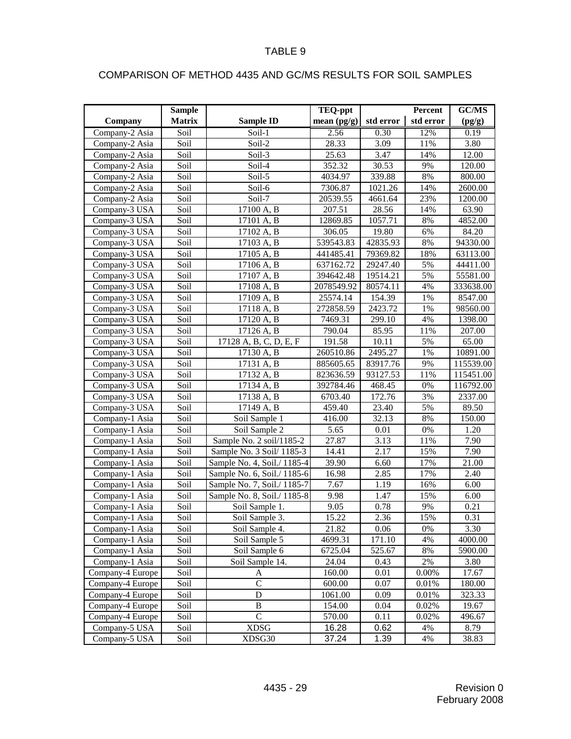# TABLE 9

## COMPARISON OF METHOD 4435 AND GC/MS RESULTS FOR SOIL SAMPLES

| Company | Sample Matrix | Sample ID | TEQ-ppt mean (pg/g) | std error | Percent std error | GC/MS (pg/g) |
|---|---|---|---|---|---|---|
| Company-2 Asia | Soil | Soil-1 | 2.56 | 0.30 | 12% | 0.19 |
| Company-2 Asia | Soil | Soil-2 | 28.33 | 3.09 | 11% | 3.80 |
| Company-2 Asia | Soil | Soil-3 | 25.63 | 3.47 | 14% | 12.00 |
| Company-2 Asia | Soil | Soil-4 | 352.32 | 30.53 | 9% | 120.00 |
| Company-2 Asia | Soil | Soil-5 | 4034.97 | 339.88 | 8% | 800.00 |
| Company-2 Asia | Soil | Soil-6 | 7306.87 | 1021.26 | 14% | 2600.00 |
| Company-2 Asia | Soil | Soil-7 | 20539.55 | 4661.64 | 23% | 1200.00 |
| Company-3 USA | Soil | 17100 A, B | 207.51 | 28.56 | 14% | 63.90 |
| Company-3 USA | Soil | 17101 A, B | 12869.85 | 1057.71 | 8% | 4852.00 |
| Company-3 USA | Soil | 17102 A, B | 306.05 | 19.80 | 6% | 84.20 |
| Company-3 USA | Soil | 17103 A, B | 539543.83 | 42835.93 | 8% | 94330.00 |
| Company-3 USA | Soil | 17105 A, B | 441485.41 | 79369.82 | 18% | 63113.00 |
| Company-3 USA | Soil | 17106 A, B | 637162.72 | 29247.40 | 5% | 44411.00 |
| Company-3 USA | Soil | 17107 A, B | 394642.48 | 19514.21 | 5% | 55581.00 |
| Company-3 USA | Soil | 17108 A, B | 2078549.92 | 80574.11 | 4% | 333638.00 |
| Company-3 USA | Soil | 17109 A, B | 25574.14 | 154.39 | 1% | 8547.00 |
| Company-3 USA | Soil | 17118 A, B | 272858.59 | 2423.72 | 1% | 98560.00 |
| Company-3 USA | Soil | 17120 A, B | 7469.31 | 299.10 | 4% | 1398.00 |
| Company-3 USA | Soil | 17126 A, B | 790.04 | 85.95 | 11% | 207.00 |
| Company-3 USA | Soil | 17128 A, B, C, D, E, F | 191.58 | 10.11 | 5% | 65.00 |
| Company-3 USA | Soil | 17130 A, B | 260510.86 | 2495.27 | 1% | 10891.00 |
| Company-3 USA | Soil | 17131 A, B | 885605.65 | 83917.76 | 9% | 115539.00 |
| Company-3 USA | Soil | 17132 A, B | 823636.59 | 93127.53 | 11% | 115451.00 |
| Company-3 USA | Soil | 17134 A, B | 392784.46 | 468.45 | 0% | 116792.00 |
| Company-3 USA | Soil | 17138 A, B | 6703.40 | 172.76 | 3% | 2337.00 |
| Company-3 USA | Soil | 17149 A, B | 459.40 | 23.40 | 5% | 89.50 |
| Company-1 Asia | Soil | Soil Sample 1 | 416.00 | 32.13 | 8% | 150.00 |
| Company-1 Asia | Soil | Soil Sample 2 | 5.65 | 0.01 | 0% | 1.20 |
| Company-1 Asia | Soil | Sample No. 2 soil/1185-2 | 27.87 | 3.13 | 11% | 7.90 |
| Company-1 Asia | Soil | Sample No. 3 Soil/ 1185-3 | 14.41 | 2.17 | 15% | 7.90 |
| Company-1 Asia | Soil | Sample No. 4, Soil./ 1185-4 | 39.90 | 6.60 | 17% | 21.00 |
| Company-1 Asia | Soil | Sample No. 6, Soil./ 1185-6 | 16.98 | 2.85 | 17% | 2.40 |
| Company-1 Asia | Soil | Sample No. 7, Soil./ 1185-7 | 7.67 | 1.19 | 16% | 6.00 |
| Company-1 Asia | Soil | Sample No. 8, Soil./ 1185-8 | 9.98 | 1.47 | 15% | 6.00 |
| Company-1 Asia | Soil | Soil Sample 1. | 9.05 | 0.78 | 9% | 0.21 |
| Company-1 Asia | Soil | Soil Sample 3. | 15.22 | 2.36 | 15% | 0.31 |
| Company-1 Asia | Soil | Soil Sample 4. | 21.82 | 0.06 | 0% | 3.30 |
| Company-1 Asia | Soil | Soil Sample 5 | 4699.31 | 171.10 | 4% | 4000.00 |
| Company-1 Asia | Soil | Soil Sample 6 | 6725.04 | 525.67 | 8% | 5900.00 |
| Company-1 Asia | Soil | Soil Sample 14. | 24.04 | 0.43 | 2% | 3.80 |
| Company-4 Europe | Soil | A | 160.00 | 0.01 | 0.00% | 17.67 |
| Company-4 Europe | Soil | C | 600.00 | 0.07 | 0.01% | 180.00 |
| Company-4 Europe | Soil | D | 1061.00 | 0.09 | 0.01% | 323.33 |
| Company-4 Europe | Soil | B | 154.00 | 0.04 | 0.02% | 19.67 |
| Company-4 Europe | Soil | C | 570.00 | 0.11 | 0.02% | 496.67 |
| Company-5 USA | Soil | XDSG | 16.28 | 0.62 | 4% | 8.79 |
| Company-5 USA | Soil | XDSG30 | 37.24 | 1.39 | 4% | 38.83 |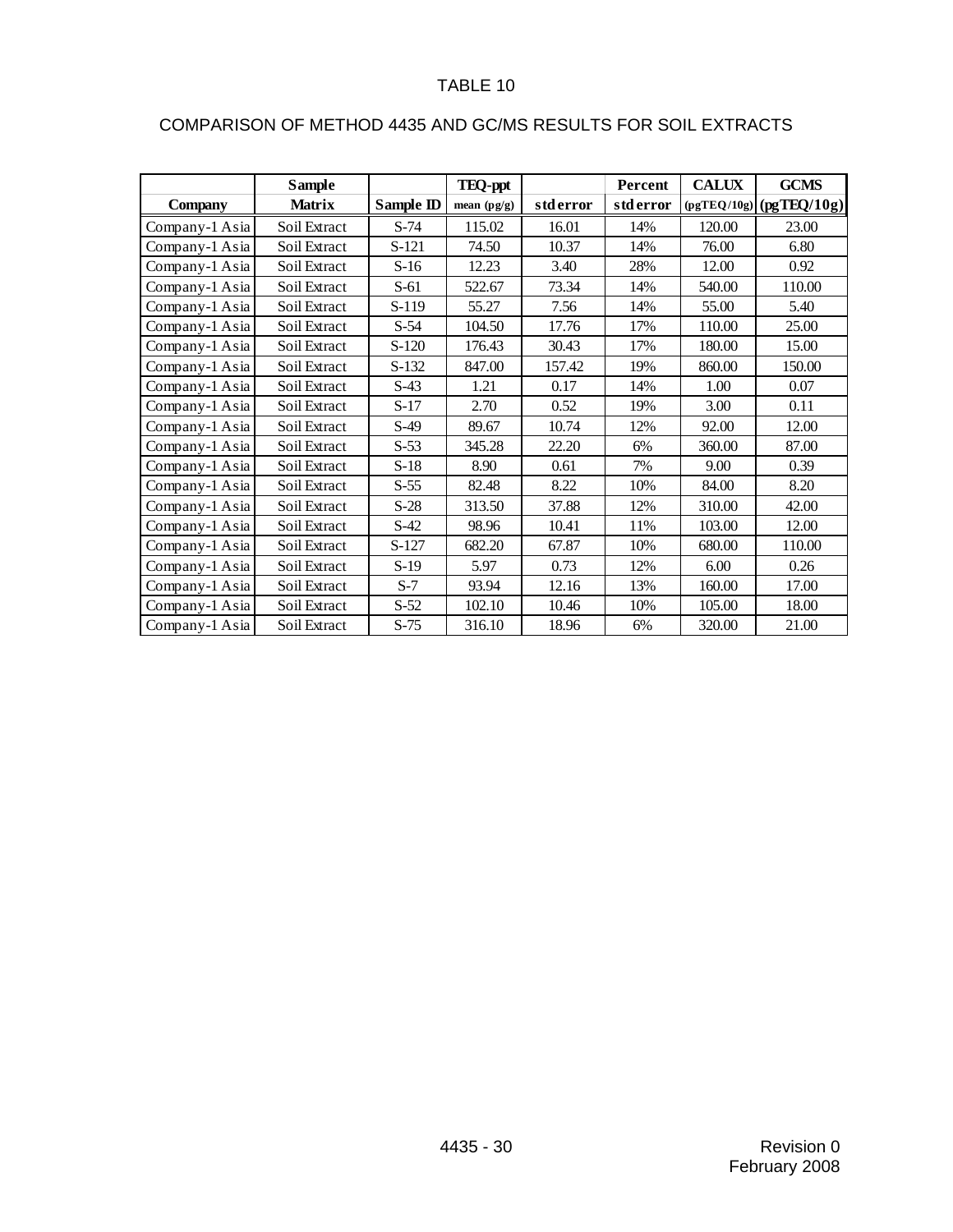TABLE 10

COMPARISON OF METHOD 4435 AND GC/MS RESULTS FOR SOIL EXTRACTS

| Company | Sample Matrix | Sample ID | TEQ-ppt mean (pg/g) | std error | Percent std error | CALUX (pgTEQ/10g) | GCMS (pgTEQ/10g) |
|---|---|---|---|---|---|---|---|
| Company-1 Asia | Soil Extract | S-74 | 115.02 | 16.01 | 14% | 120.00 | 23.00 |
| Company-1 Asia | Soil Extract | S-121 | 74.50 | 10.37 | 14% | 76.00 | 6.80 |
| Company-1 Asia | Soil Extract | S-16 | 12.23 | 3.40 | 28% | 12.00 | 0.92 |
| Company-1 Asia | Soil Extract | S-61 | 522.67 | 73.34 | 14% | 540.00 | 110.00 |
| Company-1 Asia | Soil Extract | S-119 | 55.27 | 7.56 | 14% | 55.00 | 5.40 |
| Company-1 Asia | Soil Extract | S-54 | 104.50 | 17.76 | 17% | 110.00 | 25.00 |
| Company-1 Asia | Soil Extract | S-120 | 176.43 | 30.43 | 17% | 180.00 | 15.00 |
| Company-1 Asia | Soil Extract | S-132 | 847.00 | 157.42 | 19% | 860.00 | 150.00 |
| Company-1 Asia | Soil Extract | S-43 | 1.21 | 0.17 | 14% | 1.00 | 0.07 |
| Company-1 Asia | Soil Extract | S-17 | 2.70 | 0.52 | 19% | 3.00 | 0.11 |
| Company-1 Asia | Soil Extract | S-49 | 89.67 | 10.74 | 12% | 92.00 | 12.00 |
| Company-1 Asia | Soil Extract | S-53 | 345.28 | 22.20 | 6% | 360.00 | 87.00 |
| Company-1 Asia | Soil Extract | S-18 | 8.90 | 0.61 | 7% | 9.00 | 0.39 |
| Company-1 Asia | Soil Extract | S-55 | 82.48 | 8.22 | 10% | 84.00 | 8.20 |
| Company-1 Asia | Soil Extract | S-28 | 313.50 | 37.88 | 12% | 310.00 | 42.00 |
| Company-1 Asia | Soil Extract | S-42 | 98.96 | 10.41 | 11% | 103.00 | 12.00 |
| Company-1 Asia | Soil Extract | S-127 | 682.20 | 67.87 | 10% | 680.00 | 110.00 |
| Company-1 Asia | Soil Extract | S-19 | 5.97 | 0.73 | 12% | 6.00 | 0.26 |
| Company-1 Asia | Soil Extract | S-7 | 93.94 | 12.16 | 13% | 160.00 | 17.00 |
| Company-1 Asia | Soil Extract | S-52 | 102.10 | 10.46 | 10% | 105.00 | 18.00 |
| Company-1 Asia | Soil Extract | S-75 | 316.10 | 18.96 | 6% | 320.00 | 21.00 |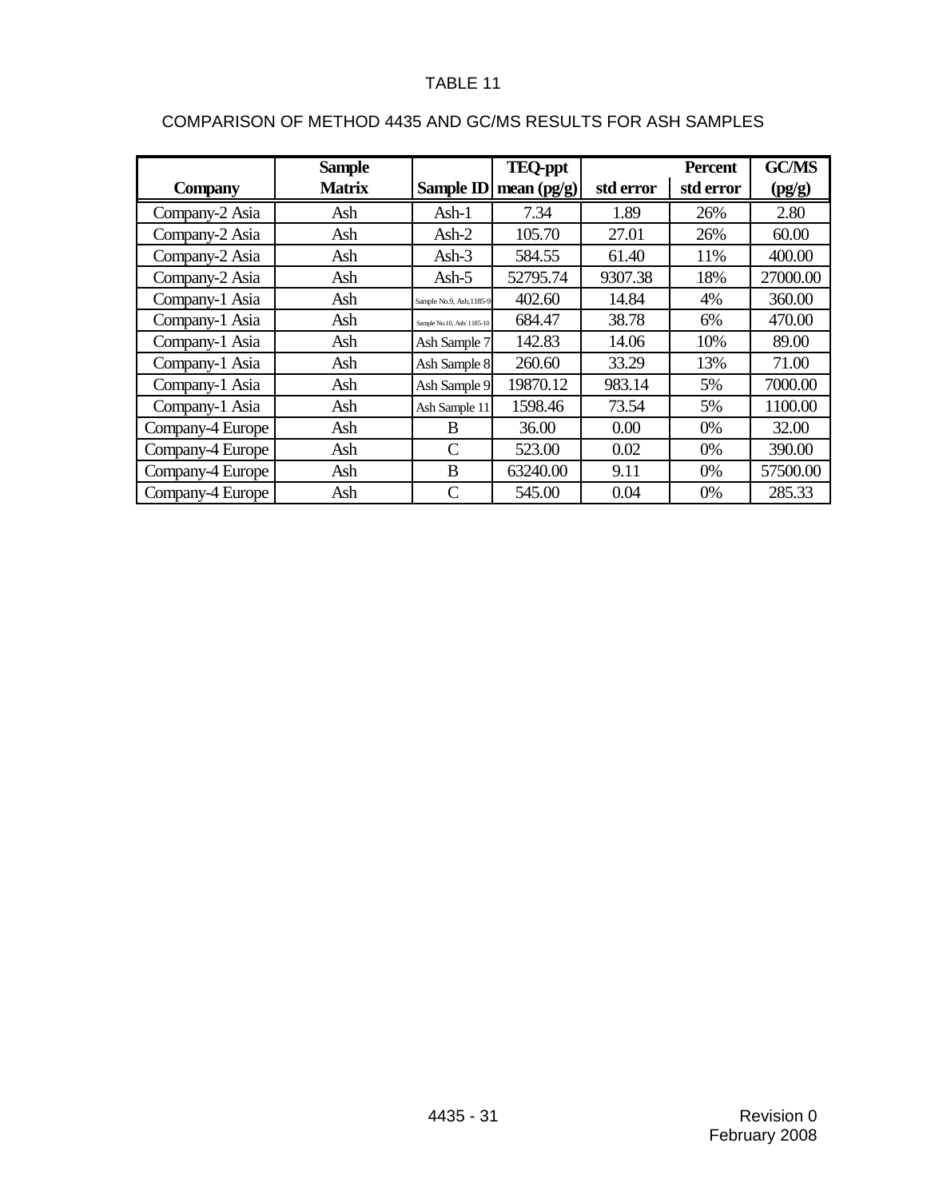TABLE 11

COMPARISON OF METHOD 4435 AND GC/MS RESULTS FOR ASH SAMPLES

| Company | Sample Matrix | Sample ID | TEQ-ppt mean (pg/g) | std error | Percent std error | GC/MS (pg/g) |
|---|---|---|---|---|---|---|
| Company-2 Asia | Ash | Ash-1 | 7.34 | 1.89 | 26% | 2.80 |
| Company-2 Asia | Ash | Ash-2 | 105.70 | 27.01 | 26% | 60.00 |
| Company-2 Asia | Ash | Ash-3 | 584.55 | 61.40 | 11% | 400.00 |
| Company-2 Asia | Ash | Ash-5 | 52795.74 | 9307.38 | 18% | 27000.00 |
| Company-1 Asia | Ash | Sample No.9, Ash,1185-9 | 402.60 | 14.84 | 4% | 360.00 |
| Company-1 Asia | Ash | Sample No.10, Ash/ 1185-10 | 684.47 | 38.78 | 6% | 470.00 |
| Company-1 Asia | Ash | Ash Sample 7 | 142.83 | 14.06 | 10% | 89.00 |
| Company-1 Asia | Ash | Ash Sample 8 | 260.60 | 33.29 | 13% | 71.00 |
| Company-1 Asia | Ash | Ash Sample 9 | 19870.12 | 983.14 | 5% | 7000.00 |
| Company-1 Asia | Ash | Ash Sample 11 | 1598.46 | 73.54 | 5% | 1100.00 |
| Company-4 Europe | Ash | B | 36.00 | 0.00 | 0% | 32.00 |
| Company-4 Europe | Ash | C | 523.00 | 0.02 | 0% | 390.00 |
| Company-4 Europe | Ash | B | 63240.00 | 9.11 | 0% | 57500.00 |
| Company-4 Europe | Ash | C | 545.00 | 0.04 | 0% | 285.33 |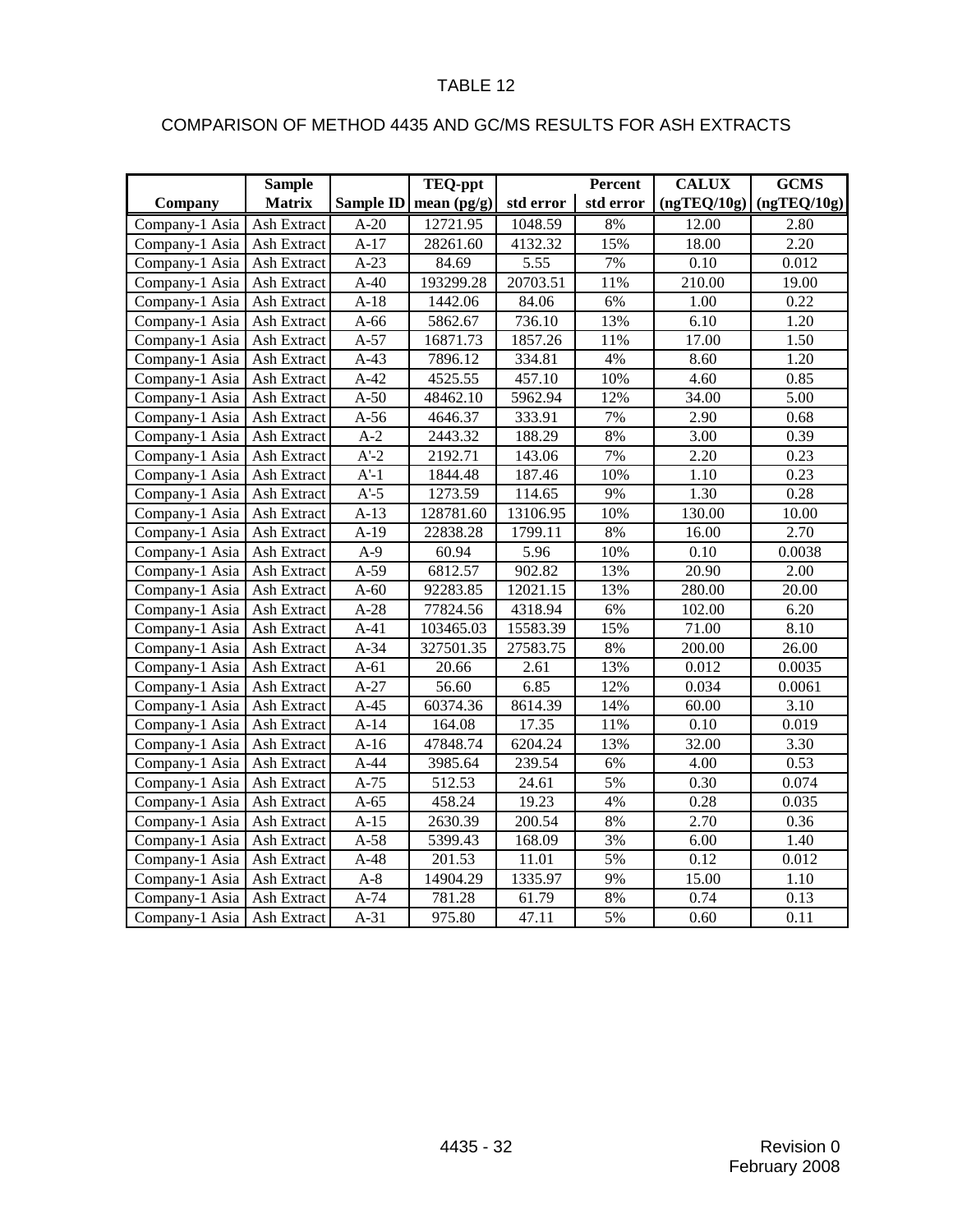# TABLE 12

## COMPARISON OF METHOD 4435 AND GC/MS RESULTS FOR ASH EXTRACTS

| Company | Sample Matrix | Sample ID | TEQ-ppt mean (pg/g) | std error | Percent std error | CALUX (ngTEQ/10g) | GCMS (ngTEQ/10g) |
|---|---|---|---|---|---|---|---|
| Company-1 Asia | Ash Extract | A-20 | 12721.95 | 1048.59 | 8% | 12.00 | 2.80 |
| Company-1 Asia | Ash Extract | A-17 | 28261.60 | 4132.32 | 15% | 18.00 | 2.20 |
| Company-1 Asia | Ash Extract | A-23 | 84.69 | 5.55 | 7% | 0.10 | 0.012 |
| Company-1 Asia | Ash Extract | A-40 | 193299.28 | 20703.51 | 11% | 210.00 | 19.00 |
| Company-1 Asia | Ash Extract | A-18 | 1442.06 | 84.06 | 6% | 1.00 | 0.22 |
| Company-1 Asia | Ash Extract | A-66 | 5862.67 | 736.10 | 13% | 6.10 | 1.20 |
| Company-1 Asia | Ash Extract | A-57 | 16871.73 | 1857.26 | 11% | 17.00 | 1.50 |
| Company-1 Asia | Ash Extract | A-43 | 7896.12 | 334.81 | 4% | 8.60 | 1.20 |
| Company-1 Asia | Ash Extract | A-42 | 4525.55 | 457.10 | 10% | 4.60 | 0.85 |
| Company-1 Asia | Ash Extract | A-50 | 48462.10 | 5962.94 | 12% | 34.00 | 5.00 |
| Company-1 Asia | Ash Extract | A-56 | 4646.37 | 333.91 | 7% | 2.90 | 0.68 |
| Company-1 Asia | Ash Extract | A-2 | 2443.32 | 188.29 | 8% | 3.00 | 0.39 |
| Company-1 Asia | Ash Extract | A'-2 | 2192.71 | 143.06 | 7% | 2.20 | 0.23 |
| Company-1 Asia | Ash Extract | A'-1 | 1844.48 | 187.46 | 10% | 1.10 | 0.23 |
| Company-1 Asia | Ash Extract | A'-5 | 1273.59 | 114.65 | 9% | 1.30 | 0.28 |
| Company-1 Asia | Ash Extract | A-13 | 128781.60 | 13106.95 | 10% | 130.00 | 10.00 |
| Company-1 Asia | Ash Extract | A-19 | 22838.28 | 1799.11 | 8% | 16.00 | 2.70 |
| Company-1 Asia | Ash Extract | A-9 | 60.94 | 5.96 | 10% | 0.10 | 0.0038 |
| Company-1 Asia | Ash Extract | A-59 | 6812.57 | 902.82 | 13% | 20.90 | 2.00 |
| Company-1 Asia | Ash Extract | A-60 | 92283.85 | 12021.15 | 13% | 280.00 | 20.00 |
| Company-1 Asia | Ash Extract | A-28 | 77824.56 | 4318.94 | 6% | 102.00 | 6.20 |
| Company-1 Asia | Ash Extract | A-41 | 103465.03 | 15583.39 | 15% | 71.00 | 8.10 |
| Company-1 Asia | Ash Extract | A-34 | 327501.35 | 27583.75 | 8% | 200.00 | 26.00 |
| Company-1 Asia | Ash Extract | A-61 | 20.66 | 2.61 | 13% | 0.012 | 0.0035 |
| Company-1 Asia | Ash Extract | A-27 | 56.60 | 6.85 | 12% | 0.034 | 0.0061 |
| Company-1 Asia | Ash Extract | A-45 | 60374.36 | 8614.39 | 14% | 60.00 | 3.10 |
| Company-1 Asia | Ash Extract | A-14 | 164.08 | 17.35 | 11% | 0.10 | 0.019 |
| Company-1 Asia | Ash Extract | A-16 | 47848.74 | 6204.24 | 13% | 32.00 | 3.30 |
| Company-1 Asia | Ash Extract | A-44 | 3985.64 | 239.54 | 6% | 4.00 | 0.53 |
| Company-1 Asia | Ash Extract | A-75 | 512.53 | 24.61 | 5% | 0.30 | 0.074 |
| Company-1 Asia | Ash Extract | A-65 | 458.24 | 19.23 | 4% | 0.28 | 0.035 |
| Company-1 Asia | Ash Extract | A-15 | 2630.39 | 200.54 | 8% | 2.70 | 0.36 |
| Company-1 Asia | Ash Extract | A-58 | 5399.43 | 168.09 | 3% | 6.00 | 1.40 |
| Company-1 Asia | Ash Extract | A-48 | 201.53 | 11.01 | 5% | 0.12 | 0.012 |
| Company-1 Asia | Ash Extract | A-8 | 14904.29 | 1335.97 | 9% | 15.00 | 1.10 |
| Company-1 Asia | Ash Extract | A-74 | 781.28 | 61.79 | 8% | 0.74 | 0.13 |
| Company-1 Asia | Ash Extract | A-31 | 975.80 | 47.11 | 5% | 0.60 | 0.11 |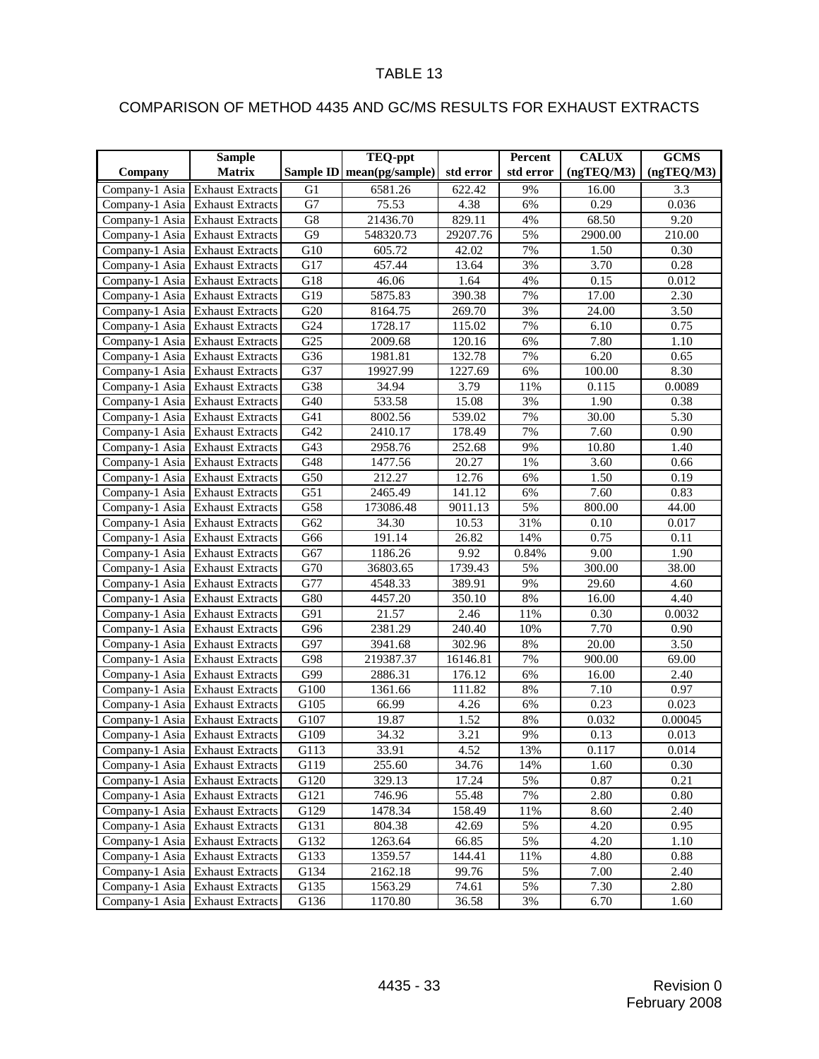TABLE 13

COMPARISON OF METHOD 4435 AND GC/MS RESULTS FOR EXHAUST EXTRACTS

| Company | Sample Matrix | Sample ID | TEQ-ppt mean(pg/sample) | std error | Percent std error | CALUX (ngTEQ/M3) | GCMS (ngTEQ/M3) |
|---|---|---|---|---|---|---|---|
| Company-1 Asia | Exhaust Extracts | G1 | 6581.26 | 622.42 | 9% | 16.00 | 3.3 |
| Company-1 Asia | Exhaust Extracts | G7 | 75.53 | 4.38 | 6% | 0.29 | 0.036 |
| Company-1 Asia | Exhaust Extracts | G8 | 21436.70 | 829.11 | 4% | 68.50 | 9.20 |
| Company-1 Asia | Exhaust Extracts | G9 | 548320.73 | 29207.76 | 5% | 2900.00 | 210.00 |
| Company-1 Asia | Exhaust Extracts | G10 | 605.72 | 42.02 | 7% | 1.50 | 0.30 |
| Company-1 Asia | Exhaust Extracts | G17 | 457.44 | 13.64 | 3% | 3.70 | 0.28 |
| Company-1 Asia | Exhaust Extracts | G18 | 46.06 | 1.64 | 4% | 0.15 | 0.012 |
| Company-1 Asia | Exhaust Extracts | G19 | 5875.83 | 390.38 | 7% | 17.00 | 2.30 |
| Company-1 Asia | Exhaust Extracts | G20 | 8164.75 | 269.70 | 3% | 24.00 | 3.50 |
| Company-1 Asia | Exhaust Extracts | G24 | 1728.17 | 115.02 | 7% | 6.10 | 0.75 |
| Company-1 Asia | Exhaust Extracts | G25 | 2009.68 | 120.16 | 6% | 7.80 | 1.10 |
| Company-1 Asia | Exhaust Extracts | G36 | 1981.81 | 132.78 | 7% | 6.20 | 0.65 |
| Company-1 Asia | Exhaust Extracts | G37 | 19927.99 | 1227.69 | 6% | 100.00 | 8.30 |
| Company-1 Asia | Exhaust Extracts | G38 | 34.94 | 3.79 | 11% | 0.115 | 0.0089 |
| Company-1 Asia | Exhaust Extracts | G40 | 533.58 | 15.08 | 3% | 1.90 | 0.38 |
| Company-1 Asia | Exhaust Extracts | G41 | 8002.56 | 539.02 | 7% | 30.00 | 5.30 |
| Company-1 Asia | Exhaust Extracts | G42 | 2410.17 | 178.49 | 7% | 7.60 | 0.90 |
| Company-1 Asia | Exhaust Extracts | G43 | 2958.76 | 252.68 | 9% | 10.80 | 1.40 |
| Company-1 Asia | Exhaust Extracts | G48 | 1477.56 | 20.27 | 1% | 3.60 | 0.66 |
| Company-1 Asia | Exhaust Extracts | G50 | 212.27 | 12.76 | 6% | 1.50 | 0.19 |
| Company-1 Asia | Exhaust Extracts | G51 | 2465.49 | 141.12 | 6% | 7.60 | 0.83 |
| Company-1 Asia | Exhaust Extracts | G58 | 173086.48 | 9011.13 | 5% | 800.00 | 44.00 |
| Company-1 Asia | Exhaust Extracts | G62 | 34.30 | 10.53 | 31% | 0.10 | 0.017 |
| Company-1 Asia | Exhaust Extracts | G66 | 191.14 | 26.82 | 14% | 0.75 | 0.11 |
| Company-1 Asia | Exhaust Extracts | G67 | 1186.26 | 9.92 | 0.84% | 9.00 | 1.90 |
| Company-1 Asia | Exhaust Extracts | G70 | 36803.65 | 1739.43 | 5% | 300.00 | 38.00 |
| Company-1 Asia | Exhaust Extracts | G77 | 4548.33 | 389.91 | 9% | 29.60 | 4.60 |
| Company-1 Asia | Exhaust Extracts | G80 | 4457.20 | 350.10 | 8% | 16.00 | 4.40 |
| Company-1 Asia | Exhaust Extracts | G91 | 21.57 | 2.46 | 11% | 0.30 | 0.0032 |
| Company-1 Asia | Exhaust Extracts | G96 | 2381.29 | 240.40 | 10% | 7.70 | 0.90 |
| Company-1 Asia | Exhaust Extracts | G97 | 3941.68 | 302.96 | 8% | 20.00 | 3.50 |
| Company-1 Asia | Exhaust Extracts | G98 | 219387.37 | 16146.81 | 7% | 900.00 | 69.00 |
| Company-1 Asia | Exhaust Extracts | G99 | 2886.31 | 176.12 | 6% | 16.00 | 2.40 |
| Company-1 Asia | Exhaust Extracts | G100 | 1361.66 | 111.82 | 8% | 7.10 | 0.97 |
| Company-1 Asia | Exhaust Extracts | G105 | 66.99 | 4.26 | 6% | 0.23 | 0.023 |
| Company-1 Asia | Exhaust Extracts | G107 | 19.87 | 1.52 | 8% | 0.032 | 0.00045 |
| Company-1 Asia | Exhaust Extracts | G109 | 34.32 | 3.21 | 9% | 0.13 | 0.013 |
| Company-1 Asia | Exhaust Extracts | G113 | 33.91 | 4.52 | 13% | 0.117 | 0.014 |
| Company-1 Asia | Exhaust Extracts | G119 | 255.60 | 34.76 | 14% | 1.60 | 0.30 |
| Company-1 Asia | Exhaust Extracts | G120 | 329.13 | 17.24 | 5% | 0.87 | 0.21 |
| Company-1 Asia | Exhaust Extracts | G121 | 746.96 | 55.48 | 7% | 2.80 | 0.80 |
| Company-1 Asia | Exhaust Extracts | G129 | 1478.34 | 158.49 | 11% | 8.60 | 2.40 |
| Company-1 Asia | Exhaust Extracts | G131 | 804.38 | 42.69 | 5% | 4.20 | 0.95 |
| Company-1 Asia | Exhaust Extracts | G132 | 1263.64 | 66.85 | 5% | 4.20 | 1.10 |
| Company-1 Asia | Exhaust Extracts | G133 | 1359.57 | 144.41 | 11% | 4.80 | 0.88 |
| Company-1 Asia | Exhaust Extracts | G134 | 2162.18 | 99.76 | 5% | 7.00 | 2.40 |
| Company-1 Asia | Exhaust Extracts | G135 | 1563.29 | 74.61 | 5% | 7.30 | 2.80 |
| Company-1 Asia | Exhaust Extracts | G136 | 1170.80 | 36.58 | 3% | 6.70 | 1.60 |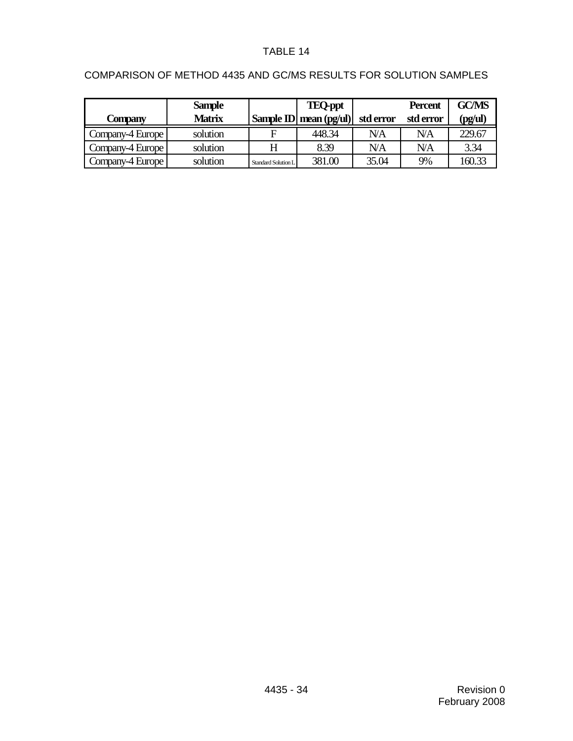# TABLE 14

## COMPARISON OF METHOD 4435 AND GC/MS RESULTS FOR SOLUTION SAMPLES

| Company | Sample Matrix | Sample ID | TEQ-ppt mean (pg/ul) | std error | Percent std error | GC/MS (pg/ul) |
|---|---|---|---|---|---|---|
| Company-4 Europe | solution | F | 448.34 | N/A | N/A | 229.67 |
| Company-4 Europe | solution | H | 8.39 | N/A | N/A | 3.34 |
| Company-4 Europe | solution | Standard Solution L | 381.00 | 35.04 | 9% | 160.33 |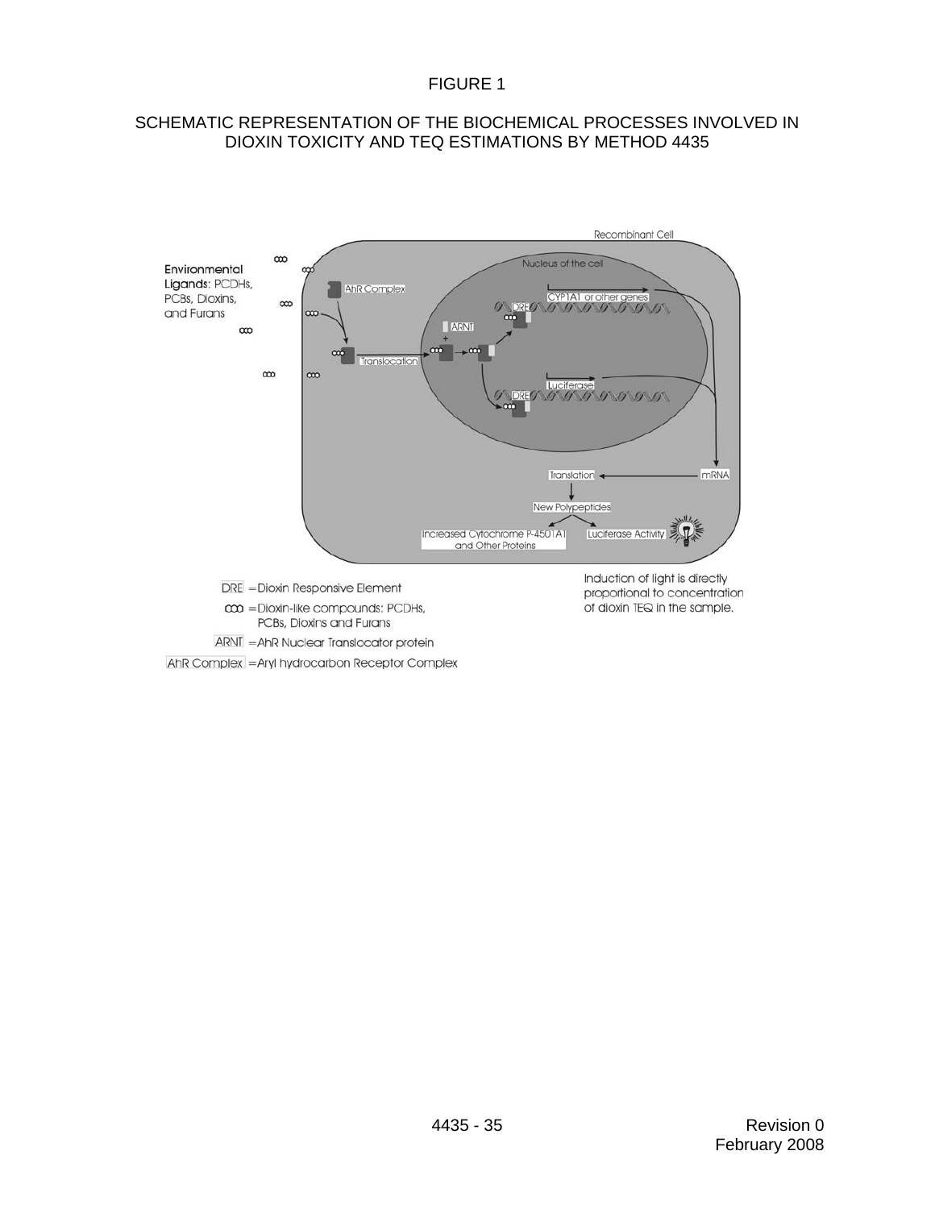# FIGURE 1

## SCHEMATIC REPRESENTATION OF THE BIOCHEMICAL PROCESSES INVOLVED IN DIOXIN TOXICITY AND TEQ ESTIMATIONS BY METHOD 4435

Recombinant Cell

Environmental Ligands: PCDHs, PCBs, Dioxins, and Furans

AhR Complex

Translocation

Nucleus of the cell

ARNT

DRE

CYP1A1 or other genes

Luciferase

mRNA

Translation

New Polypeptides

Increased Cytochrome P-4501A1 and Other Proteins

Luciferase Activity

DRE = Dioxin Responsive Element

ooo = Dioxin-like compounds: PCDHs, PCBs, Dioxins and Furans

ARNT = AhR Nuclear Translocator protein

AhR Complex = Aryl hydrocarbon Receptor Complex

Induction of light is directly proportional to concentration of dioxin TEQ in the sample.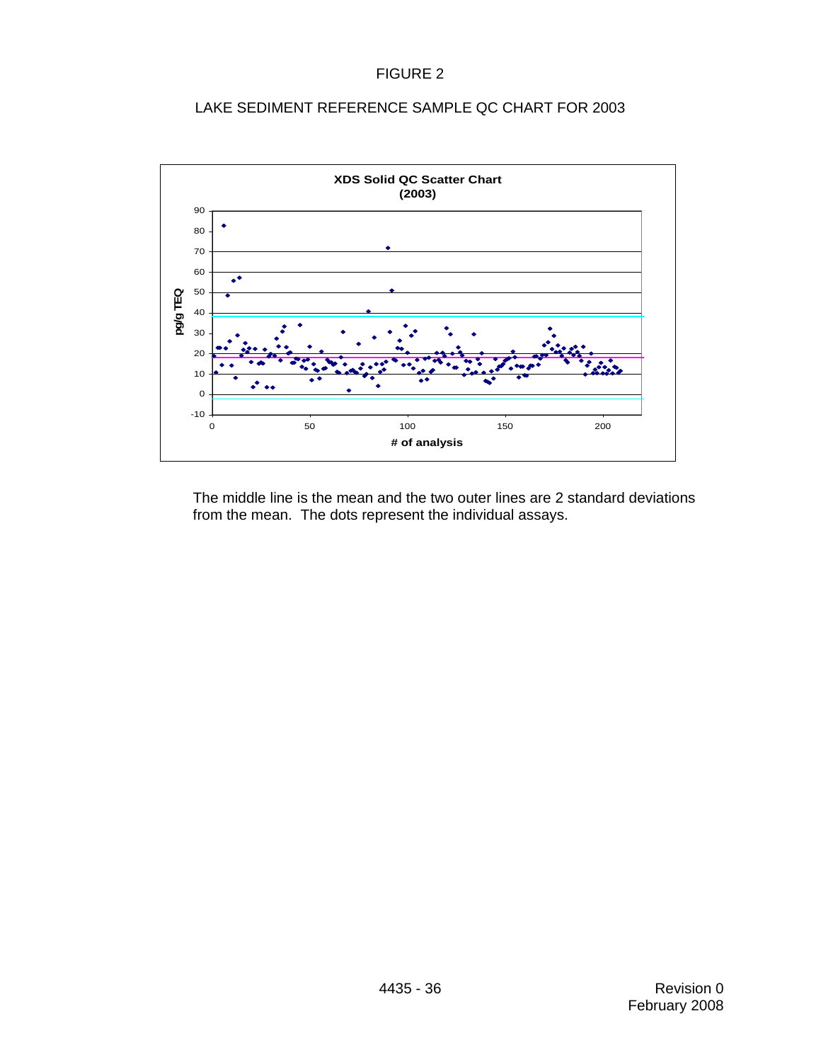FIGURE 2

LAKE SEDIMENT REFERENCE SAMPLE QC CHART FOR 2003

**XDS Solid QC Scatter Chart (2003)**

The middle line is the mean and the two outer lines are 2 standard deviations from the mean. The dots represent the individual assays.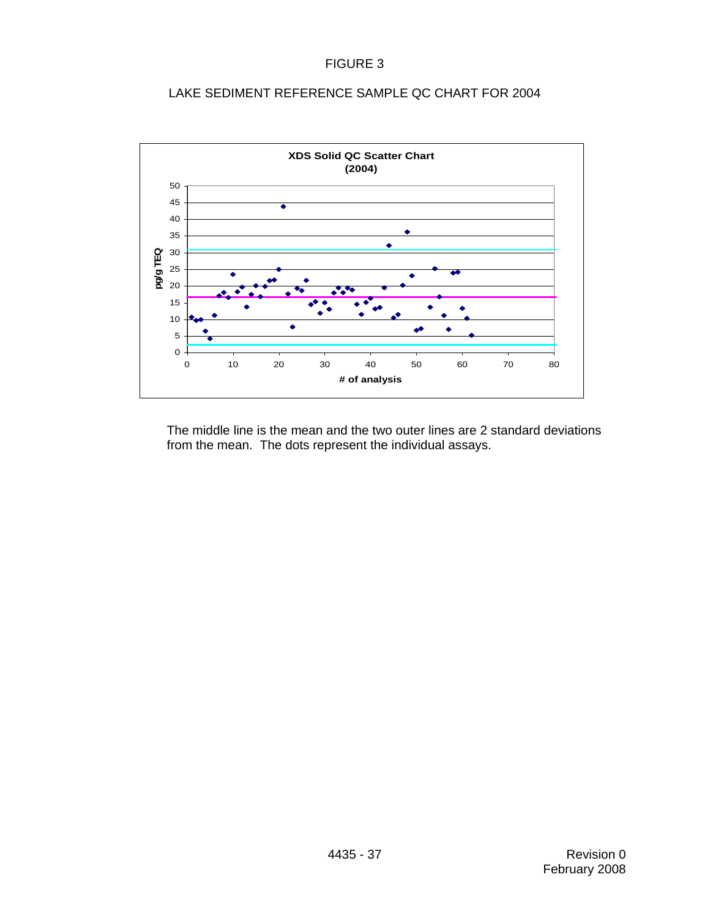FIGURE 3

LAKE SEDIMENT REFERENCE SAMPLE QC CHART FOR 2004

The middle line is the mean and the two outer lines are 2 standard deviations from the mean. The dots represent the individual assays.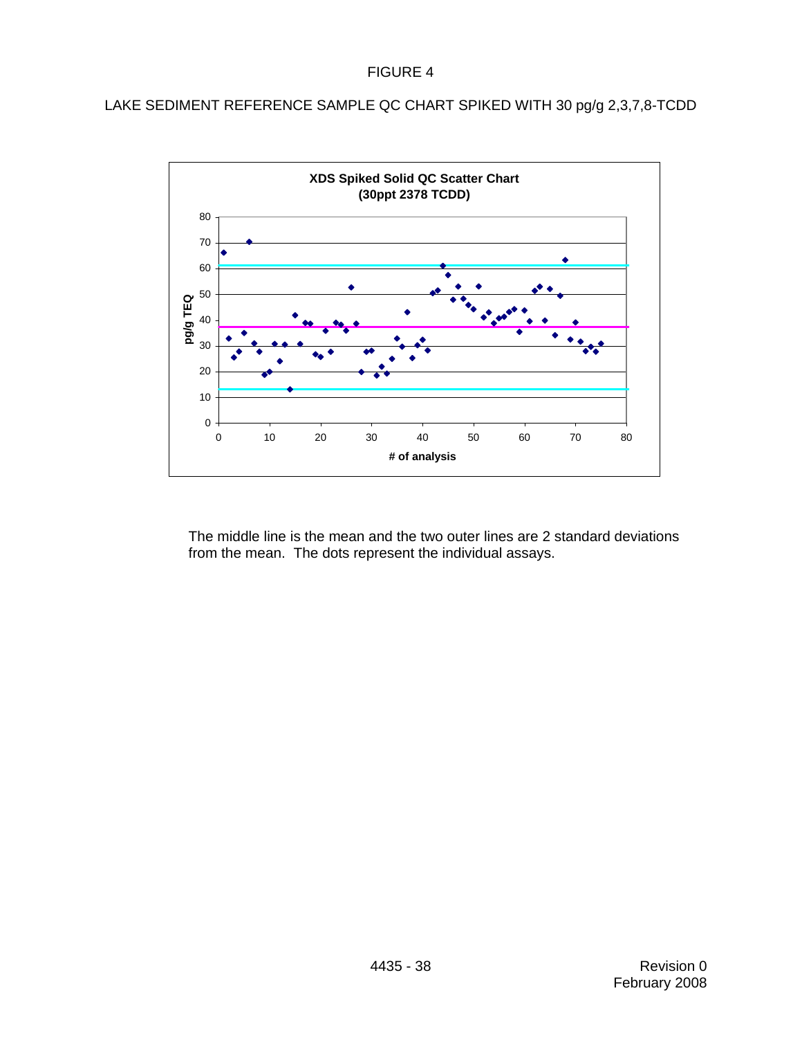FIGURE 4

LAKE SEDIMENT REFERENCE SAMPLE QC CHART SPIKED WITH 30 pg/g 2,3,7,8-TCDD

The middle line is the mean and the two outer lines are 2 standard deviations from the mean. The dots represent the individual assays.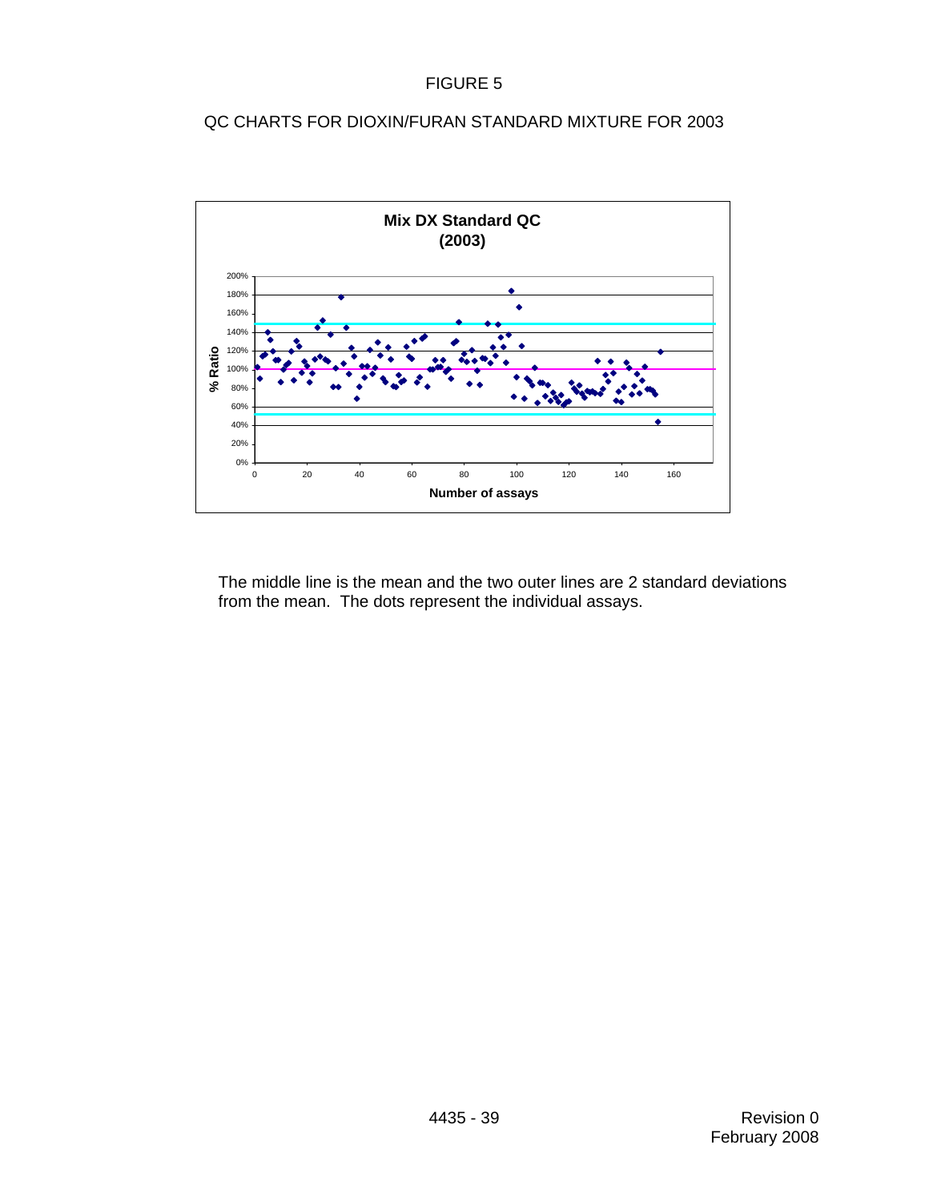FIGURE 5

QC CHARTS FOR DIOXIN/FURAN STANDARD MIXTURE FOR 2003

**Mix DX Standard QC (2003)**

The middle line is the mean and the two outer lines are 2 standard deviations from the mean. The dots represent the individual assays.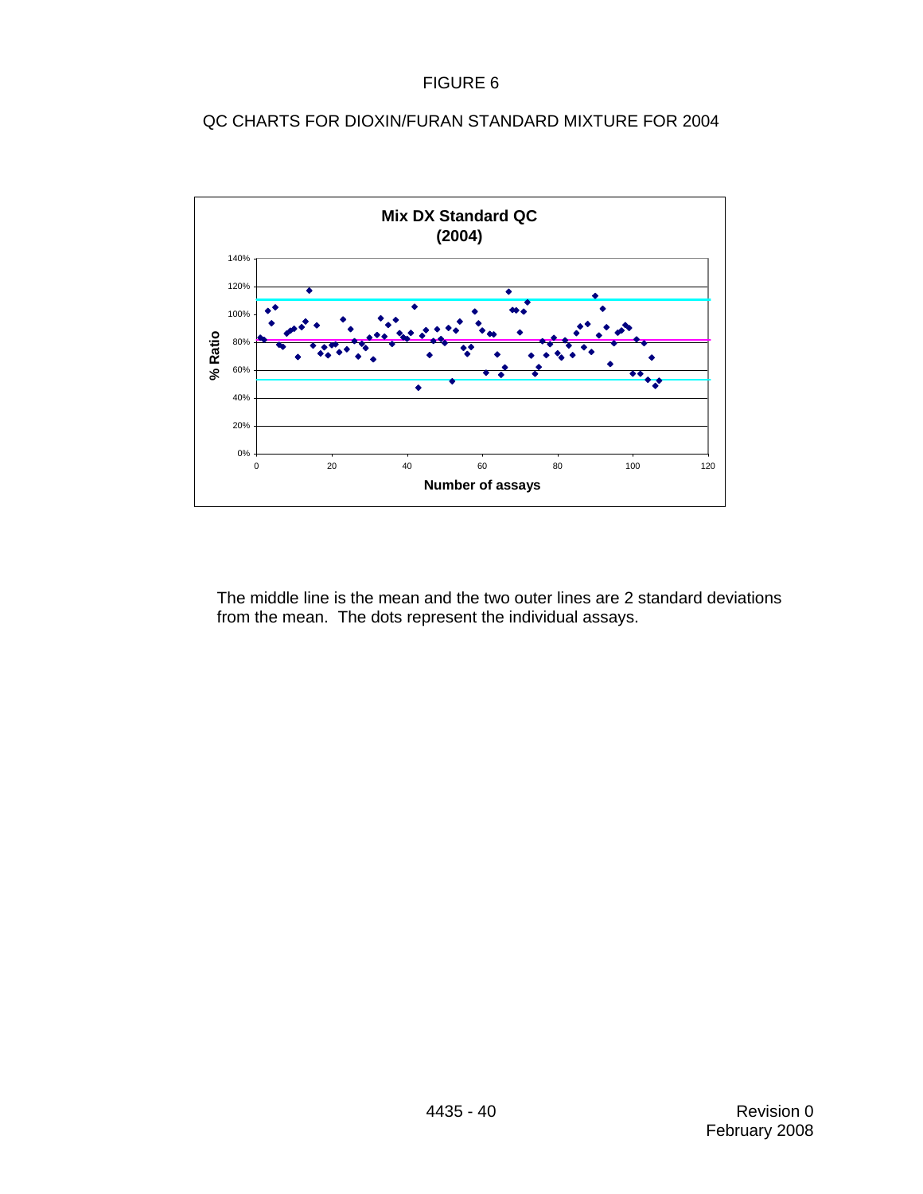FIGURE 6

QC CHARTS FOR DIOXIN/FURAN STANDARD MIXTURE FOR 2004

The middle line is the mean and the two outer lines are 2 standard deviations from the mean. The dots represent the individual assays.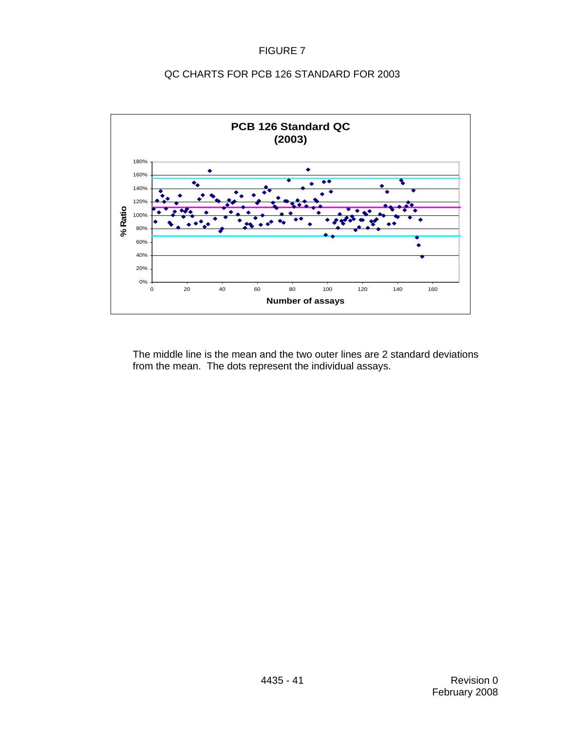FIGURE 7

QC CHARTS FOR PCB 126 STANDARD FOR 2003

The middle line is the mean and the two outer lines are 2 standard deviations from the mean. The dots represent the individual assays.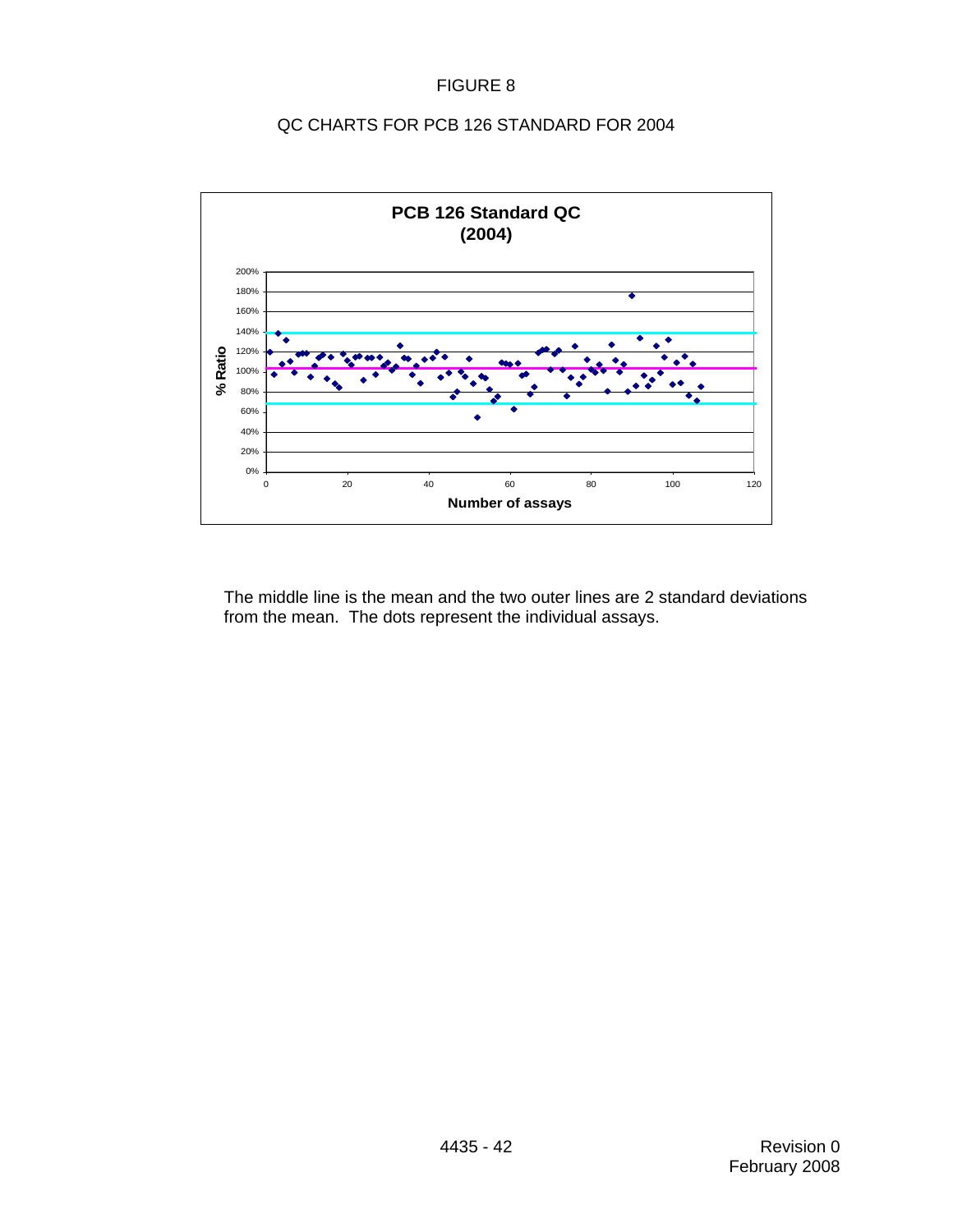FIGURE 8

QC CHARTS FOR PCB 126 STANDARD FOR 2004

The middle line is the mean and the two outer lines are 2 standard deviations from the mean. The dots represent the individual assays.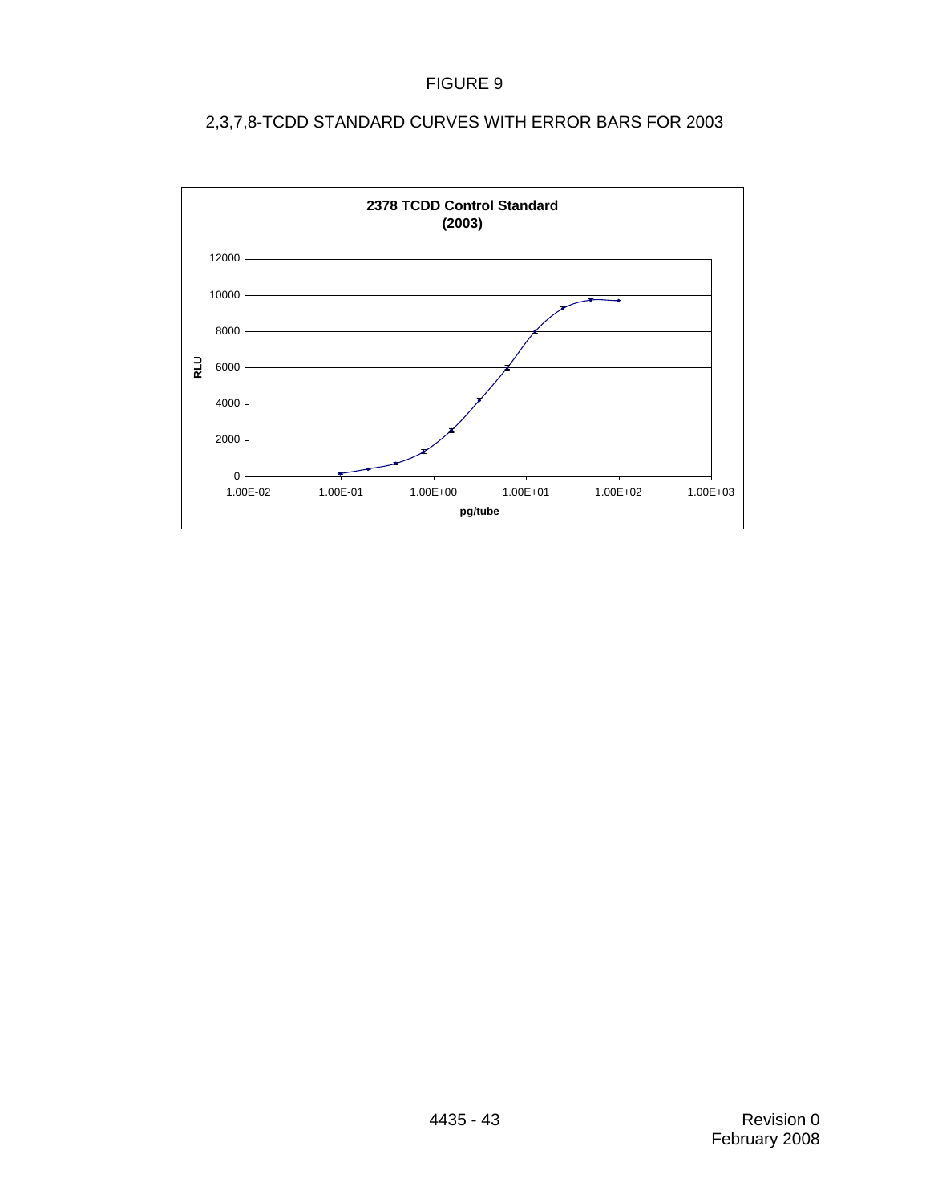FIGURE 9

2,3,7,8-TCDD STANDARD CURVES WITH ERROR BARS FOR 2003

**2378 TCDD Control Standard (2003)**

RLU

12000
10000
8000
6000
4000
2000
0

1.00E-02 1.00E-01 1.00E+00 1.00E+01 1.00E+02 1.00E+03

pg/tube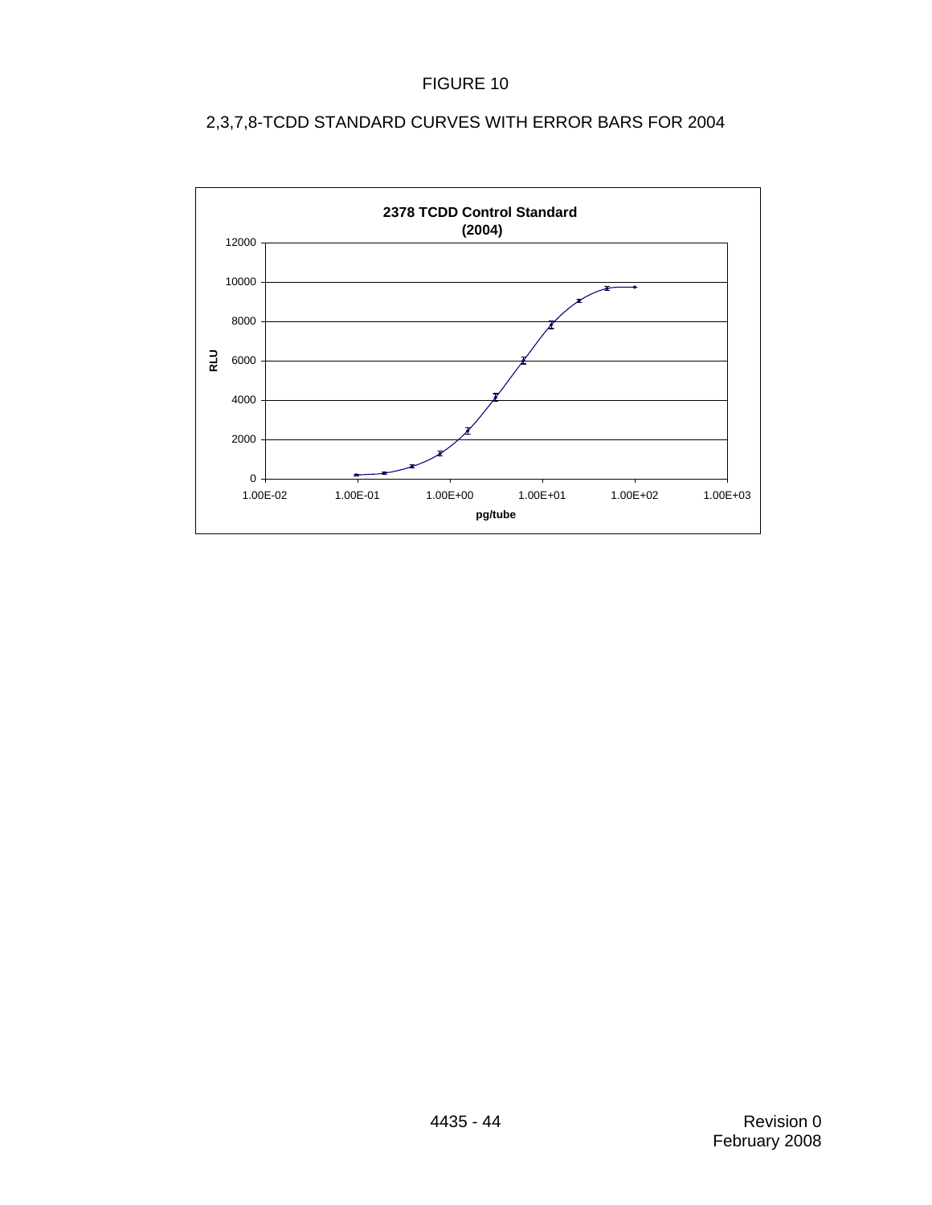FIGURE 10

2,3,7,8-TCDD STANDARD CURVES WITH ERROR BARS FOR 2004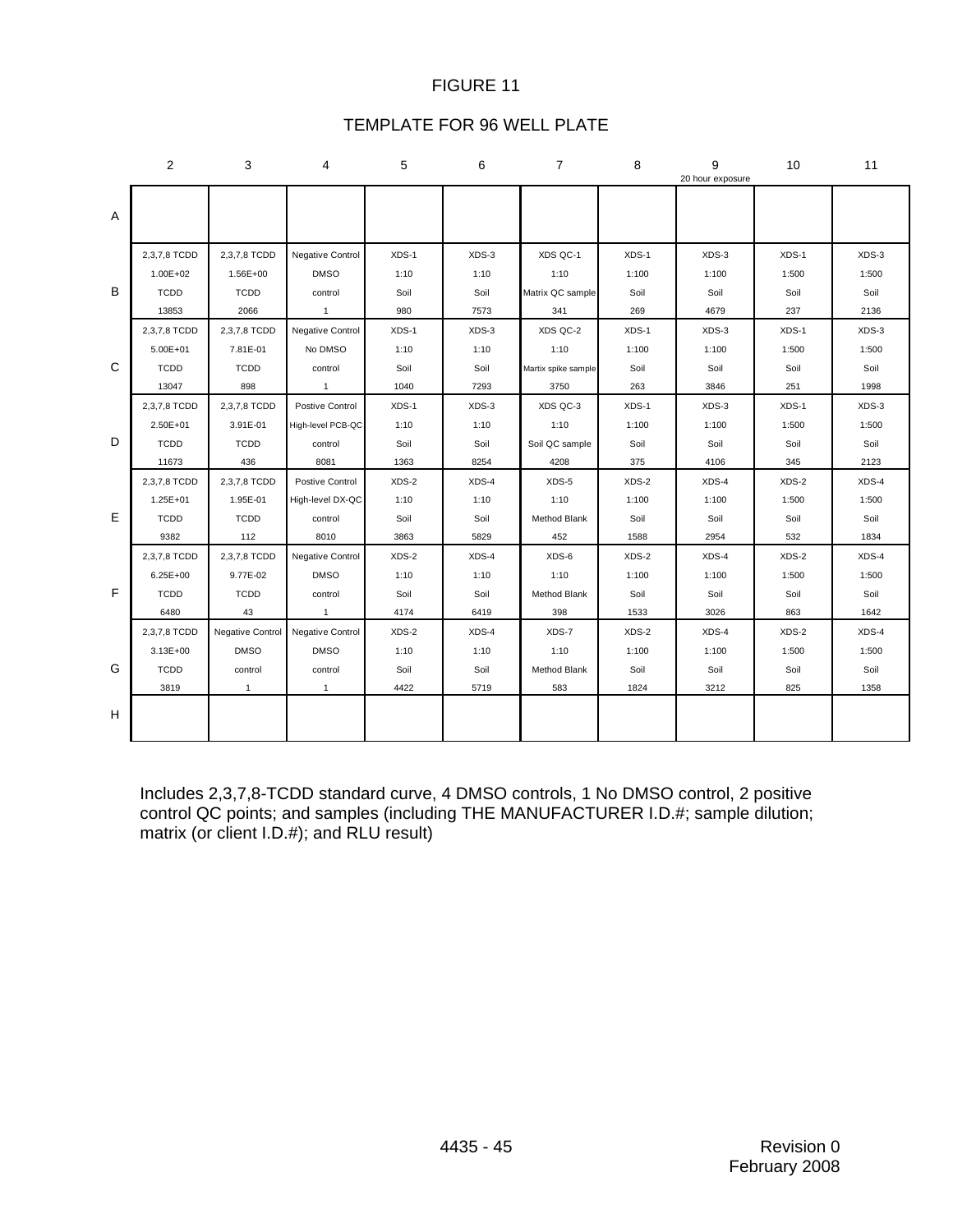# FIGURE 11

## TEMPLATE FOR 96 WELL PLATE

| | 2 | 3 | 4 | 5 | 6 | 7 | 8 | 9<br>20 hour exposure | 10 | 11 |
|---|---|---|---|---|---|---|---|---|---|---|
| A | | | | | | | | | | |
| B | 2,3,7,8 TCDD<br>1.00E+02<br>TCDD<br>13853 | 2,3,7,8 TCDD<br>1.56E+00<br>TCDD<br>2066 | Negative Control<br>DMSO<br>control<br>1 | XDS-1<br>1:10<br>Soil<br>980 | XDS-3<br>1:10<br>Soil<br>7573 | XDS QC-1<br>1:10<br>Matrix QC sample<br>341 | XDS-1<br>1:100<br>Soil<br>269 | XDS-3<br>1:100<br>Soil<br>4679 | XDS-1<br>1:500<br>Soil<br>237 | XDS-3<br>1:500<br>Soil<br>2136 |
| C | 2,3,7,8 TCDD<br>5.00E+01<br>TCDD<br>13047 | 2,3,7,8 TCDD<br>7.81E-01<br>TCDD<br>898 | Negative Control<br>No DMSO<br>control<br>1 | XDS-1<br>1:10<br>Soil<br>1040 | XDS-3<br>1:10<br>Soil<br>7293 | XDS QC-2<br>1:10<br>Martix spike sample<br>3750 | XDS-1<br>1:100<br>Soil<br>263 | XDS-3<br>1:100<br>Soil<br>3846 | XDS-1<br>1:500<br>Soil<br>251 | XDS-3<br>1:500<br>Soil<br>1998 |
| D | 2,3,7,8 TCDD<br>2.50E+01<br>TCDD<br>11673 | 2,3,7,8 TCDD<br>3.91E-01<br>TCDD<br>436 | Postive Control<br>High-level PCB-QC<br>control<br>8081 | XDS-1<br>1:10<br>Soil<br>1363 | XDS-3<br>1:10<br>Soil<br>8254 | XDS QC-3<br>1:10<br>Soil QC sample<br>4208 | XDS-1<br>1:100<br>Soil<br>375 | XDS-3<br>1:100<br>Soil<br>4106 | XDS-1<br>1:500<br>Soil<br>345 | XDS-3<br>1:500<br>Soil<br>2123 |
| E | 2,3,7,8 TCDD<br>1.25E+01<br>TCDD<br>9382 | 2,3,7,8 TCDD<br>1.95E-01<br>TCDD<br>112 | Postive Control<br>High-level DX-QC<br>control<br>8010 | XDS-2<br>1:10<br>Soil<br>3863 | XDS-4<br>1:10<br>Soil<br>5829 | XDS-5<br>1:10<br>Method Blank<br>452 | XDS-2<br>1:100<br>Soil<br>1588 | XDS-4<br>1:100<br>Soil<br>2954 | XDS-2<br>1:500<br>Soil<br>532 | XDS-4<br>1:500<br>Soil<br>1834 |
| F | 2,3,7,8 TCDD<br>6.25E+00<br>TCDD<br>6480 | 2,3,7,8 TCDD<br>9.77E-02<br>TCDD<br>43 | Negative Control<br>DMSO<br>control<br>1 | XDS-2<br>1:10<br>Soil<br>4174 | XDS-4<br>1:10<br>Soil<br>6419 | XDS-6<br>1:10<br>Method Blank<br>398 | XDS-2<br>1:100<br>Soil<br>1533 | XDS-4<br>1:100<br>Soil<br>3026 | XDS-2<br>1:500<br>Soil<br>863 | XDS-4<br>1:500<br>Soil<br>1642 |
| G | 2,3,7,8 TCDD<br>3.13E+00<br>TCDD<br>3819 | Negative Control<br>DMSO<br>control<br>1 | Negative Control<br>DMSO<br>control<br>1 | XDS-2<br>1:10<br>Soil<br>4422 | XDS-4<br>1:10<br>Soil<br>5719 | XDS-7<br>1:10<br>Method Blank<br>583 | XDS-2<br>1:100<br>Soil<br>1824 | XDS-4<br>1:100<br>Soil<br>3212 | XDS-2<br>1:500<br>Soil<br>825 | XDS-4<br>1:500<br>Soil<br>1358 |
| H | | | | | | | | | | |

Includes 2,3,7,8-TCDD standard curve, 4 DMSO controls, 1 No DMSO control, 2 positive control QC points; and samples (including THE MANUFACTURER I.D.#; sample dilution; matrix (or client I.D.#); and RLU result)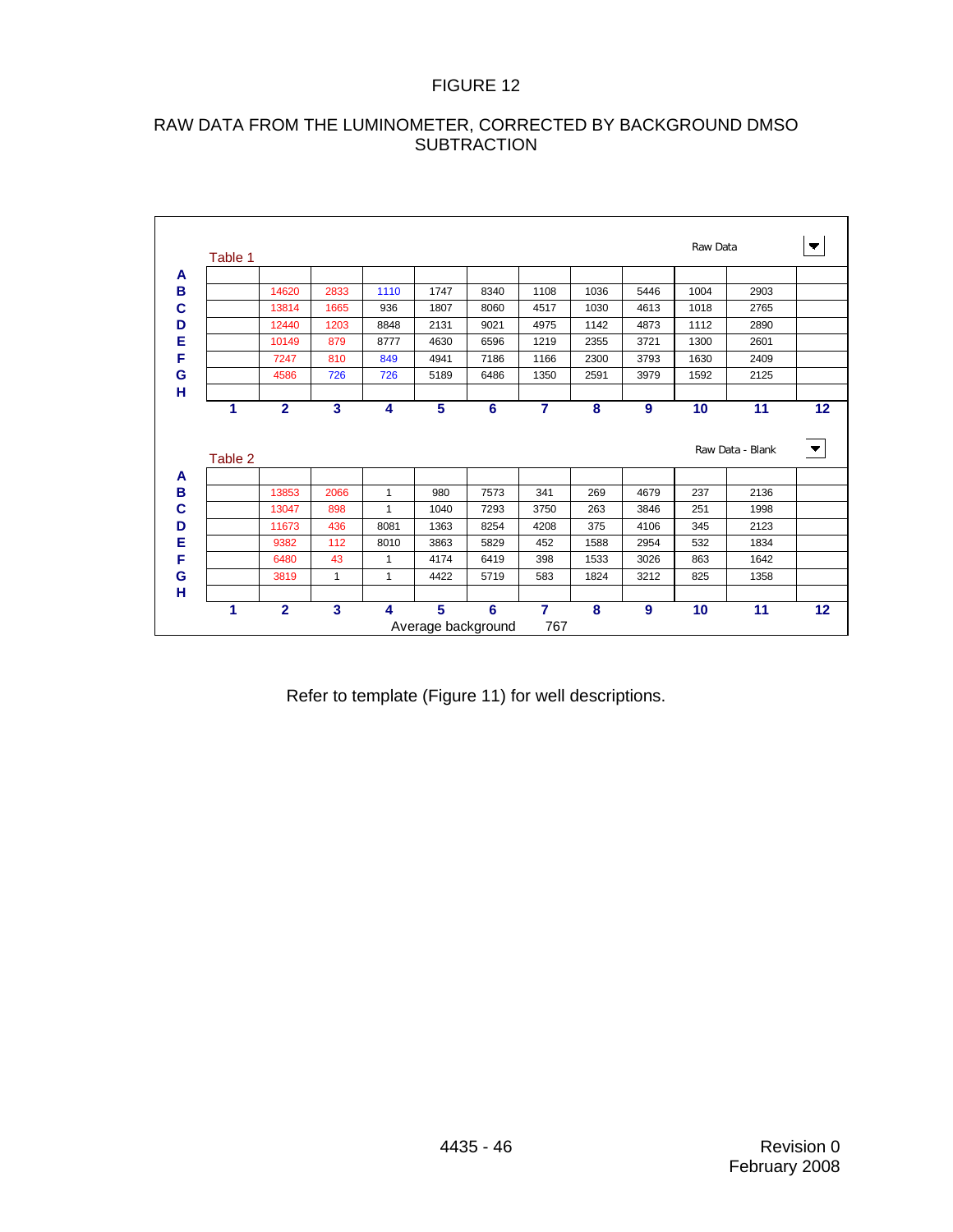# FIGURE 12

## RAW DATA FROM THE LUMINOMETER, CORRECTED BY BACKGROUND DMSO SUBTRACTION

**Table 1** — Raw Data

| | 1 | 2 | 3 | 4 | 5 | 6 | 7 | 8 | 9 | 10 | 11 | 12 |
|---|---|---|---|---|---|---|---|---|---|---|---|---|
| A | | | | | | | | | | | | |
| B | | 14620 | 2833 | 1110 | 1747 | 8340 | 1108 | 1036 | 5446 | 1004 | 2903 | |
| C | | 13814 | 1665 | 936 | 1807 | 8060 | 4517 | 1030 | 4613 | 1018 | 2765 | |
| D | | 12440 | 1203 | 8848 | 2131 | 9021 | 4975 | 1142 | 4873 | 1112 | 2890 | |
| E | | 10149 | 879 | 8777 | 4630 | 6596 | 1219 | 2355 | 3721 | 1300 | 2601 | |
| F | | 7247 | 810 | 849 | 4941 | 7186 | 1166 | 2300 | 3793 | 1630 | 2409 | |
| G | | 4586 | 726 | 726 | 5189 | 6486 | 1350 | 2591 | 3979 | 1592 | 2125 | |
| H | | | | | | | | | | | | |

**Table 2** — Raw Data - Blank

| | 1 | 2 | 3 | 4 | 5 | 6 | 7 | 8 | 9 | 10 | 11 | 12 |
|---|---|---|---|---|---|---|---|---|---|---|---|---|
| A | | | | | | | | | | | | |
| B | | 13853 | 2066 | 1 | 980 | 7573 | 341 | 269 | 4679 | 237 | 2136 | |
| C | | 13047 | 898 | 1 | 1040 | 7293 | 3750 | 263 | 3846 | 251 | 1998 | |
| D | | 11673 | 436 | 8081 | 1363 | 8254 | 4208 | 375 | 4106 | 345 | 2123 | |
| E | | 9382 | 112 | 8010 | 3863 | 5829 | 452 | 1588 | 2954 | 532 | 1834 | |
| F | | 6480 | 43 | 1 | 4174 | 6419 | 398 | 1533 | 3026 | 863 | 1642 | |
| G | | 3819 | 1 | 1 | 4422 | 5719 | 583 | 1824 | 3212 | 825 | 1358 | |
| H | | | | | | | | | | | | |

Average background 767

Refer to template (Figure 11) for well descriptions.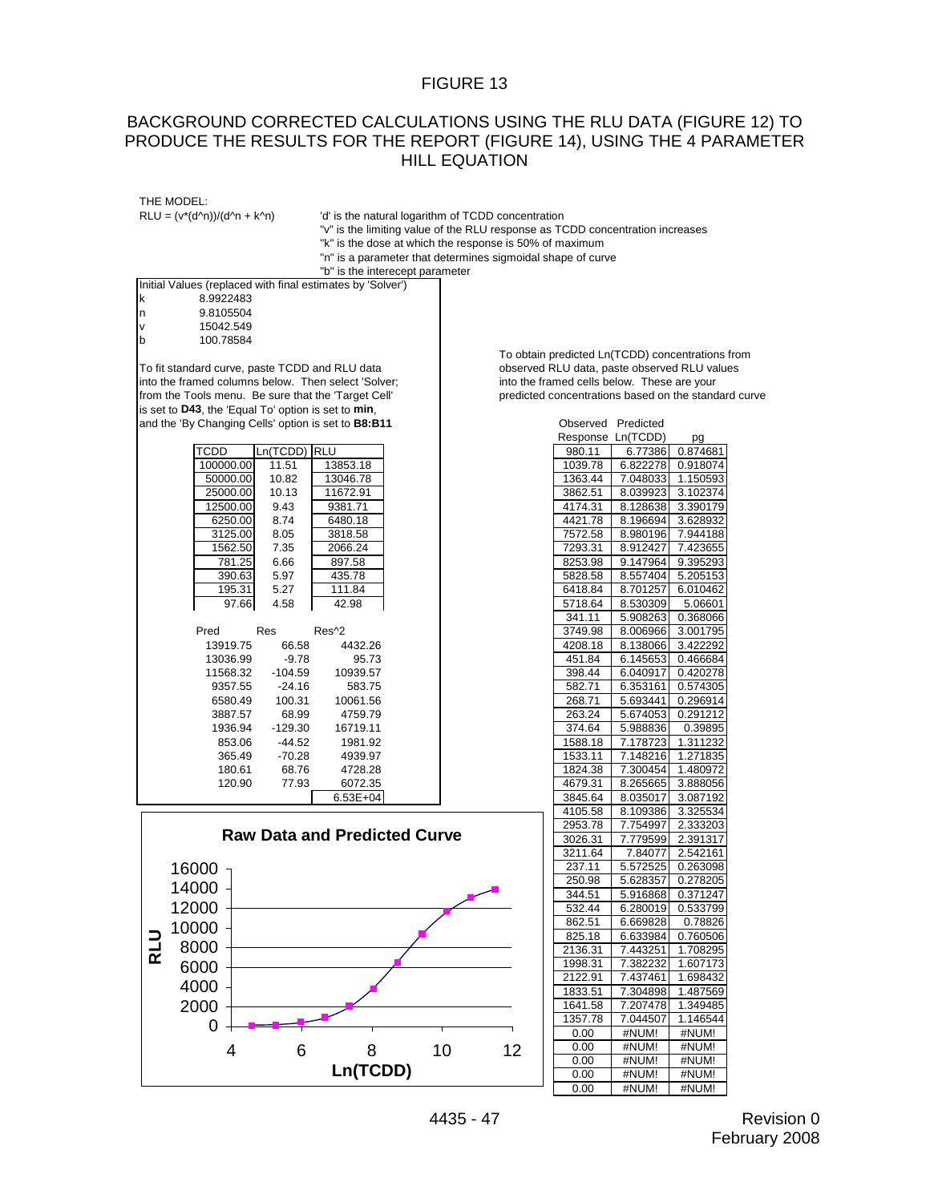# FIGURE 13

## BACKGROUND CORRECTED CALCULATIONS USING THE RLU DATA (FIGURE 12) TO PRODUCE THE RESULTS FOR THE REPORT (FIGURE 14), USING THE 4 PARAMETER HILL EQUATION

THE MODEL:

RLU = (v*(d^n))/(d^n + k^n)

'd' is the natural logarithm of TCDD concentration
"v" is the limiting value of the RLU response as TCDD concentration increases
"k" is the dose at which the response is 50% of maximum
"n" is a parameter that determines sigmoidal shape of curve
"b" is the interecept parameter

Initial Values (replaced with final estimates by 'Solver')

| | |
|---|---|
| k | 8.9922483 |
| n | 9.8105504 |
| v | 15042.549 |
| b | 100.78584 |

To fit standard curve, paste TCDD and RLU data into the framed columns below. Then select 'Solver; from the Tools menu. Be sure that the 'Target Cell' is set to **D43**, the 'Equal To' option is set to **min**, and the 'By Changing Cells' option is set to **B8:B11**

| TCDD | Ln(TCDD) | RLU |
|---|---|---|
| 100000.00 | 11.51 | 13853.18 |
| 50000.00 | 10.82 | 13046.78 |
| 25000.00 | 10.13 | 11672.91 |
| 12500.00 | 9.43 | 9381.71 |
| 6250.00 | 8.74 | 6480.18 |
| 3125.00 | 8.05 | 3818.58 |
| 1562.50 | 7.35 | 2066.24 |
| 781.25 | 6.66 | 897.58 |
| 390.63 | 5.97 | 435.78 |
| 195.31 | 5.27 | 111.84 |
| 97.66 | 4.58 | 42.98 |

| Pred | Res | Res^2 |
|---|---|---|
| 13919.75 | 66.58 | 4432.26 |
| 13036.99 | -9.78 | 95.73 |
| 11568.32 | -104.59 | 10939.57 |
| 9357.55 | -24.16 | 583.75 |
| 6580.49 | 100.31 | 10061.56 |
| 3887.57 | 68.99 | 4759.79 |
| 1936.94 | -129.30 | 16719.11 |
| 853.06 | -44.52 | 1981.92 |
| 365.49 | -70.28 | 4939.97 |
| 180.61 | 68.76 | 4728.28 |
| 120.90 | 77.93 | 6072.35 |
| | | 6.53E+04 |

**Raw Data and Predicted Curve**

(Chart: RLU versus Ln(TCDD))

To obtain predicted Ln(TCDD) concentrations from observed RLU data, paste observed RLU values into the framed cells below. These are your predicted concentrations based on the standard curve

| Observed Response | Predicted Ln(TCDD) | pg |
|---|---|---|
| 980.11 | 6.77386 | 0.874681 |
| 1039.78 | 6.822278 | 0.918074 |
| 1363.44 | 7.048033 | 1.150593 |
| 3862.51 | 8.039923 | 3.102374 |
| 4174.31 | 8.128638 | 3.390179 |
| 4421.78 | 8.196694 | 3.628932 |
| 7572.58 | 8.980196 | 7.944188 |
| 7293.31 | 8.912427 | 7.423655 |
| 8253.98 | 9.147964 | 9.395293 |
| 5828.58 | 8.557404 | 5.205153 |
| 6418.84 | 8.701257 | 6.010462 |
| 5718.64 | 8.530309 | 5.06601 |
| 341.11 | 5.908263 | 0.368066 |
| 3749.98 | 8.006966 | 3.001795 |
| 4208.18 | 8.138066 | 3.422292 |
| 451.84 | 6.145653 | 0.466684 |
| 398.44 | 6.040917 | 0.420278 |
| 582.71 | 6.353161 | 0.574305 |
| 268.71 | 5.693441 | 0.296914 |
| 263.24 | 5.674053 | 0.291212 |
| 374.64 | 5.988836 | 0.39895 |
| 1588.18 | 7.178723 | 1.311232 |
| 1533.11 | 7.148216 | 1.271835 |
| 1824.38 | 7.300454 | 1.480972 |
| 4679.31 | 8.265665 | 3.888056 |
| 3845.64 | 8.035017 | 3.087192 |
| 4105.58 | 8.109386 | 3.325534 |
| 2953.78 | 7.754997 | 2.333203 |
| 3026.31 | 7.779599 | 2.391317 |
| 3211.64 | 7.84077 | 2.542161 |
| 237.11 | 5.572525 | 0.263098 |
| 250.98 | 5.628357 | 0.278205 |
| 344.51 | 5.916868 | 0.371247 |
| 532.44 | 6.280019 | 0.533799 |
| 862.51 | 6.669828 | 0.78826 |
| 825.18 | 6.633984 | 0.760506 |
| 2136.31 | 7.443251 | 1.708295 |
| 1998.31 | 7.382232 | 1.607173 |
| 2122.91 | 7.437461 | 1.698432 |
| 1833.51 | 7.304898 | 1.487569 |
| 1641.58 | 7.207478 | 1.349485 |
| 1357.78 | 7.044507 | 1.146544 |
| 0.00 | #NUM! | #NUM! |
| 0.00 | #NUM! | #NUM! |
| 0.00 | #NUM! | #NUM! |
| 0.00 | #NUM! | #NUM! |
| 0.00 | #NUM! | #NUM! |

Revision 0
February 2008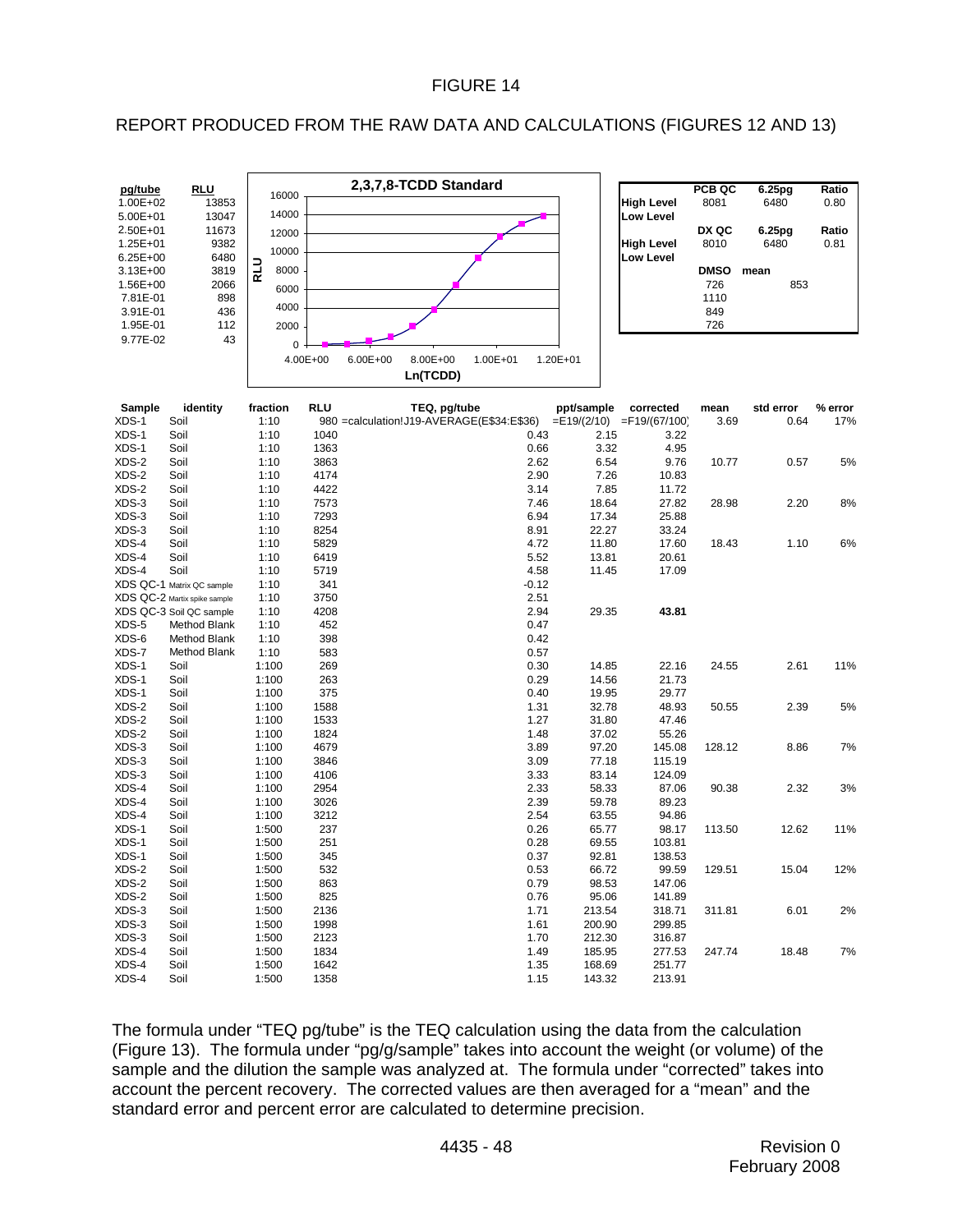FIGURE 14

REPORT PRODUCED FROM THE RAW DATA AND CALCULATIONS (FIGURES 12 AND 13)

| pg/tube | RLU |
|---|---|
| 1.00E+02 | 13853 |
| 5.00E+01 | 13047 |
| 2.50E+01 | 11673 |
| 1.25E+01 | 9382 |
| 6.25E+00 | 6480 |
| 3.13E+00 | 3819 |
| 1.56E+00 | 2066 |
| 7.81E-01 | 898 |
| 3.91E-01 | 436 |
| 1.95E-01 | 112 |
| 9.77E-02 | 43 |

2,3,7,8-TCDD Standard (RLU vs. Ln(TCDD))

| | PCB QC | 6.25pg | Ratio |
|---|---|---|---|
| High Level | 8081 | 6480 | 0.80 |
| Low Level | | | |
| | **DX QC** | **6.25pg** | **Ratio** |
| High Level | 8010 | 6480 | 0.81 |
| Low Level | | | |
| | **DMSO** | **mean** | |
| | 726 | 853 | |
| | 1110 | | |
| | 849 | | |
| | 726 | | |

| Sample | identity | fraction | RLU | TEQ, pg/tube | ppt/sample | corrected | mean | std error | % error |
|---|---|---|---|---|---|---|---|---|---|
| XDS-1 | Soil | 1:10 | 980 | =calculation!J19-AVERAGE(E$34:E$36) | =E19/(2/10) | =F19/(67/100) | 3.69 | 0.64 | 17% |
| XDS-1 | Soil | 1:10 | 1040 | 0.43 | 2.15 | 3.22 | | | |
| XDS-1 | Soil | 1:10 | 1363 | 0.66 | 3.32 | 4.95 | | | |
| XDS-2 | Soil | 1:10 | 3863 | 2.62 | 6.54 | 9.76 | 10.77 | 0.57 | 5% |
| XDS-2 | Soil | 1:10 | 4174 | 2.90 | 7.26 | 10.83 | | | |
| XDS-2 | Soil | 1:10 | 4422 | 3.14 | 7.85 | 11.72 | | | |
| XDS-3 | Soil | 1:10 | 7573 | 7.46 | 18.64 | 27.82 | 28.98 | 2.20 | 8% |
| XDS-3 | Soil | 1:10 | 7293 | 6.94 | 17.34 | 25.88 | | | |
| XDS-3 | Soil | 1:10 | 8254 | 8.91 | 22.27 | 33.24 | | | |
| XDS-4 | Soil | 1:10 | 5829 | 4.72 | 11.80 | 17.60 | 18.43 | 1.10 | 6% |
| XDS-4 | Soil | 1:10 | 6419 | 5.52 | 13.81 | 20.61 | | | |
| XDS-4 | Soil | 1:10 | 5719 | 4.58 | 11.45 | 17.09 | | | |
| XDS QC-1 | Matrix QC sample | 1:10 | 341 | -0.12 | | | | | |
| XDS QC-2 | Martix spike sample | 1:10 | 3750 | 2.51 | | | | | |
| XDS QC-3 | Soil QC sample | 1:10 | 4208 | 2.94 | 29.35 | **43.81** | | | |
| XDS-5 | Method Blank | 1:10 | 452 | 0.47 | | | | | |
| XDS-6 | Method Blank | 1:10 | 398 | 0.42 | | | | | |
| XDS-7 | Method Blank | 1:10 | 583 | 0.57 | | | | | |
| XDS-1 | Soil | 1:100 | 269 | 0.30 | 14.85 | 22.16 | 24.55 | 2.61 | 11% |
| XDS-1 | Soil | 1:100 | 263 | 0.29 | 14.56 | 21.73 | | | |
| XDS-1 | Soil | 1:100 | 375 | 0.40 | 19.95 | 29.77 | | | |
| XDS-2 | Soil | 1:100 | 1588 | 1.31 | 32.78 | 48.93 | 50.55 | 2.39 | 5% |
| XDS-2 | Soil | 1:100 | 1533 | 1.27 | 31.80 | 47.46 | | | |
| XDS-2 | Soil | 1:100 | 1824 | 1.48 | 37.02 | 55.26 | | | |
| XDS-3 | Soil | 1:100 | 4679 | 3.89 | 97.20 | 145.08 | 128.12 | 8.86 | 7% |
| XDS-3 | Soil | 1:100 | 3846 | 3.09 | 77.18 | 115.19 | | | |
| XDS-3 | Soil | 1:100 | 4106 | 3.33 | 83.14 | 124.09 | | | |
| XDS-4 | Soil | 1:100 | 2954 | 2.33 | 58.33 | 87.06 | 90.38 | 2.32 | 3% |
| XDS-4 | Soil | 1:100 | 3026 | 2.39 | 59.78 | 89.23 | | | |
| XDS-4 | Soil | 1:100 | 3212 | 2.54 | 63.55 | 94.86 | | | |
| XDS-1 | Soil | 1:500 | 237 | 0.26 | 65.77 | 98.17 | 113.50 | 12.62 | 11% |
| XDS-1 | Soil | 1:500 | 251 | 0.28 | 69.55 | 103.81 | | | |
| XDS-1 | Soil | 1:500 | 345 | 0.37 | 92.81 | 138.53 | | | |
| XDS-2 | Soil | 1:500 | 532 | 0.53 | 66.72 | 99.59 | 129.51 | 15.04 | 12% |
| XDS-2 | Soil | 1:500 | 863 | 0.79 | 98.53 | 147.06 | | | |
| XDS-2 | Soil | 1:500 | 825 | 0.76 | 95.06 | 141.89 | | | |
| XDS-3 | Soil | 1:500 | 2136 | 1.71 | 213.54 | 318.71 | 311.81 | 6.01 | 2% |
| XDS-3 | Soil | 1:500 | 1998 | 1.61 | 200.90 | 299.85 | | | |
| XDS-3 | Soil | 1:500 | 2123 | 1.70 | 212.30 | 316.87 | | | |
| XDS-4 | Soil | 1:500 | 1834 | 1.49 | 185.95 | 277.53 | 247.74 | 18.48 | 7% |
| XDS-4 | Soil | 1:500 | 1642 | 1.35 | 168.69 | 251.77 | | | |
| XDS-4 | Soil | 1:500 | 1358 | 1.15 | 143.32 | 213.91 | | | |

The formula under "TEQ pg/tube" is the TEQ calculation using the data from the calculation (Figure 13). The formula under "pg/g/sample" takes into account the weight (or volume) of the sample and the dilution the sample was analyzed at. The formula under "corrected" takes into account the percent recovery. The corrected values are then averaged for a "mean" and the standard error and percent error are calculated to determine precision.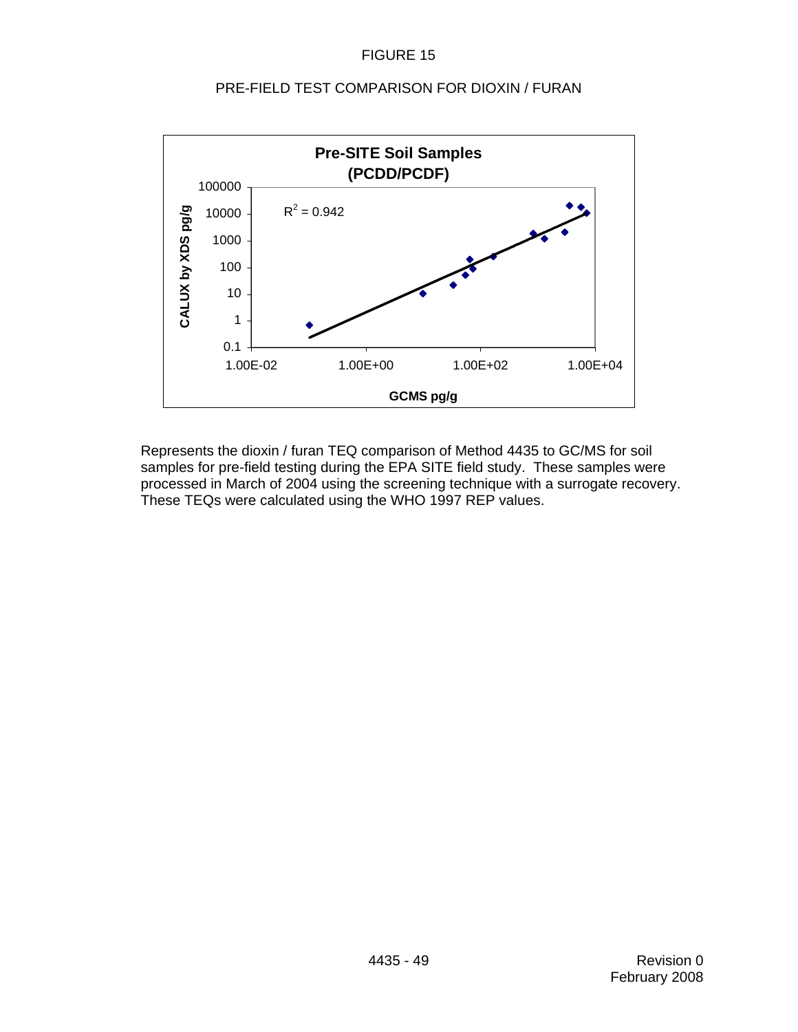FIGURE 15

PRE-FIELD TEST COMPARISON FOR DIOXIN / FURAN

**Pre-SITE Soil Samples (PCDD/PCDF)**

$R^2 = 0.942$

CALUX by XDS pg/g

GCMS pg/g

Represents the dioxin / furan TEQ comparison of Method 4435 to GC/MS for soil samples for pre-field testing during the EPA SITE field study. These samples were processed in March of 2004 using the screening technique with a surrogate recovery. These TEQs were calculated using the WHO 1997 REP values.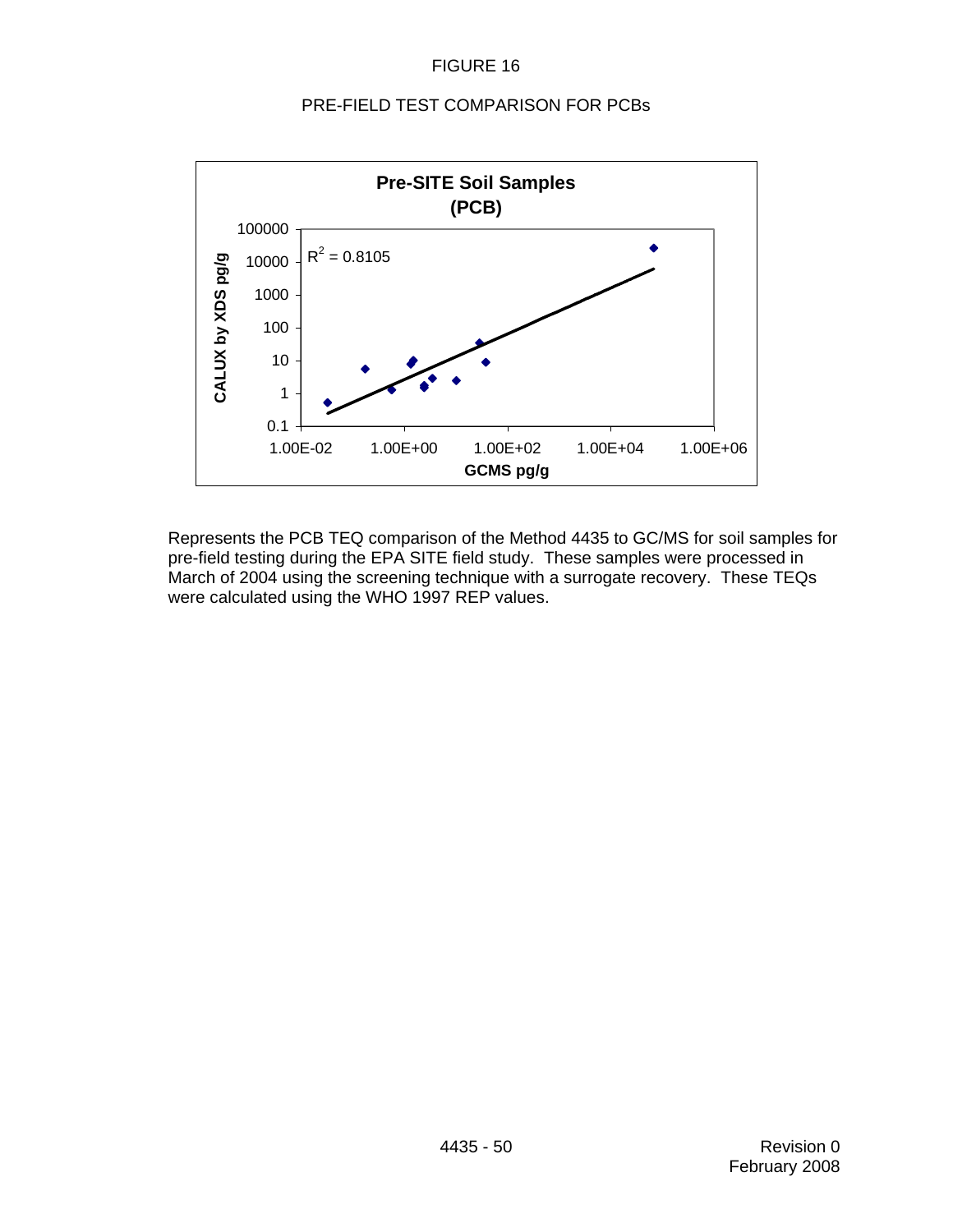FIGURE 16

PRE-FIELD TEST COMPARISON FOR PCBs

**Pre-SITE Soil Samples (PCB)**

$R^2 = 0.8105$

CALUX by XDS pg/g

GCMS pg/g

Represents the PCB TEQ comparison of the Method 4435 to GC/MS for soil samples for pre-field testing during the EPA SITE field study. These samples were processed in March of 2004 using the screening technique with a surrogate recovery. These TEQs were calculated using the WHO 1997 REP values.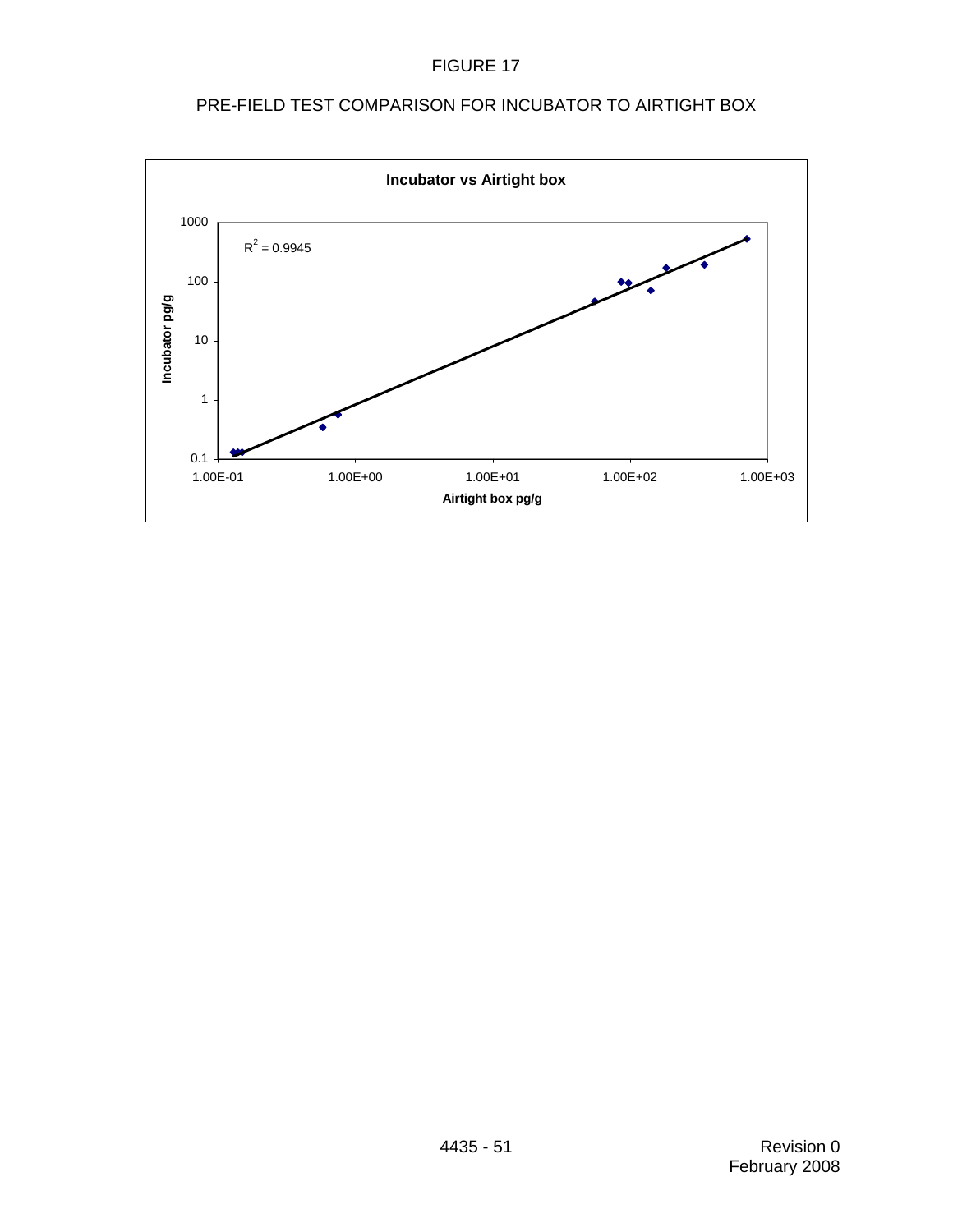FIGURE 17

PRE-FIELD TEST COMPARISON FOR INCUBATOR TO AIRTIGHT BOX

**Incubator vs Airtight box**

$R^2$ = 0.9945

Incubator pg/g

Airtight box pg/g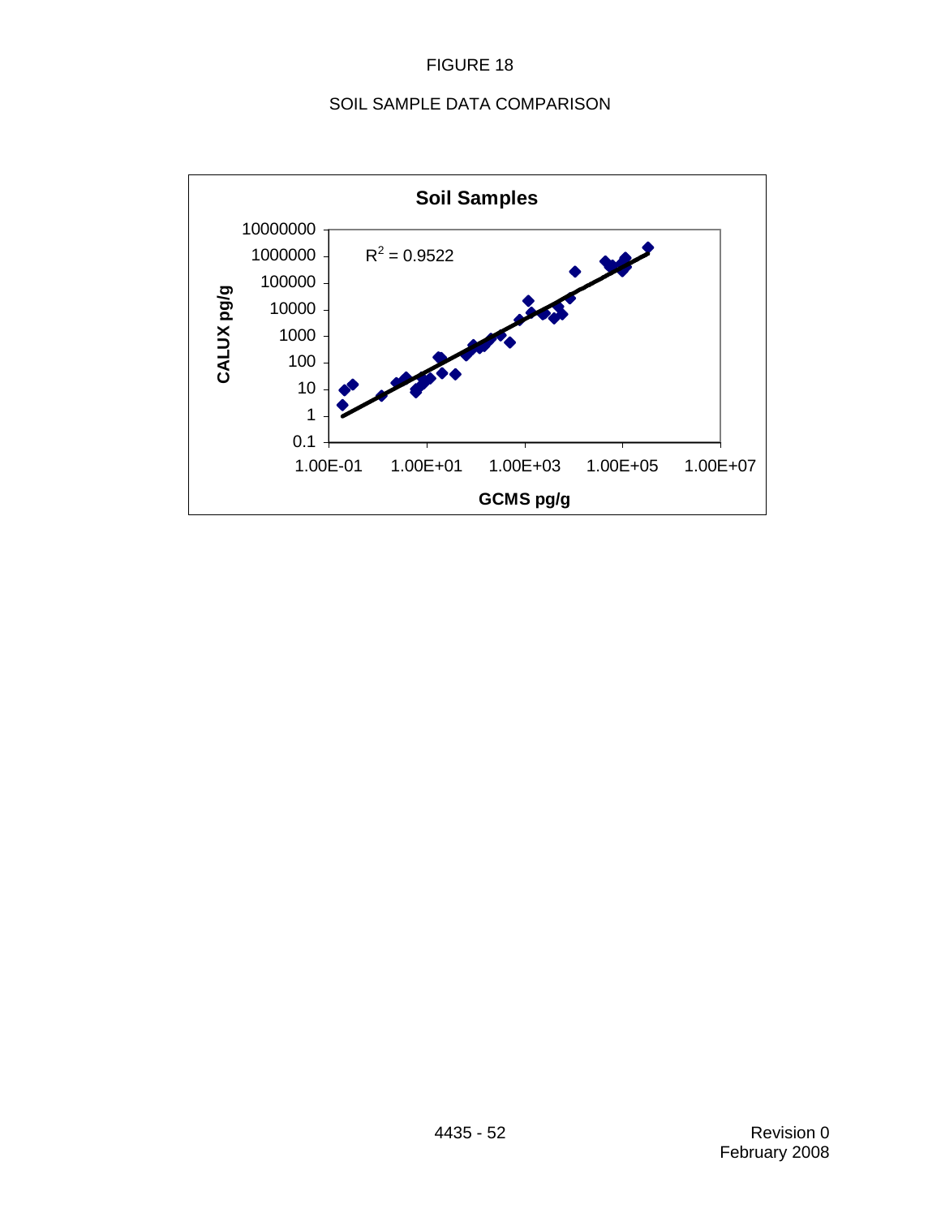FIGURE 18

SOIL SAMPLE DATA COMPARISON

**Soil Samples**

$R^2 = 0.9522$

CALUX pg/g

GCMS pg/g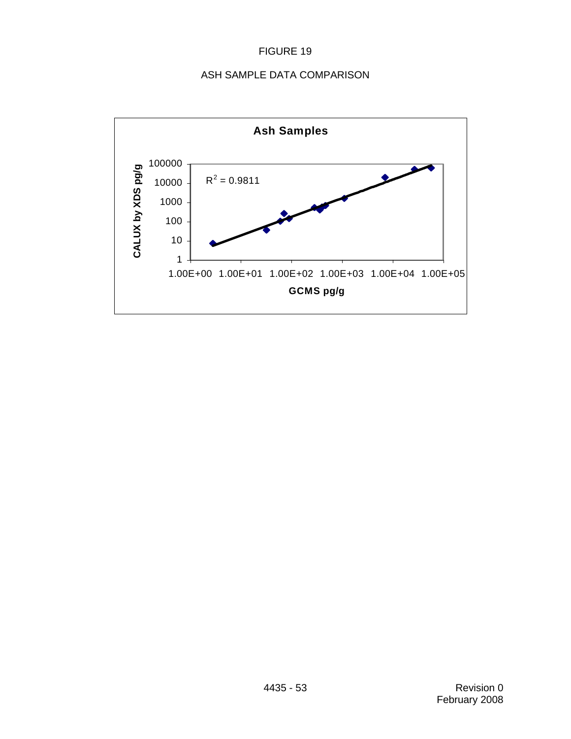FIGURE 19

ASH SAMPLE DATA COMPARISON

**Ash Samples**

$R^2 = 0.9811$

CALUX by XDS pg/g

GCMS pg/g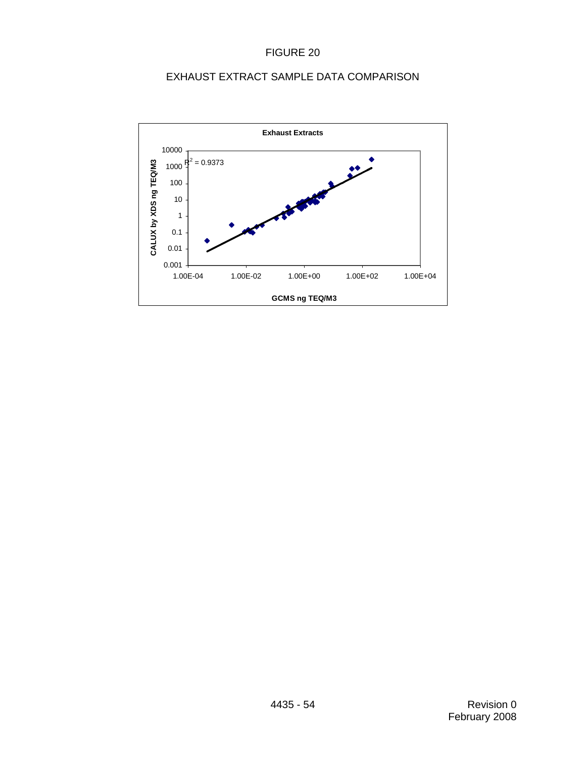# FIGURE 20

## EXHAUST EXTRACT SAMPLE DATA COMPARISON

**Exhaust Extracts**

$R^2 = 0.9373$

CALUX by XDS ng TEQ/M3

GCMS ng TEQ/M3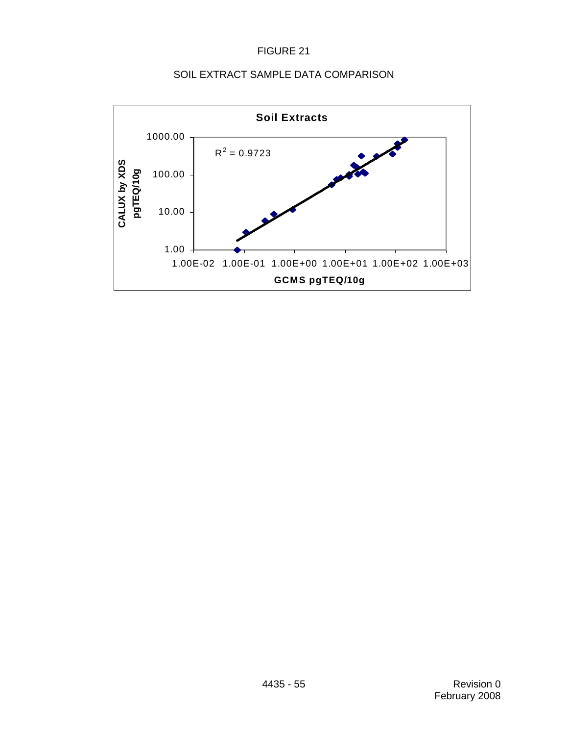FIGURE 21

SOIL EXTRACT SAMPLE DATA COMPARISON

**Soil Extracts**

$R^2 = 0.9723$

CALUX by XDS pgTEQ/10g

GCMS pgTEQ/10g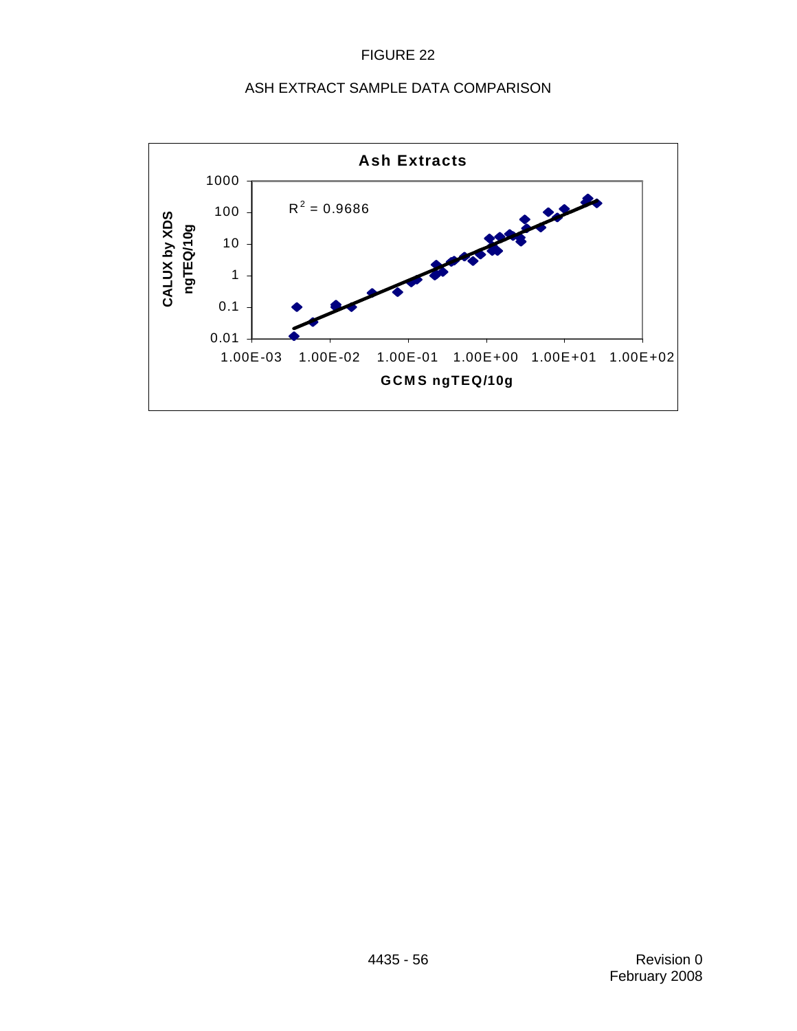FIGURE 22

ASH EXTRACT SAMPLE DATA COMPARISON

**Ash Extracts**

$R^2 = 0.9686$

CALUX by XDS ngTEQ/10g

GCMS ngTEQ/10g

1000, 100, 10, 1, 0.1, 0.01

1.00E-03, 1.00E-02, 1.00E-01, 1.00E+00, 1.00E+01, 1.00E+02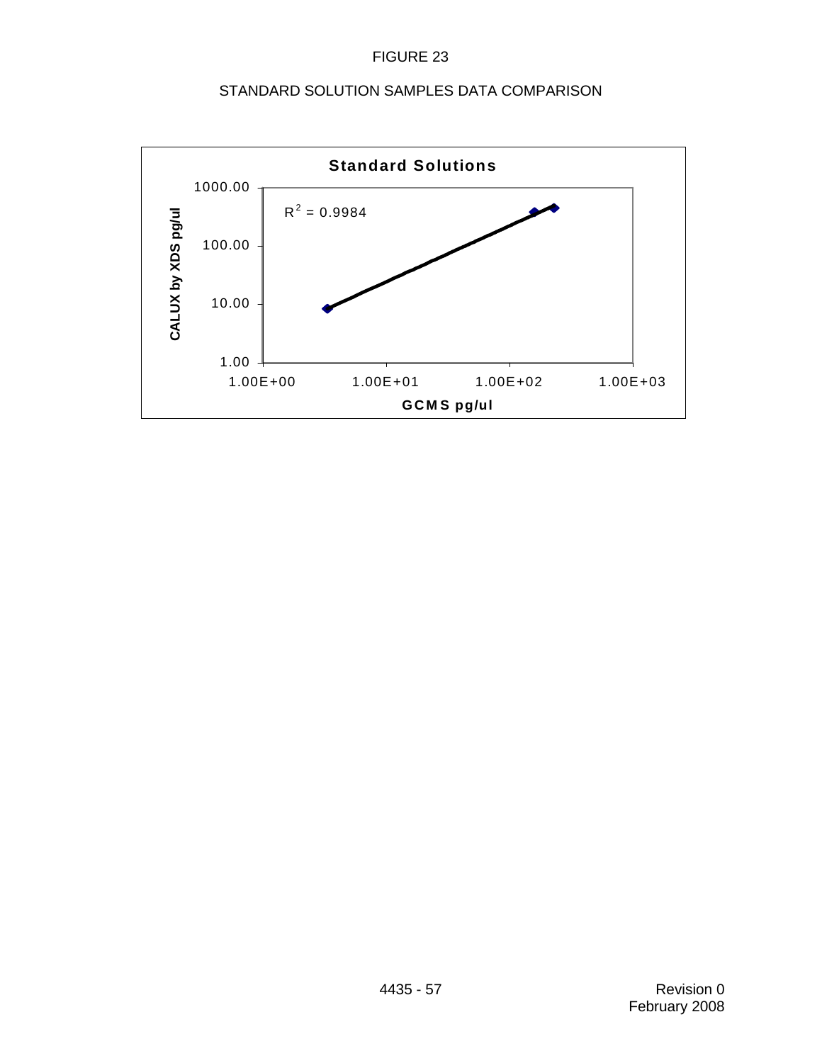FIGURE 23

STANDARD SOLUTION SAMPLES DATA COMPARISON

**Standard Solutions**

$R^2 = 0.9984$

CALUX by XDS pg/ul

1000.00
100.00
10.00
1.00

1.00E+00 1.00E+01 1.00E+02 1.00E+03

GCMS pg/ul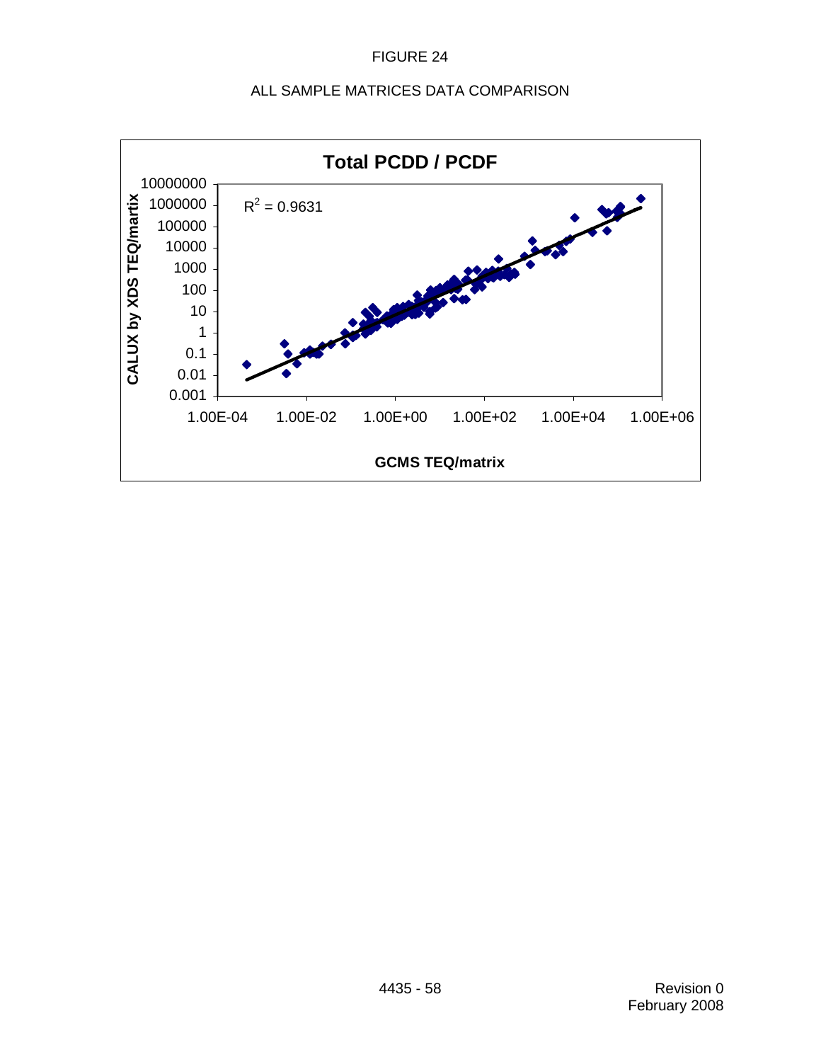FIGURE 24

ALL SAMPLE MATRICES DATA COMPARISON

Total PCDD / PCDF

$R^2 = 0.9631$

CALUX by XDS TEQ/martix

10000000
1000000
100000
10000
1000
100
10
1
0.1
0.01
0.001

1.00E-04
1.00E-02
1.00E+00
1.00E+02
1.00E+04
1.00E+06

GCMS TEQ/matrix